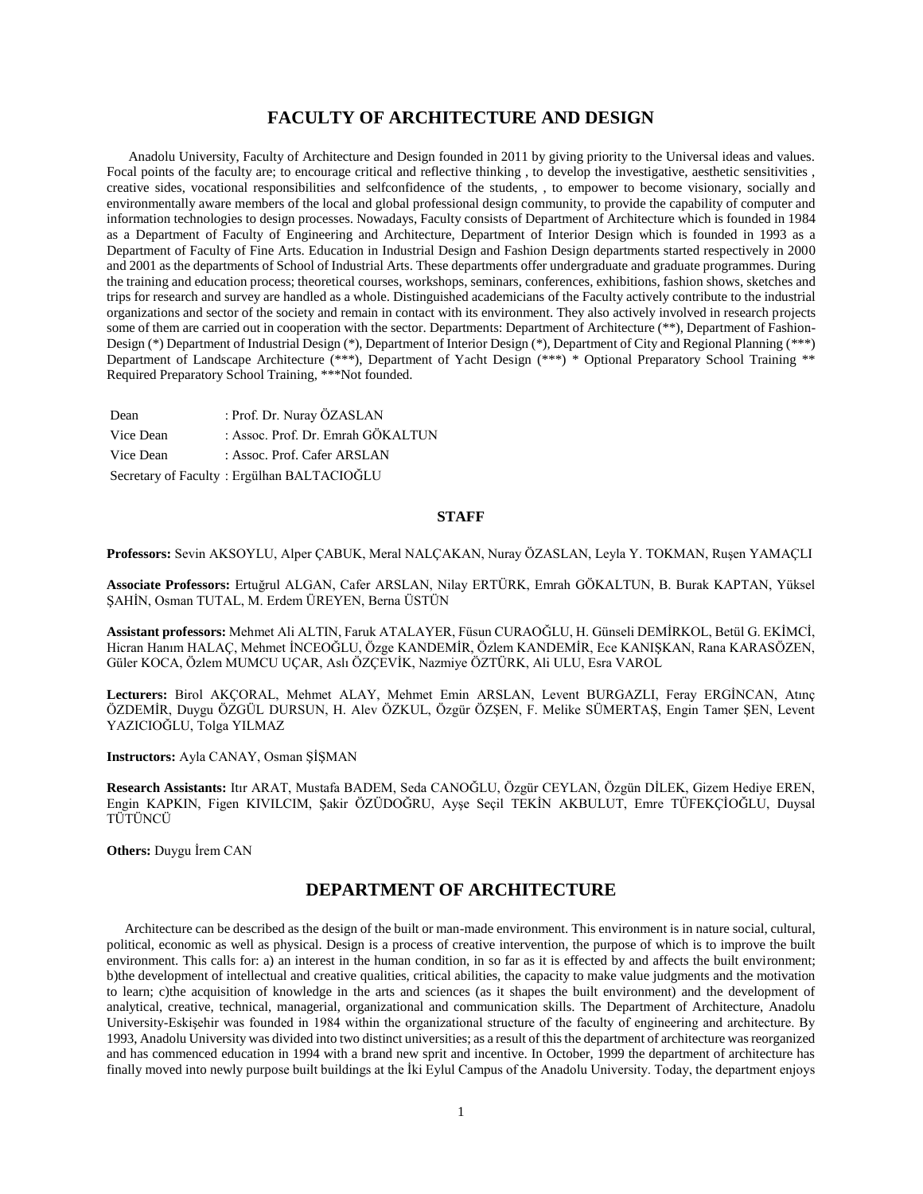# FACULTY OF ARCHITECTURE AND DESIGN

Anadolu University, Faculty of Architecture and Design founded in 2011 by giving priority to the Universal ideas and values. Focal points of the faculty are; to encourage critical and reflective thinking , to develop the investigative, aesthetic sensitivities , creative sides, vocational responsibilities and selfconfidence of the students, , to empower to become visionary, socially and environmentally aware members of the local and global professional design community, to provide the capability of computer and information technologies to design processes. Nowadays, Faculty consists of Department of Architecture which is founded in 1984 as a Department of Faculty of Engineering and Architecture, Department of Interior Design which is founded in 1993 as a Department of Faculty of Fine Arts. Education in Industrial Design and Fashion Design departments started respectively in 2000 and 2001 as the departments of School of Industrial Arts. These departments offer undergraduate and graduate programmes. During the training and education process; theoretical courses, workshops, seminars, conferences, exhibitions, fashion shows, sketches and trips for research and survey are handled as a whole. Distinguished academicians of the Faculty actively contribute to the industrial organizations and sector of the society and remain in contact with its environment. They also actively involved in research projects some of them are carried out in cooperation with the sector. Departments: Department of Architecture (**), Department of Fashion-Design (*) Department of Industrial Design (*), Department of Interior Design (*), Department of City and Regional Planning (***) Department of Landscape Architecture (***), Department of Yacht Design (***) * Optional Preparatory School Training ** Required Preparatory School Training, ***Not founded.

Dean : Prof. Dr. Nuray ÖZASLAN
Vice Dean : Assoc. Prof. Dr. Emrah GÖKALTUN
Vice Dean : Assoc. Prof. Cafer ARSLAN
Secretary of Faculty : Ergülhan BALTACIOĞLU

## STAFF

**Professors:** Sevin AKSOYLU, Alper ÇABUK, Meral NALÇAKAN, Nuray ÖZASLAN, Leyla Y. TOKMAN, Ruşen YAMAÇLI

**Associate Professors:** Ertuğrul ALGAN, Cafer ARSLAN, Nilay ERTÜRK, Emrah GÖKALTUN, B. Burak KAPTAN, Yüksel ŞAHİN, Osman TUTAL, M. Erdem ÜREYEN, Berna ÜSTÜN

**Assistant professors:** Mehmet Ali ALTIN, Faruk ATALAYER, Füsun CURAOĞLU, H. Günseli DEMİRKOL, Betül G. EKİMCİ, Hicran Hanım HALAÇ, Mehmet İNCEOĞLU, Özge KANDEMİR, Özlem KANDEMİR, Ece KANIŞKAN, Rana KARASÖZEN, Güler KOCA, Özlem MUMCU UÇAR, Aslı ÖZÇEVİK, Nazmiye ÖZTÜRK, Ali ULU, Esra VAROL

**Lecturers:** Birol AKÇORAL, Mehmet ALAY, Mehmet Emin ARSLAN, Levent BURGAZLI, Feray ERGİNCAN, Atınç ÖZDEMİR, Duygu ÖZGÜL DURSUN, H. Alev ÖZKUL, Özgür ÖZŞEN, F. Melike SÜMERTAŞ, Engin Tamer ŞEN, Levent YAZICIOĞLU, Tolga YILMAZ

**Instructors:** Ayla CANAY, Osman ŞİŞMAN

**Research Assistants:** Itır ARAT, Mustafa BADEM, Seda CANOĞLU, Özgür CEYLAN, Özgün DİLEK, Gizem Hediye EREN, Engin KAPKIN, Figen KIVILCIM, Şakir ÖZÜDOĞRU, Ayşe Seçil TEKİN AKBULUT, Emre TÜFEKÇİOĞLU, Duysal TÜTÜNCÜ

**Others:** Duygu İrem CAN

# DEPARTMENT OF ARCHITECTURE

Architecture can be described as the design of the built or man-made environment. This environment is in nature social, cultural, political, economic as well as physical. Design is a process of creative intervention, the purpose of which is to improve the built environment. This calls for: a) an interest in the human condition, in so far as it is effected by and affects the built environment; b)the development of intellectual and creative qualities, critical abilities, the capacity to make value judgments and the motivation to learn; c)the acquisition of knowledge in the arts and sciences (as it shapes the built environment) and the development of analytical, creative, technical, managerial, organizational and communication skills. The Department of Architecture, Anadolu University-Eskişehir was founded in 1984 within the organizational structure of the faculty of engineering and architecture. By 1993, Anadolu University was divided into two distinct universities; as a result of this the department of architecture was reorganized and has commenced education in 1994 with a brand new sprit and incentive. In October, 1999 the department of architecture has finally moved into newly purpose built buildings at the İki Eylul Campus of the Anadolu University. Today, the department enjoys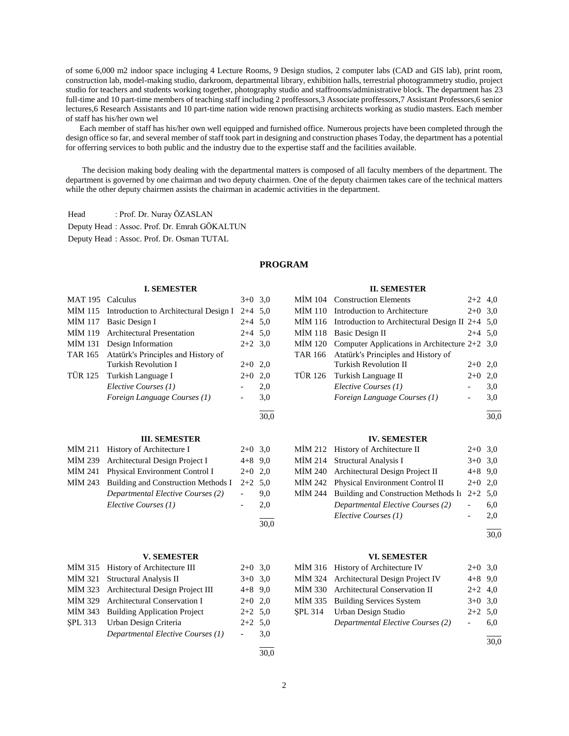of some 6,000 m2 indoor space incluging 4 Lecture Rooms, 9 Design studios, 2 computer labs (CAD and GIS lab), print room, construction lab, model-making studio, darkroom, departmental library, exhibition halls, terrestrial photogrammetry studio, project studio for teachers and students working together, photography studio and staffrooms/administrative block. The department has 23 full-time and 10 part-time members of teaching staff including 2 proffessors,3 Associate proffessors,7 Assistant Professors,6 senior lectures,6 Research Assistants and 10 part-time nation wide renown practising architects working as studio masters. Each member of staff has his/her own wel

Each member of staff has his/her own well equipped and furnished office. Numerous projects have been completed through the design office so far, and several member of staff took part in designing and construction phases Today, the department has a potential for offerring services to both public and the industry due to the expertise staff and the facilities available.

The decision making body dealing with the departmental matters is composed of all faculty members of the department. The department is governed by one chairman and two deputy chairmen. One of the deputy chairmen takes care of the technical matters while the other deputy chairmen assists the chairman in academic activities in the department.

Head : Prof. Dr. Nuray ÖZASLAN
Deputy Head : Assoc. Prof. Dr. Emrah GÖKALTUN
Deputy Head : Assoc. Prof. Dr. Osman TUTAL

## PROGRAM

### I. SEMESTER

| Code | Course | Hours | Credit |
|---|---|---|---|
| MAT 195 | Calculus | 3+0 | 3,0 |
| MİM 115 | Introduction to Architectural Design I | 2+4 | 5,0 |
| MİM 117 | Basic Design I | 2+4 | 5,0 |
| MİM 119 | Architectural Presentation | 2+4 | 5,0 |
| MİM 131 | Design Information | 2+2 | 3,0 |
| TAR 165 | Atatürk's Principles and History of Turkish Revolution I | 2+0 | 2,0 |
| TÜR 125 | Turkish Language I | 2+0 | 2,0 |
| | *Elective Courses (1)* | - | 2,0 |
| | *Foreign Language Courses (1)* | - | 3,0 |
| | | | 30,0 |

### II. SEMESTER

| Code | Course | Hours | Credit |
|---|---|---|---|
| MİM 104 | Construction Elements | 2+2 | 4,0 |
| MİM 110 | Introduction to Architecture | 2+0 | 3,0 |
| MİM 116 | Introduction to Architectural Design II | 2+4 | 5,0 |
| MİM 118 | Basic Design II | 2+4 | 5,0 |
| MİM 120 | Computer Applications in Architecture | 2+2 | 3,0 |
| TAR 166 | Atatürk's Principles and History of Turkish Revolution II | 2+0 | 2,0 |
| TÜR 126 | Turkish Language II | 2+0 | 2,0 |
| | *Elective Courses (1)* | - | 3,0 |
| | *Foreign Language Courses (1)* | - | 3,0 |
| | | | 30,0 |

### III. SEMESTER

| Code | Course | Hours | Credit |
|---|---|---|---|
| MİM 211 | History of Architecture I | 2+0 | 3,0 |
| MİM 239 | Architectural Design Project I | 4+8 | 9,0 |
| MİM 241 | Physical Environment Control I | 2+0 | 2,0 |
| MİM 243 | Building and Construction Methods I | 2+2 | 5,0 |
| | *Departmental Elective Courses (2)* | - | 9,0 |
| | *Elective Courses (1)* | - | 2,0 |
| | | | 30,0 |

### IV. SEMESTER

| Code | Course | Hours | Credit |
|---|---|---|---|
| MİM 212 | History of Architecture II | 2+0 | 3,0 |
| MİM 214 | Structural Analysis I | 3+0 | 3,0 |
| MİM 240 | Architectural Design Project II | 4+8 | 9,0 |
| MİM 242 | Physical Environment Control II | 2+0 | 2,0 |
| MİM 244 | Building and Construction Methods Iı | 2+2 | 5,0 |
| | *Departmental Elective Courses (2)* | - | 6,0 |
| | *Elective Courses (1)* | - | 2,0 |
| | | | 30,0 |

### V. SEMESTER

| Code | Course | Hours | Credit |
|---|---|---|---|
| MİM 315 | History of Architecture III | 2+0 | 3,0 |
| MİM 321 | Structural Analysis II | 3+0 | 3,0 |
| MİM 323 | Architectural Design Project III | 4+8 | 9,0 |
| MİM 329 | Architectural Conservation I | 2+0 | 2,0 |
| MİM 343 | Building Application Project | 2+2 | 5,0 |
| ŞPL 313 | Urban Design Criteria | 2+2 | 5,0 |
| | *Departmental Elective Courses (1)* | - | 3,0 |
| | | | 30,0 |

### VI. SEMESTER

| Code | Course | Hours | Credit |
|---|---|---|---|
| MİM 316 | History of Architecture IV | 2+0 | 3,0 |
| MİM 324 | Architectural Design Project IV | 4+8 | 9,0 |
| MİM 330 | Architectural Conservation II | 2+2 | 4,0 |
| MİM 335 | Building Services System | 3+0 | 3,0 |
| ŞPL 314 | Urban Design Studio | 2+2 | 5,0 |
| | *Departmental Elective Courses (2)* | - | 6,0 |
| | | | 30,0 |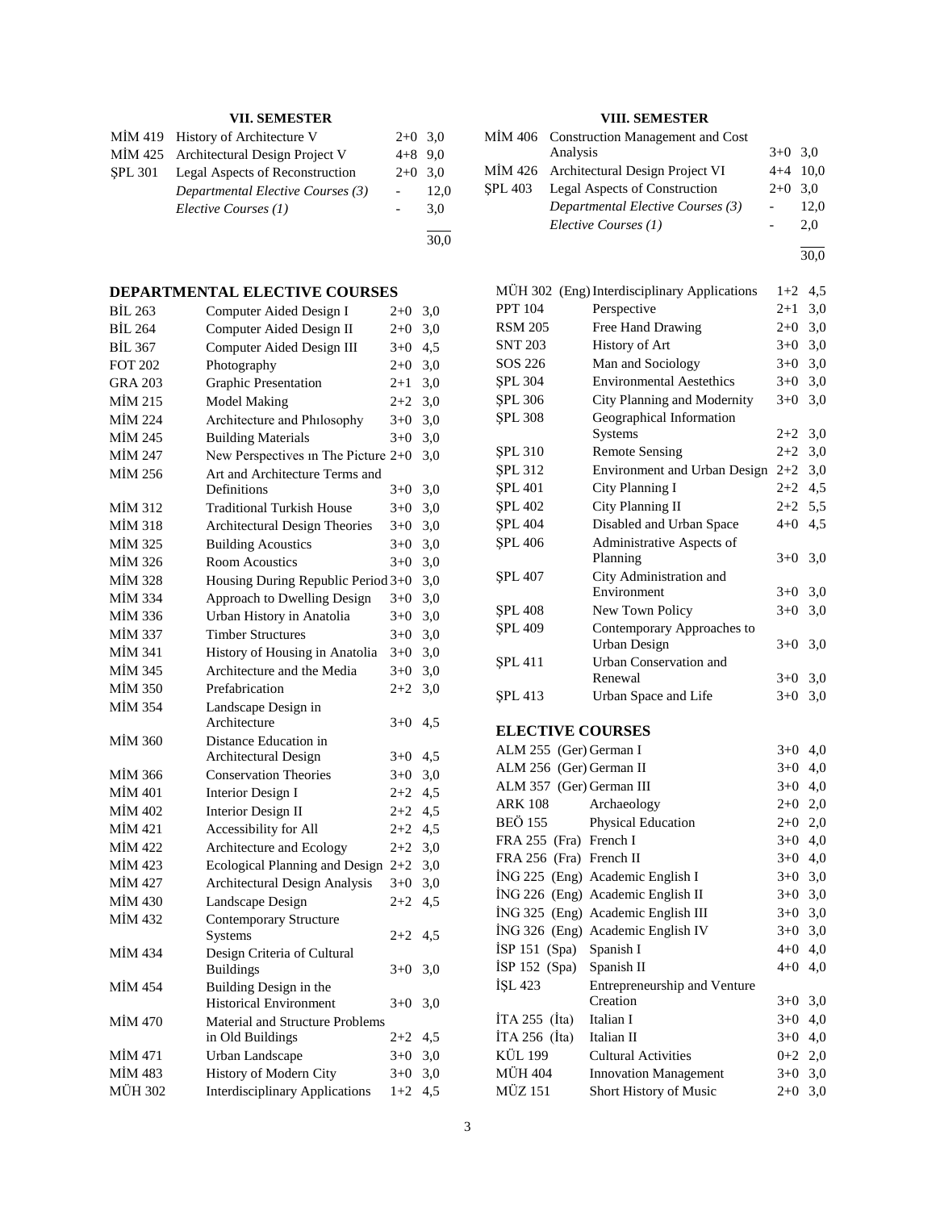## VII. SEMESTER

| | | | |
|---|---|---|---|
| MİM 419 | History of Architecture V | 2+0 | 3,0 |
| MİM 425 | Architectural Design Project V | 4+8 | 9,0 |
| ŞPL 301 | Legal Aspects of Reconstruction | 2+0 | 3,0 |
| | *Departmental Elective Courses (3)* | - | 12,0 |
| | *Elective Courses (1)* | - | 3,0 |
| | | | 30,0 |

## VIII. SEMESTER

| | | | |
|---|---|---|---|
| MİM 406 | Construction Management and Cost Analysis | 3+0 | 3,0 |
| MİM 426 | Architectural Design Project VI | 4+4 | 10,0 |
| ŞPL 403 | Legal Aspects of Construction | 2+0 | 3,0 |
| | *Departmental Elective Courses (3)* | - | 12,0 |
| | *Elective Courses (1)* | - | 2,0 |
| | | | 30,0 |

## DEPARTMENTAL ELECTIVE COURSES

| | | | |
|---|---|---|---|
| BİL 263 | Computer Aided Design I | 2+0 | 3,0 |
| BİL 264 | Computer Aided Design II | 2+0 | 3,0 |
| BİL 367 | Computer Aided Design III | 3+0 | 4,5 |
| FOT 202 | Photography | 2+0 | 3,0 |
| GRA 203 | Graphic Presentation | 2+1 | 3,0 |
| MİM 215 | Model Making | 2+2 | 3,0 |
| MİM 224 | Architecture and Phılosophy | 3+0 | 3,0 |
| MİM 245 | Building Materials | 3+0 | 3,0 |
| MİM 247 | New Perspectives ın The Picture | 2+0 | 3,0 |
| MİM 256 | Art and Architecture Terms and Definitions | 3+0 | 3,0 |
| MİM 312 | Traditional Turkish House | 3+0 | 3,0 |
| MİM 318 | Architectural Design Theories | 3+0 | 3,0 |
| MİM 325 | Building Acoustics | 3+0 | 3,0 |
| MİM 326 | Room Acoustics | 3+0 | 3,0 |
| MİM 328 | Housing During Republic Period | 3+0 | 3,0 |
| MİM 334 | Approach to Dwelling Design | 3+0 | 3,0 |
| MİM 336 | Urban History in Anatolia | 3+0 | 3,0 |
| MİM 337 | Timber Structures | 3+0 | 3,0 |
| MİM 341 | History of Housing in Anatolia | 3+0 | 3,0 |
| MİM 345 | Architecture and the Media | 3+0 | 3,0 |
| MİM 350 | Prefabrication | 2+2 | 3,0 |
| MİM 354 | Landscape Design in Architecture | 3+0 | 4,5 |
| MİM 360 | Distance Education in Architectural Design | 3+0 | 4,5 |
| MİM 366 | Conservation Theories | 3+0 | 3,0 |
| MİM 401 | Interior Design I | 2+2 | 4,5 |
| MİM 402 | Interior Design II | 2+2 | 4,5 |
| MİM 421 | Accessibility for All | 2+2 | 4,5 |
| MİM 422 | Architecture and Ecology | 2+2 | 3,0 |
| MİM 423 | Ecological Planning and Design | 2+2 | 3,0 |
| MİM 427 | Architectural Design Analysis | 3+0 | 3,0 |
| MİM 430 | Landscape Design | 2+2 | 4,5 |
| MİM 432 | Contemporary Structure Systems | 2+2 | 4,5 |
| MİM 434 | Design Criteria of Cultural Buildings | 3+0 | 3,0 |
| MİM 454 | Building Design in the Historical Environment | 3+0 | 3,0 |
| MİM 470 | Material and Structure Problems in Old Buildings | 2+2 | 4,5 |
| MİM 471 | Urban Landscape | 3+0 | 3,0 |
| MİM 483 | History of Modern City | 3+0 | 3,0 |
| MÜH 302 | Interdisciplinary Applications | 1+2 | 4,5 |
| MÜH 302 (Eng) | Interdisciplinary Applications | 1+2 | 4,5 |
| PPT 104 | Perspective | 2+1 | 3,0 |
| RSM 205 | Free Hand Drawing | 2+0 | 3,0 |
| SNT 203 | History of Art | 3+0 | 3,0 |
| SOS 226 | Man and Sociology | 3+0 | 3,0 |
| ŞPL 304 | Environmental Aestethics | 3+0 | 3,0 |
| ŞPL 306 | City Planning and Modernity | 3+0 | 3,0 |
| ŞPL 308 | Geographical Information Systems | 2+2 | 3,0 |
| ŞPL 310 | Remote Sensing | 2+2 | 3,0 |
| ŞPL 312 | Environment and Urban Design | 2+2 | 3,0 |
| ŞPL 401 | City Planning I | 2+2 | 4,5 |
| ŞPL 402 | City Planning II | 2+2 | 5,5 |
| ŞPL 404 | Disabled and Urban Space | 4+0 | 4,5 |
| ŞPL 406 | Administrative Aspects of Planning | 3+0 | 3,0 |
| ŞPL 407 | City Administration and Environment | 3+0 | 3,0 |
| ŞPL 408 | New Town Policy | 3+0 | 3,0 |
| ŞPL 409 | Contemporary Approaches to Urban Design | 3+0 | 3,0 |
| ŞPL 411 | Urban Conservation and Renewal | 3+0 | 3,0 |
| ŞPL 413 | Urban Space and Life | 3+0 | 3,0 |

## ELECTIVE COURSES

| | | | |
|---|---|---|---|
| ALM 255 (Ger) | German I | 3+0 | 4,0 |
| ALM 256 (Ger) | German II | 3+0 | 4,0 |
| ALM 357 (Ger) | German III | 3+0 | 4,0 |
| ARK 108 | Archaeology | 2+0 | 2,0 |
| BEÖ 155 | Physical Education | 2+0 | 2,0 |
| FRA 255 (Fra) | French I | 3+0 | 4,0 |
| FRA 256 (Fra) | French II | 3+0 | 4,0 |
| İNG 225 (Eng) | Academic English I | 3+0 | 3,0 |
| İNG 226 (Eng) | Academic English II | 3+0 | 3,0 |
| İNG 325 (Eng) | Academic English III | 3+0 | 3,0 |
| İNG 326 (Eng) | Academic English IV | 3+0 | 3,0 |
| İSP 151 (Spa) | Spanish I | 4+0 | 4,0 |
| İSP 152 (Spa) | Spanish II | 4+0 | 4,0 |
| İŞL 423 | Entrepreneurship and Venture Creation | 3+0 | 3,0 |
| İTA 255 (İta) | Italian I | 3+0 | 4,0 |
| İTA 256 (İta) | Italian II | 3+0 | 4,0 |
| KÜL 199 | Cultural Activities | 0+2 | 2,0 |
| MÜH 404 | Innovation Management | 3+0 | 3,0 |
| MÜZ 151 | Short History of Music | 2+0 | 3,0 |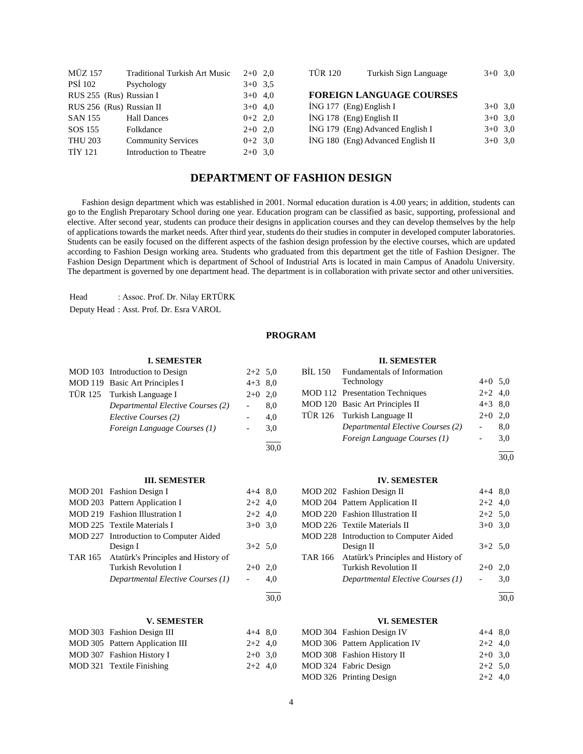| | | | |
|---|---|---|---|
| MÜZ 157 | Traditional Turkish Art Music | 2+0 | 2,0 |
| PSİ 102 | Psychology | 3+0 | 3,5 |
| RUS 255 (Rus) | Russian I | 3+0 | 4,0 |
| RUS 256 (Rus) | Russian II | 3+0 | 4,0 |
| SAN 155 | Hall Dances | 0+2 | 2,0 |
| SOS 155 | Folkdance | 2+0 | 2,0 |
| THU 203 | Community Services | 0+2 | 3,0 |
| TİY 121 | Introduction to Theatre | 2+0 | 3,0 |
| TÜR 120 | Turkish Sign Language | 3+0 | 3,0 |

**FOREIGN LANGUAGE COURSES**

| | | | |
|---|---|---|---|
| İNG 177 (Eng) | English I | 3+0 | 3,0 |
| İNG 178 (Eng) | English II | 3+0 | 3,0 |
| İNG 179 (Eng) | Advanced English I | 3+0 | 3,0 |
| İNG 180 (Eng) | Advanced English II | 3+0 | 3,0 |

## DEPARTMENT OF FASHION DESIGN

Fashion design department which was established in 2001. Normal education duration is 4.00 years; in addition, students can go to the English Preparotary School during one year. Education program can be classified as basic, supporting, professional and elective. After second year, students can produce their designs in application courses and they can develop themselves by the help of applications towards the market needs. After third year, students do their studies in computer in developed computer laboratories. Students can be easily focused on the different aspects of the fashion design profession by the elective courses, which are updated according to Fashion Design working area. Students who graduated from this department get the title of Fashion Designer. The Fashion Design Department which is department of School of Industrial Arts is located in main Campus of Anadolu University. The department is governed by one department head. The department is in collaboration with private sector and other universities.

Head : Assoc. Prof. Dr. Nilay ERTÜRK

Deputy Head : Asst. Prof. Dr. Esra VAROL

### PROGRAM

**I. SEMESTER**

| | | | |
|---|---|---|---|
| MOD 103 | Introduction to Design | 2+2 | 5,0 |
| MOD 119 | Basic Art Principles I | 4+3 | 8,0 |
| TÜR 125 | Turkish Language I | 2+0 | 2,0 |
| | *Departmental Elective Courses (2)* | - | 8,0 |
| | *Elective Courses (2)* | - | 4,0 |
| | *Foreign Language Courses (1)* | - | 3,0 |
| | | | 30,0 |

**II. SEMESTER**

| | | | |
|---|---|---|---|
| BİL 150 | Fundamentals of Information Technology | 4+0 | 5,0 |
| MOD 112 | Presentation Techniques | 2+2 | 4,0 |
| MOD 120 | Basic Art Principles II | 4+3 | 8,0 |
| TÜR 126 | Turkish Language II | 2+0 | 2,0 |
| | *Departmental Elective Courses (2)* | - | 8,0 |
| | *Foreign Language Courses (1)* | - | 3,0 |
| | | | 30,0 |

**III. SEMESTER**

| | | | |
|---|---|---|---|
| MOD 201 | Fashion Design I | 4+4 | 8,0 |
| MOD 203 | Pattern Application I | 2+2 | 4,0 |
| MOD 219 | Fashion Illustration I | 2+2 | 4,0 |
| MOD 225 | Textile Materials I | 3+0 | 3,0 |
| MOD 227 | Introduction to Computer Aided Design I | 3+2 | 5,0 |
| TAR 165 | Atatürk's Principles and History of Turkish Revolution I | 2+0 | 2,0 |
| | *Departmental Elective Courses (1)* | - | 4,0 |
| | | | 30,0 |

**IV. SEMESTER**

| | | | |
|---|---|---|---|
| MOD 202 | Fashion Design II | 4+4 | 8,0 |
| MOD 204 | Pattern Application II | 2+2 | 4,0 |
| MOD 220 | Fashion Illustration II | 2+2 | 5,0 |
| MOD 226 | Textile Materials II | 3+0 | 3,0 |
| MOD 228 | Introduction to Computer Aided Design II | 3+2 | 5,0 |
| TAR 166 | Atatürk's Principles and History of Turkish Revolution II | 2+0 | 2,0 |
| | *Departmental Elective Courses (1)* | - | 3,0 |
| | | | 30,0 |

**V. SEMESTER**

| | | | |
|---|---|---|---|
| MOD 303 | Fashion Design III | 4+4 | 8,0 |
| MOD 305 | Pattern Application III | 2+2 | 4,0 |
| MOD 307 | Fashion History I | 2+0 | 3,0 |
| MOD 321 | Textile Finishing | 2+2 | 4,0 |

**VI. SEMESTER**

| | | | |
|---|---|---|---|
| MOD 304 | Fashion Design IV | 4+4 | 8,0 |
| MOD 306 | Pattern Application IV | 2+2 | 4,0 |
| MOD 308 | Fashion History II | 2+0 | 3,0 |
| MOD 324 | Fabric Design | 2+2 | 5,0 |
| MOD 326 | Printing Design | 2+2 | 4,0 |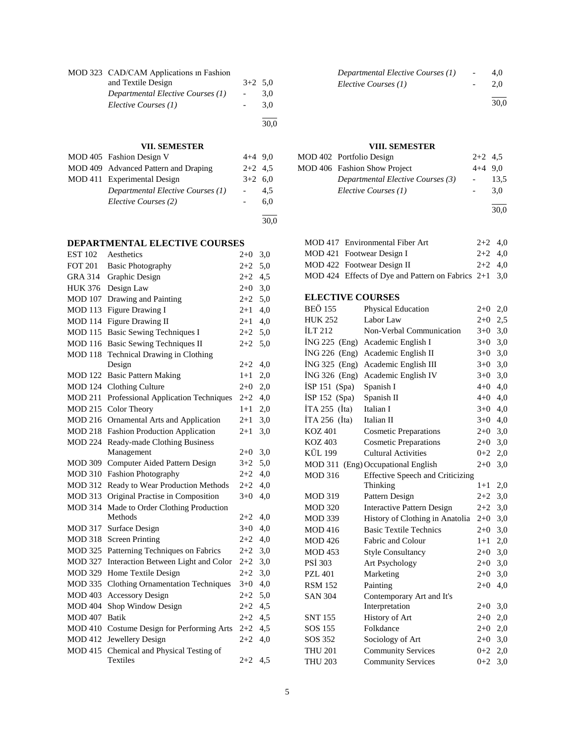| | | | |
|---|---|---|---|
| MOD 323 | CAD/CAM Applications ın Fashion and Textile Design | 3+2 | 5,0 |
| | *Departmental Elective Courses (1)* | - | 3,0 |
| | *Elective Courses (1)* | - | 3,0 |
| | | | 30,0 |

| | | | |
|---|---|---|---|
| | *Departmental Elective Courses (1)* | - | 4,0 |
| | *Elective Courses (1)* | - | 2,0 |
| | | | 30,0 |

### VII. SEMESTER

| | | | |
|---|---|---|---|
| MOD 405 | Fashion Design V | 4+4 | 9,0 |
| MOD 409 | Advanced Pattern and Draping | 2+2 | 4,5 |
| MOD 411 | Experimental Design | 3+2 | 6,0 |
| | *Departmental Elective Courses (1)* | - | 4,5 |
| | *Elective Courses (2)* | - | 6,0 |
| | | | 30,0 |

### VIII. SEMESTER

| | | | |
|---|---|---|---|
| MOD 402 | Portfolio Design | 2+2 | 4,5 |
| MOD 406 | Fashion Show Project | 4+4 | 9,0 |
| | *Departmental Elective Courses (3)* | - | 13,5 |
| | *Elective Courses (1)* | - | 3,0 |
| | | | 30,0 |

## DEPARTMENTAL ELECTIVE COURSES

| | | | |
|---|---|---|---|
| EST 102 | Aesthetics | 2+0 | 3,0 |
| FOT 201 | Basic Photography | 2+2 | 5,0 |
| GRA 314 | Graphic Design | 2+2 | 4,5 |
| HUK 376 | Design Law | 2+0 | 3,0 |
| MOD 107 | Drawing and Painting | 2+2 | 5,0 |
| MOD 113 | Figure Drawing I | 2+1 | 4,0 |
| MOD 114 | Figure Drawing II | 2+1 | 4,0 |
| MOD 115 | Basic Sewing Techniques I | 2+2 | 5,0 |
| MOD 116 | Basic Sewing Techniques II | 2+2 | 5,0 |
| MOD 118 | Technical Drawing in Clothing Design | 2+2 | 4,0 |
| MOD 122 | Basic Pattern Making | 1+1 | 2,0 |
| MOD 124 | Clothing Culture | 2+0 | 2,0 |
| MOD 211 | Professional Application Techniques | 2+2 | 4,0 |
| MOD 215 | Color Theory | 1+1 | 2,0 |
| MOD 216 | Ornamental Arts and Application | 2+1 | 3,0 |
| MOD 218 | Fashion Production Application | 2+1 | 3,0 |
| MOD 224 | Ready-made Clothing Business Management | 2+0 | 3,0 |
| MOD 309 | Computer Aided Pattern Design | 3+2 | 5,0 |
| MOD 310 | Fashion Photography | 2+2 | 4,0 |
| MOD 312 | Ready to Wear Production Methods | 2+2 | 4,0 |
| MOD 313 | Original Practise in Composition | 3+0 | 4,0 |
| MOD 314 | Made to Order Clothing Production Methods | 2+2 | 4,0 |
| MOD 317 | Surface Design | 3+0 | 4,0 |
| MOD 318 | Screen Printing | 2+2 | 4,0 |
| MOD 325 | Patterning Techniques on Fabrics | 2+2 | 3,0 |
| MOD 327 | Interaction Between Light and Color | 2+2 | 3,0 |
| MOD 329 | Home Textile Design | 2+2 | 3,0 |
| MOD 335 | Clothing Ornamentation Techniques | 3+0 | 4,0 |
| MOD 403 | Accessory Design | 2+2 | 5,0 |
| MOD 404 | Shop Window Design | 2+2 | 4,5 |
| MOD 407 | Batik | 2+2 | 4,5 |
| MOD 410 | Costume Design for Performing Arts | 2+2 | 4,5 |
| MOD 412 | Jewellery Design | 2+2 | 4,0 |
| MOD 415 | Chemical and Physical Testing of Textiles | 2+2 | 4,5 |
| MOD 417 | Environmental Fiber Art | 2+2 | 4,0 |
| MOD 421 | Footwear Design I | 2+2 | 4,0 |
| MOD 422 | Footwear Design II | 2+2 | 4,0 |
| MOD 424 | Effects of Dye and Pattern on Fabrics | 2+1 | 3,0 |

## ELECTIVE COURSES

| | | | |
|---|---|---|---|
| BEÖ 155 | Physical Education | 2+0 | 2,0 |
| HUK 252 | Labor Law | 2+0 | 2,5 |
| İLT 212 | Non-Verbal Communication | 3+0 | 3,0 |
| İNG 225 (Eng) | Academic English I | 3+0 | 3,0 |
| İNG 226 (Eng) | Academic English II | 3+0 | 3,0 |
| İNG 325 (Eng) | Academic English III | 3+0 | 3,0 |
| İNG 326 (Eng) | Academic English IV | 3+0 | 3,0 |
| İSP 151 (Spa) | Spanish I | 4+0 | 4,0 |
| İSP 152 (Spa) | Spanish II | 4+0 | 4,0 |
| İTA 255 (İta) | Italian I | 3+0 | 4,0 |
| İTA 256 (İta) | Italian II | 3+0 | 4,0 |
| KOZ 401 | Cosmetic Preparations | 2+0 | 3,0 |
| KOZ 403 | Cosmetic Preparations | 2+0 | 3,0 |
| KÜL 199 | Cultural Activities | 0+2 | 2,0 |
| MOD 311 (Eng) | Occupational English | 2+0 | 3,0 |
| MOD 316 | Effective Speech and Criticizing Thinking | 1+1 | 2,0 |
| MOD 319 | Pattern Design | 2+2 | 3,0 |
| MOD 320 | Interactive Pattern Design | 2+2 | 3,0 |
| MOD 339 | History of Clothing in Anatolia | 2+0 | 3,0 |
| MOD 416 | Basic Textile Technics | 2+0 | 3,0 |
| MOD 426 | Fabric and Colour | 1+1 | 2,0 |
| MOD 453 | Style Consultancy | 2+0 | 3,0 |
| PSİ 303 | Art Psychology | 2+0 | 3,0 |
| PZL 401 | Marketing | 2+0 | 3,0 |
| RSM 152 | Painting | 2+0 | 4,0 |
| SAN 304 | Contemporary Art and It's Interpretation | 2+0 | 3,0 |
| SNT 155 | History of Art | 2+0 | 2,0 |
| SOS 155 | Folkdance | 2+0 | 2,0 |
| SOS 352 | Sociology of Art | 2+0 | 3,0 |
| THU 201 | Community Services | 0+2 | 2,0 |
| THU 203 | Community Services | 0+2 | 3,0 |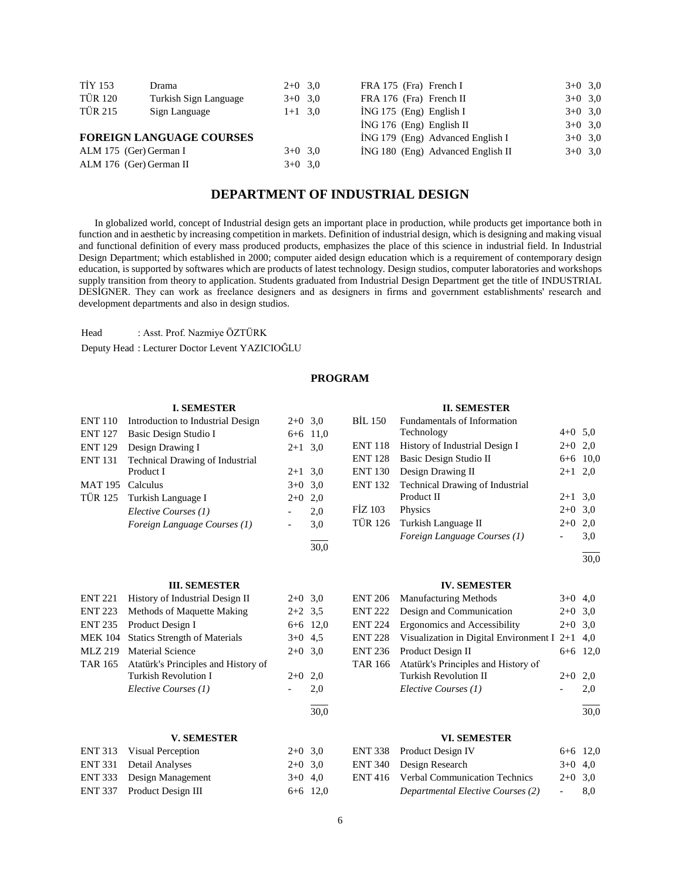| | | | |
|---|---|---|---|
| TİY 153 | Drama | 2+0 | 3,0 |
| TÜR 120 | Turkish Sign Language | 3+0 | 3,0 |
| TÜR 215 | Sign Language | 1+1 | 3,0 |

**FOREIGN LANGUAGE COURSES**

| | | | |
|---|---|---|---|
| ALM 175 | (Ger) German I | 3+0 | 3,0 |
| ALM 176 | (Ger) German II | 3+0 | 3,0 |
| FRA 175 | (Fra) French I | 3+0 | 3,0 |
| FRA 176 | (Fra) French II | 3+0 | 3,0 |
| İNG 175 | (Eng) English I | 3+0 | 3,0 |
| İNG 176 | (Eng) English II | 3+0 | 3,0 |
| İNG 179 | (Eng) Advanced English I | 3+0 | 3,0 |
| İNG 180 | (Eng) Advanced English II | 3+0 | 3,0 |

## DEPARTMENT OF INDUSTRIAL DESIGN

In globalized world, concept of Industrial design gets an important place in production, while products get importance both in function and in aesthetic by increasing competition in markets. Definition of industrial design, which is designing and making visual and functional definition of every mass produced products, emphasizes the place of this science in industrial field. In Industrial Design Department; which established in 2000; computer aided design education which is a requirement of contemporary design education, is supported by softwares which are products of latest technology. Design studios, computer laboratories and workshops supply transition from theory to application. Students graduated from Industrial Design Department get the title of INDUSTRIAL DESİGNER. They can work as freelance designers and as designers in firms and government establishments' research and development departments and also in design studios.

Head : Asst. Prof. Nazmiye ÖZTÜRK

Deputy Head : Lecturer Doctor Levent YAZICIOĞLU

### PROGRAM

**I. SEMESTER**

| | | | |
|---|---|---|---|
| ENT 110 | Introduction to Industrial Design | 2+0 | 3,0 |
| ENT 127 | Basic Design Studio I | 6+6 | 11,0 |
| ENT 129 | Design Drawing I | 2+1 | 3,0 |
| ENT 131 | Technical Drawing of Industrial Product I | 2+1 | 3,0 |
| MAT 195 | Calculus | 3+0 | 3,0 |
| TÜR 125 | Turkish Language I | 2+0 | 2,0 |
| | *Elective Courses (1)* | - | 2,0 |
| | *Foreign Language Courses (1)* | - | 3,0 |
| | | | 30,0 |

**II. SEMESTER**

| | | | |
|---|---|---|---|
| BİL 150 | Fundamentals of Information Technology | 4+0 | 5,0 |
| ENT 118 | History of Industrial Design I | 2+0 | 2,0 |
| ENT 128 | Basic Design Studio II | 6+6 | 10,0 |
| ENT 130 | Design Drawing II | 2+1 | 2,0 |
| ENT 132 | Technical Drawing of Industrial Product II | 2+1 | 3,0 |
| FİZ 103 | Physics | 2+0 | 3,0 |
| TÜR 126 | Turkish Language II | 2+0 | 2,0 |
| | *Foreign Language Courses (1)* | - | 3,0 |
| | | | 30,0 |

**III. SEMESTER**

| | | | |
|---|---|---|---|
| ENT 221 | History of Industrial Design II | 2+0 | 3,0 |
| ENT 223 | Methods of Maquette Making | 2+2 | 3,5 |
| ENT 235 | Product Design I | 6+6 | 12,0 |
| MEK 104 | Statics Strength of Materials | 3+0 | 4,5 |
| MLZ 219 | Material Science | 2+0 | 3,0 |
| TAR 165 | Atatürk's Principles and History of Turkish Revolution I | 2+0 | 2,0 |
| | *Elective Courses (1)* | - | 2,0 |
| | | | 30,0 |

**IV. SEMESTER**

| | | | |
|---|---|---|---|
| ENT 206 | Manufacturing Methods | 3+0 | 4,0 |
| ENT 222 | Design and Communication | 2+0 | 3,0 |
| ENT 224 | Ergonomics and Accessibility | 2+0 | 3,0 |
| ENT 228 | Visualization in Digital Environment I | 2+1 | 4,0 |
| ENT 236 | Product Design II | 6+6 | 12,0 |
| TAR 166 | Atatürk's Principles and History of Turkish Revolution II | 2+0 | 2,0 |
| | *Elective Courses (1)* | - | 2,0 |
| | | | 30,0 |

**V. SEMESTER**

| | | | |
|---|---|---|---|
| ENT 313 | Visual Perception | 2+0 | 3,0 |
| ENT 331 | Detail Analyses | 2+0 | 3,0 |
| ENT 333 | Design Management | 3+0 | 4,0 |
| ENT 337 | Product Design III | 6+6 | 12,0 |

**VI. SEMESTER**

| | | | |
|---|---|---|---|
| ENT 338 | Product Design IV | 6+6 | 12,0 |
| ENT 340 | Design Research | 3+0 | 4,0 |
| ENT 416 | Verbal Communication Technics | 2+0 | 3,0 |
| | *Departmental Elective Courses (2)* | - | 8,0 |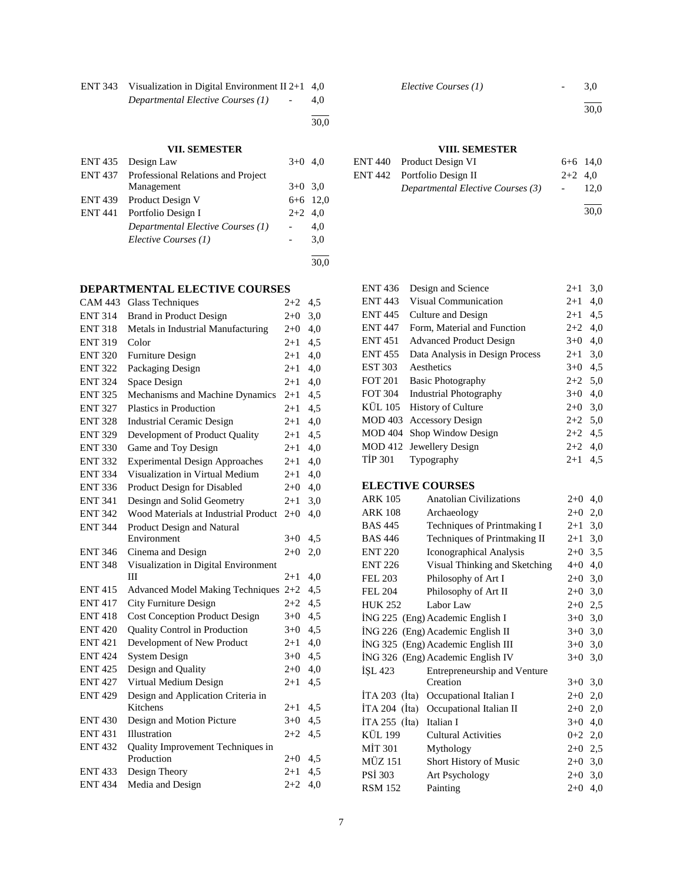| | | | |
|---|---|---|---|
| ENT 343 | Visualization in Digital Environment II | 2+1 | 4,0 |
| | *Departmental Elective Courses (1)* | - | 4,0 |
| | | | 30,0 |

| | | | |
|---|---|---|---|
| | *Elective Courses (1)* | - | 3,0 |
| | | | 30,0 |

### VII. SEMESTER

| | | | |
|---|---|---|---|
| ENT 435 | Design Law | 3+0 | 4,0 |
| ENT 437 | Professional Relations and Project Management | 3+0 | 3,0 |
| ENT 439 | Product Design V | 6+6 | 12,0 |
| ENT 441 | Portfolio Design I | 2+2 | 4,0 |
| | *Departmental Elective Courses (1)* | - | 4,0 |
| | *Elective Courses (1)* | - | 3,0 |
| | | | 30,0 |

### VIII. SEMESTER

| | | | |
|---|---|---|---|
| ENT 440 | Product Design VI | 6+6 | 14,0 |
| ENT 442 | Portfolio Design II | 2+2 | 4,0 |
| | *Departmental Elective Courses (3)* | - | 12,0 |
| | | | 30,0 |

## DEPARTMENTAL ELECTIVE COURSES

| | | | |
|---|---|---|---|
| CAM 443 | Glass Techniques | 2+2 | 4,5 |
| ENT 314 | Brand in Product Design | 2+0 | 3,0 |
| ENT 318 | Metals in Industrial Manufacturing | 2+0 | 4,0 |
| ENT 319 | Color | 2+1 | 4,5 |
| ENT 320 | Furniture Design | 2+1 | 4,0 |
| ENT 322 | Packaging Design | 2+1 | 4,0 |
| ENT 324 | Space Design | 2+1 | 4,0 |
| ENT 325 | Mechanisms and Machine Dynamics | 2+1 | 4,5 |
| ENT 327 | Plastics in Production | 2+1 | 4,5 |
| ENT 328 | Industrial Ceramic Design | 2+1 | 4,0 |
| ENT 329 | Development of Product Quality | 2+1 | 4,5 |
| ENT 330 | Game and Toy Design | 2+1 | 4,0 |
| ENT 332 | Experimental Design Approaches | 2+1 | 4,0 |
| ENT 334 | Visualization in Virtual Medium | 2+1 | 4,0 |
| ENT 336 | Product Design for Disabled | 2+0 | 4,0 |
| ENT 341 | Desingn and Solid Geometry | 2+1 | 3,0 |
| ENT 342 | Wood Materials at Industrial Product | 2+0 | 4,0 |
| ENT 344 | Product Design and Natural Environment | 3+0 | 4,5 |
| ENT 346 | Cinema and Design | 2+0 | 2,0 |
| ENT 348 | Visualization in Digital Environment III | 2+1 | 4,0 |
| ENT 415 | Advanced Model Making Techniques | 2+2 | 4,5 |
| ENT 417 | City Furniture Design | 2+2 | 4,5 |
| ENT 418 | Cost Conception Product Design | 3+0 | 4,5 |
| ENT 420 | Quality Control in Production | 3+0 | 4,5 |
| ENT 421 | Development of New Product | 2+1 | 4,0 |
| ENT 424 | System Design | 3+0 | 4,5 |
| ENT 425 | Design and Quality | 2+0 | 4,0 |
| ENT 427 | Virtual Medium Design | 2+1 | 4,5 |
| ENT 429 | Design and Application Criteria in Kitchens | 2+1 | 4,5 |
| ENT 430 | Design and Motion Picture | 3+0 | 4,5 |
| ENT 431 | Illustration | 2+2 | 4,5 |
| ENT 432 | Quality Improvement Techniques in Production | 2+0 | 4,5 |
| ENT 433 | Design Theory | 2+1 | 4,5 |
| ENT 434 | Media and Design | 2+2 | 4,0 |
| ENT 436 | Design and Science | 2+1 | 3,0 |
| ENT 443 | Visual Communication | 2+1 | 4,0 |
| ENT 445 | Culture and Design | 2+1 | 4,5 |
| ENT 447 | Form, Material and Function | 2+2 | 4,0 |
| ENT 451 | Advanced Product Design | 3+0 | 4,0 |
| ENT 455 | Data Analysis in Design Process | 2+1 | 3,0 |
| EST 303 | Aesthetics | 3+0 | 4,5 |
| FOT 201 | Basic Photography | 2+2 | 5,0 |
| FOT 304 | Industrial Photography | 3+0 | 4,0 |
| KÜL 105 | History of Culture | 2+0 | 3,0 |
| MOD 403 | Accessory Design | 2+2 | 5,0 |
| MOD 404 | Shop Window Design | 2+2 | 4,5 |
| MOD 412 | Jewellery Design | 2+2 | 4,0 |
| TİP 301 | Typography | 2+1 | 4,5 |

## ELECTIVE COURSES

| | | | |
|---|---|---|---|
| ARK 105 | Anatolian Civilizations | 2+0 | 4,0 |
| ARK 108 | Archaeology | 2+0 | 2,0 |
| BAS 445 | Techniques of Printmaking I | 2+1 | 3,0 |
| BAS 446 | Techniques of Printmaking II | 2+1 | 3,0 |
| ENT 220 | Iconographical Analysis | 2+0 | 3,5 |
| ENT 226 | Visual Thinking and Sketching | 4+0 | 4,0 |
| FEL 203 | Philosophy of Art I | 2+0 | 3,0 |
| FEL 204 | Philosophy of Art II | 2+0 | 3,0 |
| HUK 252 | Labor Law | 2+0 | 2,5 |
| İNG 225 (Eng) | Academic English I | 3+0 | 3,0 |
| İNG 226 (Eng) | Academic English II | 3+0 | 3,0 |
| İNG 325 (Eng) | Academic English III | 3+0 | 3,0 |
| İNG 326 (Eng) | Academic English IV | 3+0 | 3,0 |
| İŞL 423 | Entrepreneurship and Venture Creation | 3+0 | 3,0 |
| İTA 203 (İta) | Occupational Italian I | 2+0 | 2,0 |
| İTA 204 (İta) | Occupational Italian II | 2+0 | 2,0 |
| İTA 255 (İta) | Italian I | 3+0 | 4,0 |
| KÜL 199 | Cultural Activities | 0+2 | 2,0 |
| MİT 301 | Mythology | 2+0 | 2,5 |
| MÜZ 151 | Short History of Music | 2+0 | 3,0 |
| PSİ 303 | Art Psychology | 2+0 | 3,0 |
| RSM 152 | Painting | 2+0 | 4,0 |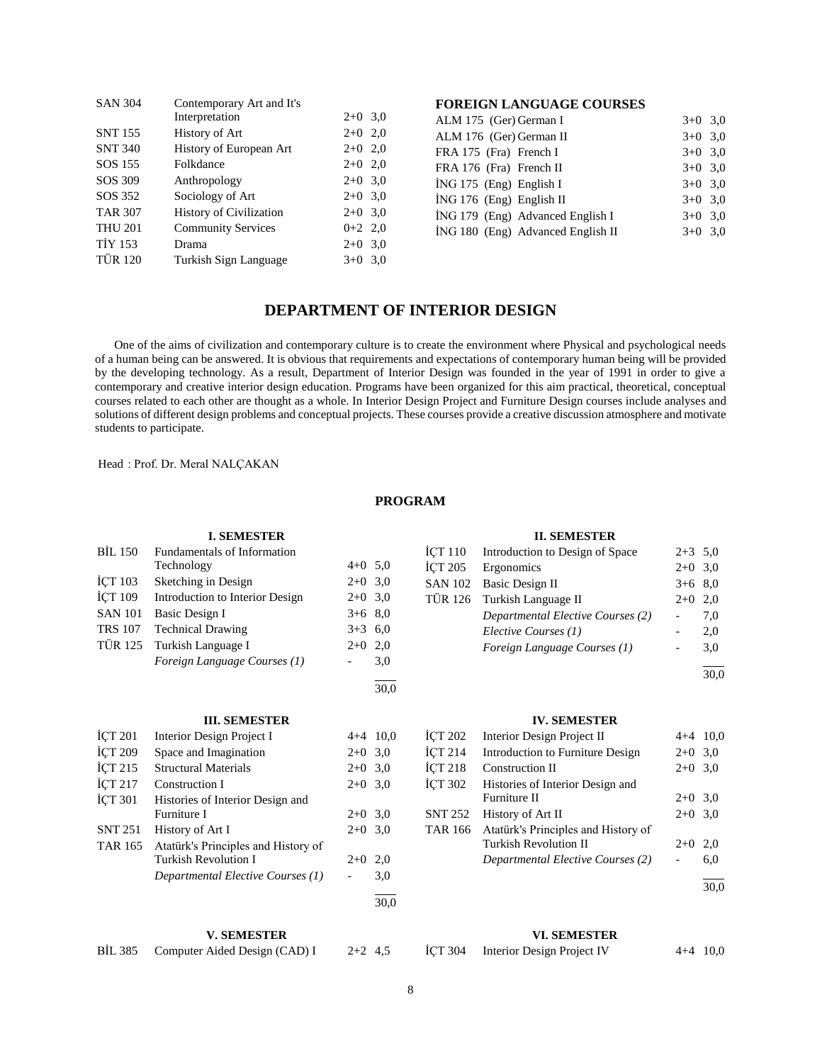| | | | |
|---|---|---|---|
| SAN 304 | Contemporary Art and It's Interpretation | 2+0 | 3,0 |
| SNT 155 | History of Art | 2+0 | 2,0 |
| SNT 340 | History of European Art | 2+0 | 2,0 |
| SOS 155 | Folkdance | 2+0 | 2,0 |
| SOS 309 | Anthropology | 2+0 | 3,0 |
| SOS 352 | Sociology of Art | 2+0 | 3,0 |
| TAR 307 | History of Civilization | 2+0 | 3,0 |
| THU 201 | Community Services | 0+2 | 2,0 |
| TİY 153 | Drama | 2+0 | 3,0 |
| TÜR 120 | Turkish Sign Language | 3+0 | 3,0 |

**FOREIGN LANGUAGE COURSES**

| | | | |
|---|---|---|---|
| ALM 175 | (Ger) German I | 3+0 | 3,0 |
| ALM 176 | (Ger) German II | 3+0 | 3,0 |
| FRA 175 | (Fra) French I | 3+0 | 3,0 |
| FRA 176 | (Fra) French II | 3+0 | 3,0 |
| İNG 175 | (Eng) English I | 3+0 | 3,0 |
| İNG 176 | (Eng) English II | 3+0 | 3,0 |
| İNG 179 | (Eng) Advanced English I | 3+0 | 3,0 |
| İNG 180 | (Eng) Advanced English II | 3+0 | 3,0 |

## DEPARTMENT OF INTERIOR DESIGN

One of the aims of civilization and contemporary culture is to create the environment where Physical and psychological needs of a human being can be answered. It is obvious that requirements and expectations of contemporary human being will be provided by the developing technology. As a result, Department of Interior Design was founded in the year of 1991 in order to give a contemporary and creative interior design education. Programs have been organized for this aim practical, theoretical, conceptual courses related to each other are thought as a whole. In Interior Design Project and Furniture Design courses include analyses and solutions of different design problems and conceptual projects. These courses provide a creative discussion atmosphere and motivate students to participate.

Head : Prof. Dr. Meral NALÇAKAN

### PROGRAM

**I. SEMESTER**

| | | | |
|---|---|---|---|
| BİL 150 | Fundamentals of Information Technology | 4+0 | 5,0 |
| İÇT 103 | Sketching in Design | 2+0 | 3,0 |
| İÇT 109 | Introduction to Interior Design | 2+0 | 3,0 |
| SAN 101 | Basic Design I | 3+6 | 8,0 |
| TRS 107 | Technical Drawing | 3+3 | 6,0 |
| TÜR 125 | Turkish Language I | 2+0 | 2,0 |
| | *Foreign Language Courses (1)* | - | 3,0 |
| | | | 30,0 |

**II. SEMESTER**

| | | | |
|---|---|---|---|
| İÇT 110 | Introduction to Design of Space | 2+3 | 5,0 |
| İÇT 205 | Ergonomics | 2+0 | 3,0 |
| SAN 102 | Basic Design II | 3+6 | 8,0 |
| TÜR 126 | Turkish Language II | 2+0 | 2,0 |
| | *Departmental Elective Courses (2)* | - | 7,0 |
| | *Elective Courses (1)* | - | 2,0 |
| | *Foreign Language Courses (1)* | - | 3,0 |
| | | | 30,0 |

**III. SEMESTER**

| | | | |
|---|---|---|---|
| İÇT 201 | Interior Design Project I | 4+4 | 10,0 |
| İÇT 209 | Space and Imagination | 2+0 | 3,0 |
| İÇT 215 | Structural Materials | 2+0 | 3,0 |
| İÇT 217 | Construction I | 2+0 | 3,0 |
| İÇT 301 | Histories of Interior Design and Furniture I | 2+0 | 3,0 |
| SNT 251 | History of Art I | 2+0 | 3,0 |
| TAR 165 | Atatürk's Principles and History of Turkish Revolution I | 2+0 | 2,0 |
| | *Departmental Elective Courses (1)* | - | 3,0 |
| | | | 30,0 |

**IV. SEMESTER**

| | | | |
|---|---|---|---|
| İÇT 202 | Interior Design Project II | 4+4 | 10,0 |
| İÇT 214 | Introduction to Furniture Design | 2+0 | 3,0 |
| İÇT 218 | Construction II | 2+0 | 3,0 |
| İÇT 302 | Histories of Interior Design and Furniture II | 2+0 | 3,0 |
| SNT 252 | History of Art II | 2+0 | 3,0 |
| TAR 166 | Atatürk's Principles and History of Turkish Revolution II | 2+0 | 2,0 |
| | *Departmental Elective Courses (2)* | - | 6,0 |
| | | | 30,0 |

**V. SEMESTER**

| | | | |
|---|---|---|---|
| BİL 385 | Computer Aided Design (CAD) I | 2+2 | 4,5 |

**VI. SEMESTER**

| | | | |
|---|---|---|---|
| İÇT 304 | Interior Design Project IV | 4+4 | 10,0 |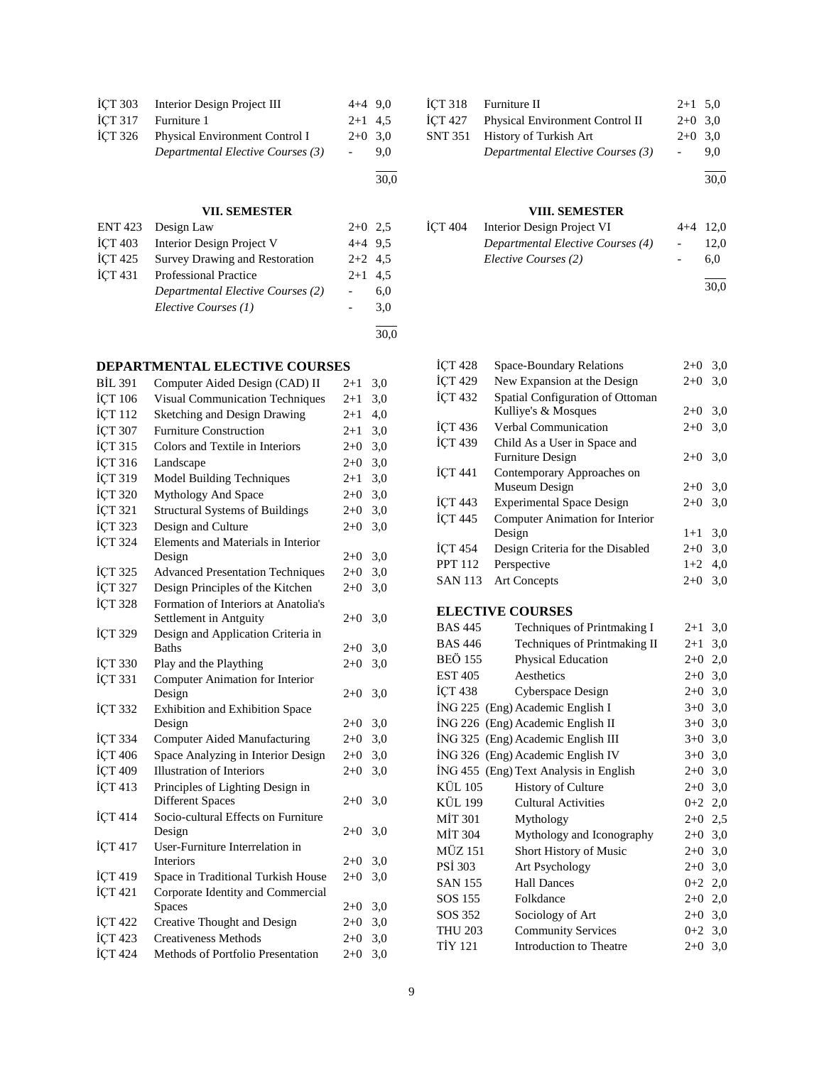| | | | |
|---|---|---|---|
| İÇT 303 | Interior Design Project III | 4+4 | 9,0 |
| İÇT 317 | Furniture 1 | 2+1 | 4,5 |
| İÇT 326 | Physical Environment Control I | 2+0 | 3,0 |
| | *Departmental Elective Courses (3)* | - | 9,0 |
| | | | 30,0 |

| | | | |
|---|---|---|---|
| İÇT 318 | Furniture II | 2+1 | 5,0 |
| İÇT 427 | Physical Environment Control II | 2+0 | 3,0 |
| SNT 351 | History of Turkish Art | 2+0 | 3,0 |
| | *Departmental Elective Courses (3)* | - | 9,0 |
| | | | 30,0 |

### VII. SEMESTER

| | | | |
|---|---|---|---|
| ENT 423 | Design Law | 2+0 | 2,5 |
| İÇT 403 | Interior Design Project V | 4+4 | 9,5 |
| İÇT 425 | Survey Drawing and Restoration | 2+2 | 4,5 |
| İÇT 431 | Professional Practice | 2+1 | 4,5 |
| | *Departmental Elective Courses (2)* | - | 6,0 |
| | *Elective Courses (1)* | - | 3,0 |
| | | | 30,0 |

### VIII. SEMESTER

| | | | |
|---|---|---|---|
| İÇT 404 | Interior Design Project VI | 4+4 | 12,0 |
| | *Departmental Elective Courses (4)* | - | 12,0 |
| | *Elective Courses (2)* | - | 6,0 |
| | | | 30,0 |

## DEPARTMENTAL ELECTIVE COURSES

| | | | |
|---|---|---|---|
| BİL 391 | Computer Aided Design (CAD) II | 2+1 | 3,0 |
| İÇT 106 | Visual Communication Techniques | 2+1 | 3,0 |
| İÇT 112 | Sketching and Design Drawing | 2+1 | 4,0 |
| İÇT 307 | Furniture Construction | 2+1 | 3,0 |
| İÇT 315 | Colors and Textile in Interiors | 2+0 | 3,0 |
| İÇT 316 | Landscape | 2+0 | 3,0 |
| İÇT 319 | Model Building Techniques | 2+1 | 3,0 |
| İÇT 320 | Mythology And Space | 2+0 | 3,0 |
| İÇT 321 | Structural Systems of Buildings | 2+0 | 3,0 |
| İÇT 323 | Design and Culture | 2+0 | 3,0 |
| İÇT 324 | Elements and Materials in Interior Design | 2+0 | 3,0 |
| İÇT 325 | Advanced Presentation Techniques | 2+0 | 3,0 |
| İÇT 327 | Design Principles of the Kitchen | 2+0 | 3,0 |
| İÇT 328 | Formation of Interiors at Anatolia's Settlement in Antguity | 2+0 | 3,0 |
| İÇT 329 | Design and Application Criteria in Baths | 2+0 | 3,0 |
| İÇT 330 | Play and the Plaything | 2+0 | 3,0 |
| İÇT 331 | Computer Animation for Interior Design | 2+0 | 3,0 |
| İÇT 332 | Exhibition and Exhibition Space Design | 2+0 | 3,0 |
| İÇT 334 | Computer Aided Manufacturing | 2+0 | 3,0 |
| İÇT 406 | Space Analyzing in Interior Design | 2+0 | 3,0 |
| İÇT 409 | Illustration of Interiors | 2+0 | 3,0 |
| İÇT 413 | Principles of Lighting Design in Different Spaces | 2+0 | 3,0 |
| İÇT 414 | Socio-cultural Effects on Furniture Design | 2+0 | 3,0 |
| İÇT 417 | User-Furniture Interrelation in Interiors | 2+0 | 3,0 |
| İÇT 419 | Space in Traditional Turkish House | 2+0 | 3,0 |
| İÇT 421 | Corporate Identity and Commercial Spaces | 2+0 | 3,0 |
| İÇT 422 | Creative Thought and Design | 2+0 | 3,0 |
| İÇT 423 | Creativeness Methods | 2+0 | 3,0 |
| İÇT 424 | Methods of Portfolio Presentation | 2+0 | 3,0 |
| İÇT 428 | Space-Boundary Relations | 2+0 | 3,0 |
| İÇT 429 | New Expansion at the Design | 2+0 | 3,0 |
| İÇT 432 | Spatial Configuration of Ottoman Kulliye's & Mosques | 2+0 | 3,0 |
| İÇT 436 | Verbal Communication | 2+0 | 3,0 |
| İÇT 439 | Child As a User in Space and Furniture Design | 2+0 | 3,0 |
| İÇT 441 | Contemporary Approaches on Museum Design | 2+0 | 3,0 |
| İÇT 443 | Experimental Space Design | 2+0 | 3,0 |
| İÇT 445 | Computer Animation for Interior Design | 1+1 | 3,0 |
| İÇT 454 | Design Criteria for the Disabled | 2+0 | 3,0 |
| PPT 112 | Perspective | 1+2 | 4,0 |
| SAN 113 | Art Concepts | 2+0 | 3,0 |

## ELECTIVE COURSES

| | | | |
|---|---|---|---|
| BAS 445 | Techniques of Printmaking I | 2+1 | 3,0 |
| BAS 446 | Techniques of Printmaking II | 2+1 | 3,0 |
| BEÖ 155 | Physical Education | 2+0 | 2,0 |
| EST 405 | Aesthetics | 2+0 | 3,0 |
| İÇT 438 | Cyberspace Design | 2+0 | 3,0 |
| İNG 225 | (Eng) Academic English I | 3+0 | 3,0 |
| İNG 226 | (Eng) Academic English II | 3+0 | 3,0 |
| İNG 325 | (Eng) Academic English III | 3+0 | 3,0 |
| İNG 326 | (Eng) Academic English IV | 3+0 | 3,0 |
| İNG 455 | (Eng) Text Analysis in English | 2+0 | 3,0 |
| KÜL 105 | History of Culture | 2+0 | 3,0 |
| KÜL 199 | Cultural Activities | 0+2 | 2,0 |
| MİT 301 | Mythology | 2+0 | 2,5 |
| MİT 304 | Mythology and Iconography | 2+0 | 3,0 |
| MÜZ 151 | Short History of Music | 2+0 | 3,0 |
| PSİ 303 | Art Psychology | 2+0 | 3,0 |
| SAN 155 | Hall Dances | 0+2 | 2,0 |
| SOS 155 | Folkdance | 2+0 | 2,0 |
| SOS 352 | Sociology of Art | 2+0 | 3,0 |
| THU 203 | Community Services | 0+2 | 3,0 |
| TİY 121 | Introduction to Theatre | 2+0 | 3,0 |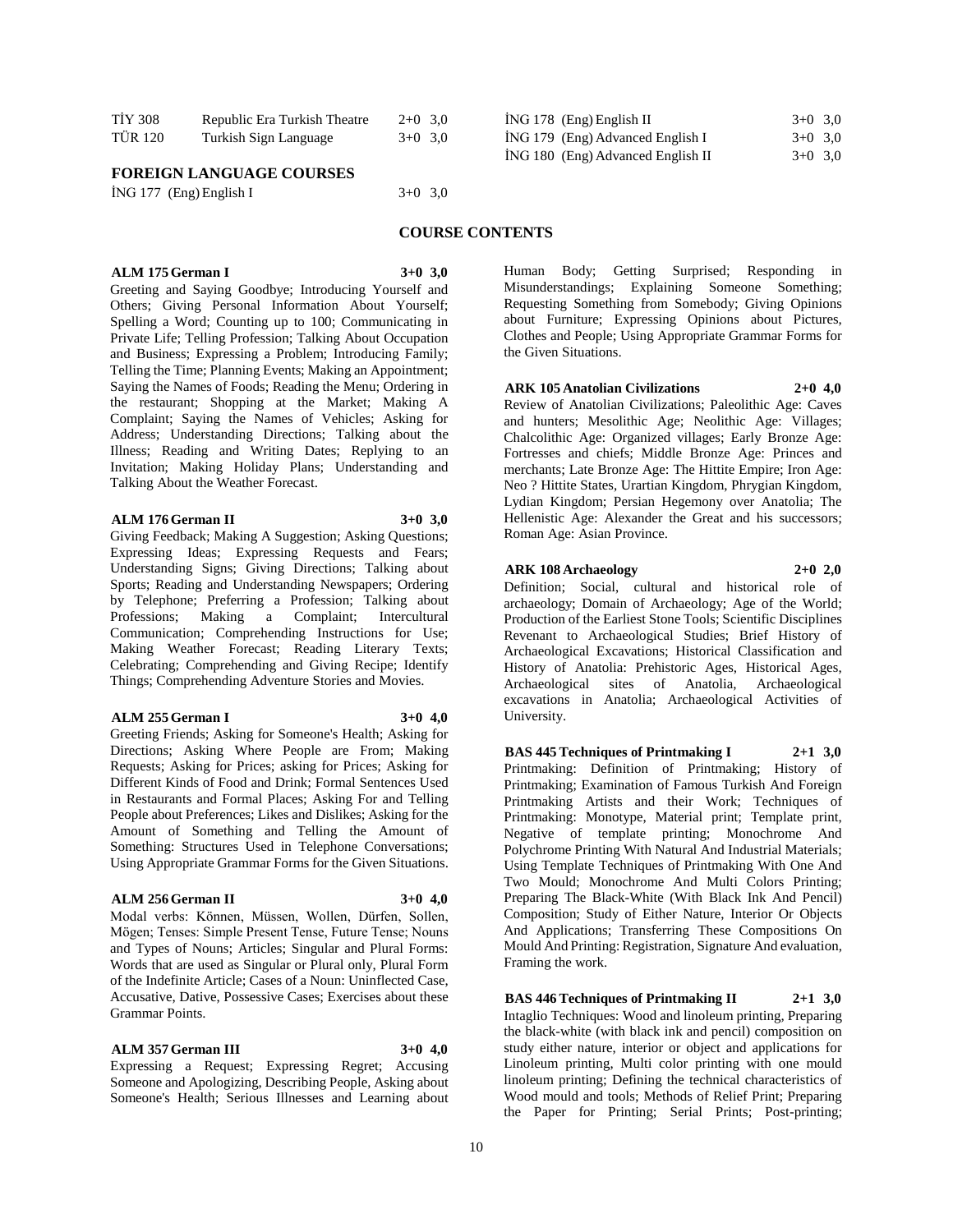| | | |
|---|---|---|
| TİY 308 | Republic Era Turkish Theatre | 2+0 3,0 |
| TÜR 120 | Turkish Sign Language | 3+0 3,0 |

**FOREIGN LANGUAGE COURSES**

| | | |
|---|---|---|
| İNG 177 | (Eng) English I | 3+0 3,0 |
| İNG 178 | (Eng) English II | 3+0 3,0 |
| İNG 179 | (Eng) Advanced English I | 3+0 3,0 |
| İNG 180 | (Eng) Advanced English II | 3+0 3,0 |

## COURSE CONTENTS

**ALM 175 German I 3+0 3,0**

Greeting and Saying Goodbye; Introducing Yourself and Others; Giving Personal Information About Yourself; Spelling a Word; Counting up to 100; Communicating in Private Life; Telling Profession; Talking About Occupation and Business; Expressing a Problem; Introducing Family; Telling the Time; Planning Events; Making an Appointment; Saying the Names of Foods; Reading the Menu; Ordering in the restaurant; Shopping at the Market; Making A Complaint; Saying the Names of Vehicles; Asking for Address; Understanding Directions; Talking about the Illness; Reading and Writing Dates; Replying to an Invitation; Making Holiday Plans; Understanding and Talking About the Weather Forecast.

**ALM 176 German II 3+0 3,0**

Giving Feedback; Making A Suggestion; Asking Questions; Expressing Ideas; Expressing Requests and Fears; Understanding Signs; Giving Directions; Talking about Sports; Reading and Understanding Newspapers; Ordering by Telephone; Preferring a Profession; Talking about Professions; Making a Complaint; Intercultural Communication; Comprehending Instructions for Use; Making Weather Forecast; Reading Literary Texts; Celebrating; Comprehending and Giving Recipe; Identify Things; Comprehending Adventure Stories and Movies.

**ALM 255 German I 3+0 4,0**

Greeting Friends; Asking for Someone's Health; Asking for Directions; Asking Where People are From; Making Requests; Asking for Prices; asking for Prices; Asking for Different Kinds of Food and Drink; Formal Sentences Used in Restaurants and Formal Places; Asking For and Telling People about Preferences; Likes and Dislikes; Asking for the Amount of Something and Telling the Amount of Something: Structures Used in Telephone Conversations; Using Appropriate Grammar Forms for the Given Situations.

**ALM 256 German II 3+0 4,0**

Modal verbs: Können, Müssen, Wollen, Dürfen, Sollen, Mögen; Tenses: Simple Present Tense, Future Tense; Nouns and Types of Nouns; Articles; Singular and Plural Forms: Words that are used as Singular or Plural only, Plural Form of the Indefinite Article; Cases of a Noun: Uninflected Case, Accusative, Dative, Possessive Cases; Exercises about these Grammar Points.

**ALM 357 German III 3+0 4,0**

Expressing a Request; Expressing Regret; Accusing Someone and Apologizing, Describing People, Asking about Someone's Health; Serious Illnesses and Learning about Human Body; Getting Surprised; Responding in Misunderstandings; Explaining Someone Something; Requesting Something from Somebody; Giving Opinions about Furniture; Expressing Opinions about Pictures, Clothes and People; Using Appropriate Grammar Forms for the Given Situations.

**ARK 105 Anatolian Civilizations 2+0 4,0**

Review of Anatolian Civilizations; Paleolithic Age: Caves and hunters; Mesolithic Age; Neolithic Age: Villages; Chalcolithic Age: Organized villages; Early Bronze Age: Fortresses and chiefs; Middle Bronze Age: Princes and merchants; Late Bronze Age: The Hittite Empire; Iron Age: Neo ? Hittite States, Urartian Kingdom, Phrygian Kingdom, Lydian Kingdom; Persian Hegemony over Anatolia; The Hellenistic Age: Alexander the Great and his successors; Roman Age: Asian Province.

**ARK 108 Archaeology 2+0 2,0**

Definition; Social, cultural and historical role of archaeology; Domain of Archaeology; Age of the World; Production of the Earliest Stone Tools; Scientific Disciplines Revenant to Archaeological Studies; Brief History of Archaeological Excavations; Historical Classification and History of Anatolia: Prehistoric Ages, Historical Ages, Archaeological sites of Anatolia, Archaeological excavations in Anatolia; Archaeological Activities of University.

**BAS 445 Techniques of Printmaking I 2+1 3,0**

Printmaking: Definition of Printmaking; History of Printmaking; Examination of Famous Turkish And Foreign Printmaking Artists and their Work; Techniques of Printmaking: Monotype, Material print; Template print, Negative of template printing; Monochrome And Polychrome Printing With Natural And Industrial Materials; Using Template Techniques of Printmaking With One And Two Mould; Monochrome And Multi Colors Printing; Preparing The Black-White (With Black Ink And Pencil) Composition; Study of Either Nature, Interior Or Objects And Applications; Transferring These Compositions On Mould And Printing: Registration, Signature And evaluation, Framing the work.

**BAS 446 Techniques of Printmaking II 2+1 3,0**

Intaglio Techniques: Wood and linoleum printing, Preparing the black-white (with black ink and pencil) composition on study either nature, interior or object and applications for Linoleum printing, Multi color printing with one mould linoleum printing; Defining the technical characteristics of Wood mould and tools; Methods of Relief Print; Preparing the Paper for Printing; Serial Prints; Post-printing;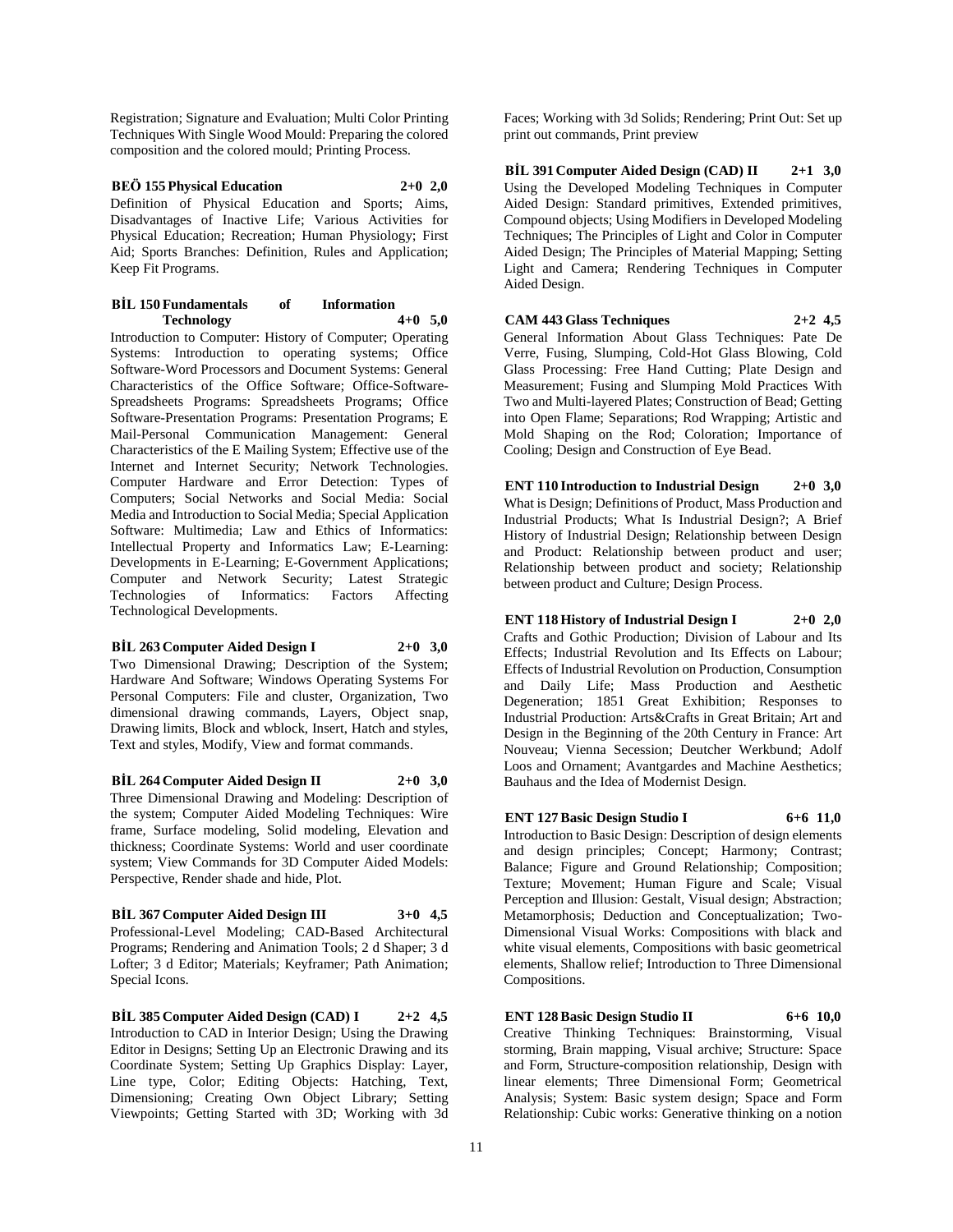Registration; Signature and Evaluation; Multi Color Printing Techniques With Single Wood Mould: Preparing the colored composition and the colored mould; Printing Process.

**BEÖ 155 Physical Education 2+0 2,0**

Definition of Physical Education and Sports; Aims, Disadvantages of Inactive Life; Various Activities for Physical Education; Recreation; Human Physiology; First Aid; Sports Branches: Definition, Rules and Application; Keep Fit Programs.

**BİL 150 Fundamentals of Information Technology 4+0 5,0**

Introduction to Computer: History of Computer; Operating Systems: Introduction to operating systems; Office Software-Word Processors and Document Systems: General Characteristics of the Office Software; Office-Software-Spreadsheets Programs: Spreadsheets Programs; Office Software-Presentation Programs: Presentation Programs; E Mail-Personal Communication Management: General Characteristics of the E Mailing System; Effective use of the Internet and Internet Security; Network Technologies. Computer Hardware and Error Detection: Types of Computers; Social Networks and Social Media: Social Media and Introduction to Social Media; Special Application Software: Multimedia; Law and Ethics of Informatics: Intellectual Property and Informatics Law; E-Learning: Developments in E-Learning; E-Government Applications; Computer and Network Security; Latest Strategic Technologies of Informatics: Factors Affecting Technological Developments.

**BİL 263 Computer Aided Design I 2+0 3,0**

Two Dimensional Drawing; Description of the System; Hardware And Software; Windows Operating Systems For Personal Computers: File and cluster, Organization, Two dimensional drawing commands, Layers, Object snap, Drawing limits, Block and wblock, Insert, Hatch and styles, Text and styles, Modify, View and format commands.

**BİL 264 Computer Aided Design II 2+0 3,0**

Three Dimensional Drawing and Modeling: Description of the system; Computer Aided Modeling Techniques: Wire frame, Surface modeling, Solid modeling, Elevation and thickness; Coordinate Systems: World and user coordinate system; View Commands for 3D Computer Aided Models: Perspective, Render shade and hide, Plot.

**BİL 367 Computer Aided Design III 3+0 4,5**

Professional-Level Modeling; CAD-Based Architectural Programs; Rendering and Animation Tools; 2 d Shaper; 3 d Lofter; 3 d Editor; Materials; Keyframer; Path Animation; Special Icons.

**BİL 385 Computer Aided Design (CAD) I 2+2 4,5**

Introduction to CAD in Interior Design; Using the Drawing Editor in Designs; Setting Up an Electronic Drawing and its Coordinate System; Setting Up Graphics Display: Layer, Line type, Color; Editing Objects: Hatching, Text, Dimensioning; Creating Own Object Library; Setting Viewpoints; Getting Started with 3D; Working with 3d Faces; Working with 3d Solids; Rendering; Print Out: Set up print out commands, Print preview

**BİL 391 Computer Aided Design (CAD) II 2+1 3,0**

Using the Developed Modeling Techniques in Computer Aided Design: Standard primitives, Extended primitives, Compound objects; Using Modifiers in Developed Modeling Techniques; The Principles of Light and Color in Computer Aided Design; The Principles of Material Mapping; Setting Light and Camera; Rendering Techniques in Computer Aided Design.

**CAM 443 Glass Techniques 2+2 4,5**

General Information About Glass Techniques: Pate De Verre, Fusing, Slumping, Cold-Hot Glass Blowing, Cold Glass Processing: Free Hand Cutting; Plate Design and Measurement; Fusing and Slumping Mold Practices With Two and Multi-layered Plates; Construction of Bead; Getting into Open Flame; Separations; Rod Wrapping; Artistic and Mold Shaping on the Rod; Coloration; Importance of Cooling; Design and Construction of Eye Bead.

**ENT 110 Introduction to Industrial Design 2+0 3,0**

What is Design; Definitions of Product, Mass Production and Industrial Products; What Is Industrial Design?; A Brief History of Industrial Design; Relationship between Design and Product: Relationship between product and user; Relationship between product and society; Relationship between product and Culture; Design Process.

**ENT 118 History of Industrial Design I 2+0 2,0**

Crafts and Gothic Production; Division of Labour and Its Effects; Industrial Revolution and Its Effects on Labour; Effects of Industrial Revolution on Production, Consumption and Daily Life; Mass Production and Aesthetic Degeneration; 1851 Great Exhibition; Responses to Industrial Production: Arts&Crafts in Great Britain; Art and Design in the Beginning of the 20th Century in France: Art Nouveau; Vienna Secession; Deutcher Werkbund; Adolf Loos and Ornament; Avantgardes and Machine Aesthetics; Bauhaus and the Idea of Modernist Design.

**ENT 127 Basic Design Studio I 6+6 11,0**

Introduction to Basic Design: Description of design elements and design principles; Concept; Harmony; Contrast; Balance; Figure and Ground Relationship; Composition; Texture; Movement; Human Figure and Scale; Visual Perception and Illusion: Gestalt, Visual design; Abstraction; Metamorphosis; Deduction and Conceptualization; Two-Dimensional Visual Works: Compositions with black and white visual elements, Compositions with basic geometrical elements, Shallow relief; Introduction to Three Dimensional Compositions.

**ENT 128 Basic Design Studio II 6+6 10,0**

Creative Thinking Techniques: Brainstorming, Visual storming, Brain mapping, Visual archive; Structure: Space and Form, Structure-composition relationship, Design with linear elements; Three Dimensional Form; Geometrical Analysis; System: Basic system design; Space and Form Relationship: Cubic works: Generative thinking on a notion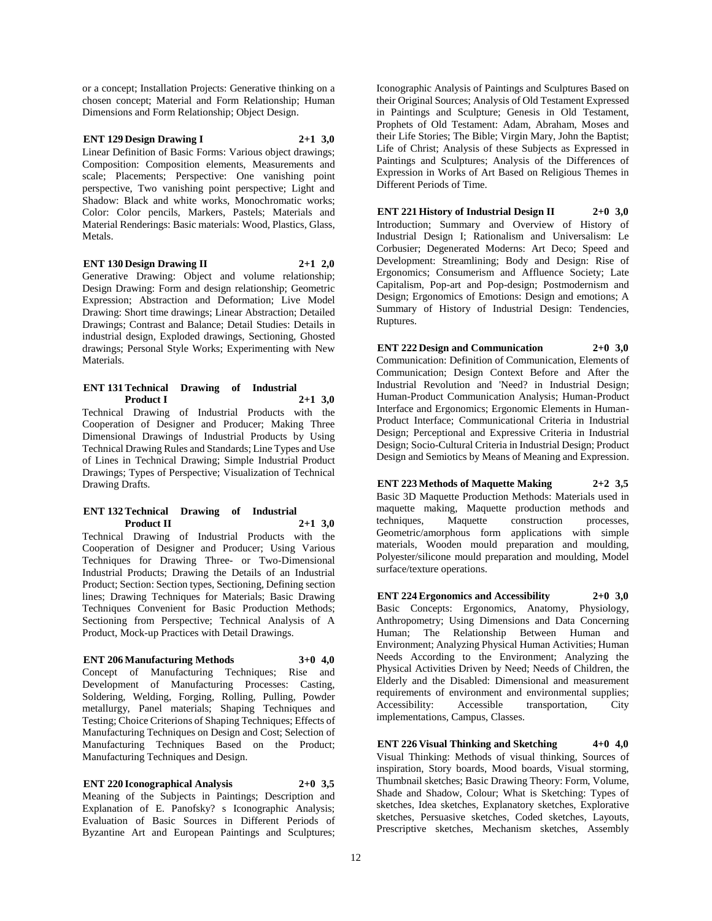or a concept; Installation Projects: Generative thinking on a chosen concept; Material and Form Relationship; Human Dimensions and Form Relationship; Object Design.

**ENT 129 Design Drawing I 2+1 3,0**

Linear Definition of Basic Forms: Various object drawings; Composition: Composition elements, Measurements and scale; Placements; Perspective: One vanishing point perspective, Two vanishing point perspective; Light and Shadow: Black and white works, Monochromatic works; Color: Color pencils, Markers, Pastels; Materials and Material Renderings: Basic materials: Wood, Plastics, Glass, Metals.

**ENT 130 Design Drawing II 2+1 2,0**

Generative Drawing: Object and volume relationship; Design Drawing: Form and design relationship; Geometric Expression; Abstraction and Deformation; Live Model Drawing: Short time drawings; Linear Abstraction; Detailed Drawings; Contrast and Balance; Detail Studies: Details in industrial design, Exploded drawings, Sectioning, Ghosted drawings; Personal Style Works; Experimenting with New Materials.

**ENT 131 Technical Drawing of Industrial Product I 2+1 3,0**

Technical Drawing of Industrial Products with the Cooperation of Designer and Producer; Making Three Dimensional Drawings of Industrial Products by Using Technical Drawing Rules and Standards; Line Types and Use of Lines in Technical Drawing; Simple Industrial Product Drawings; Types of Perspective; Visualization of Technical Drawing Drafts.

**ENT 132 Technical Drawing of Industrial Product II 2+1 3,0**

Technical Drawing of Industrial Products with the Cooperation of Designer and Producer; Using Various Techniques for Drawing Three- or Two-Dimensional Industrial Products; Drawing the Details of an Industrial Product; Section: Section types, Sectioning, Defining section lines; Drawing Techniques for Materials; Basic Drawing Techniques Convenient for Basic Production Methods; Sectioning from Perspective; Technical Analysis of A Product, Mock-up Practices with Detail Drawings.

**ENT 206 Manufacturing Methods 3+0 4,0**

Concept of Manufacturing Techniques; Rise and Development of Manufacturing Processes: Casting, Soldering, Welding, Forging, Rolling, Pulling, Powder metallurgy, Panel materials; Shaping Techniques and Testing; Choice Criterions of Shaping Techniques; Effects of Manufacturing Techniques on Design and Cost; Selection of Manufacturing Techniques Based on the Product; Manufacturing Techniques and Design.

**ENT 220 Iconographical Analysis 2+0 3,5**

Meaning of the Subjects in Paintings; Description and Explanation of E. Panofsky? s Iconographic Analysis; Evaluation of Basic Sources in Different Periods of Byzantine Art and European Paintings and Sculptures; Iconographic Analysis of Paintings and Sculptures Based on their Original Sources; Analysis of Old Testament Expressed in Paintings and Sculpture; Genesis in Old Testament, Prophets of Old Testament: Adam, Abraham, Moses and their Life Stories; The Bible; Virgin Mary, John the Baptist; Life of Christ; Analysis of these Subjects as Expressed in Paintings and Sculptures; Analysis of the Differences of Expression in Works of Art Based on Religious Themes in Different Periods of Time.

**ENT 221 History of Industrial Design II 2+0 3,0**

Introduction; Summary and Overview of History of Industrial Design I; Rationalism and Universalism: Le Corbusier; Degenerated Moderns: Art Deco; Speed and Development: Streamlining; Body and Design: Rise of Ergonomics; Consumerism and Affluence Society; Late Capitalism, Pop-art and Pop-design; Postmodernism and Design; Ergonomics of Emotions: Design and emotions; A Summary of History of Industrial Design: Tendencies, Ruptures.

**ENT 222 Design and Communication 2+0 3,0**

Communication: Definition of Communication, Elements of Communication; Design Context Before and After the Industrial Revolution and 'Need? in Industrial Design; Human-Product Communication Analysis; Human-Product Interface and Ergonomics; Ergonomic Elements in Human-Product Interface; Communicational Criteria in Industrial Design; Perceptional and Expressive Criteria in Industrial Design; Socio-Cultural Criteria in Industrial Design; Product Design and Semiotics by Means of Meaning and Expression.

**ENT 223 Methods of Maquette Making 2+2 3,5**

Basic 3D Maquette Production Methods: Materials used in maquette making, Maquette production methods and techniques, Maquette construction processes, Geometric/amorphous form applications with simple materials, Wooden mould preparation and moulding, Polyester/silicone mould preparation and moulding, Model surface/texture operations.

**ENT 224 Ergonomics and Accessibility 2+0 3,0**

Basic Concepts: Ergonomics, Anatomy, Physiology, Anthropometry; Using Dimensions and Data Concerning Human; The Relationship Between Human and Environment; Analyzing Physical Human Activities; Human Needs According to the Environment; Analyzing the Physical Activities Driven by Need; Needs of Children, the Elderly and the Disabled: Dimensional and measurement requirements of environment and environmental supplies; Accessibility: Accessible transportation, City implementations, Campus, Classes.

**ENT 226 Visual Thinking and Sketching 4+0 4,0**

Visual Thinking: Methods of visual thinking, Sources of inspiration, Story boards, Mood boards, Visual storming, Thumbnail sketches; Basic Drawing Theory: Form, Volume, Shade and Shadow, Colour; What is Sketching: Types of sketches, Idea sketches, Explanatory sketches, Explorative sketches, Persuasive sketches, Coded sketches, Layouts, Prescriptive sketches, Mechanism sketches, Assembly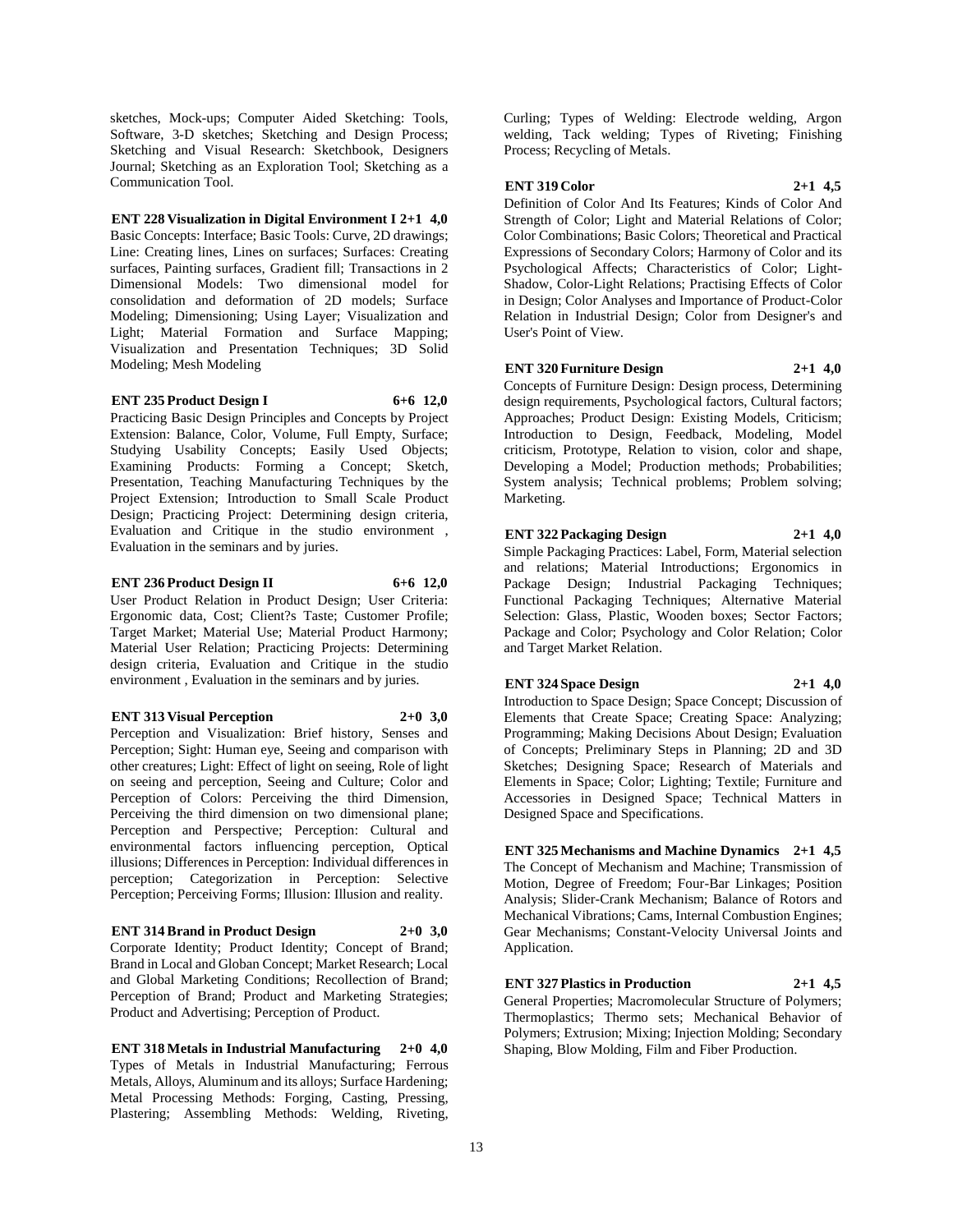sketches, Mock-ups; Computer Aided Sketching: Tools, Software, 3-D sketches; Sketching and Design Process; Sketching and Visual Research: Sketchbook, Designers Journal; Sketching as an Exploration Tool; Sketching as a Communication Tool.

**ENT 228 Visualization in Digital Environment I 2+1 4,0**

Basic Concepts: Interface; Basic Tools: Curve, 2D drawings; Line: Creating lines, Lines on surfaces; Surfaces: Creating surfaces, Painting surfaces, Gradient fill; Transactions in 2 Dimensional Models: Two dimensional model for consolidation and deformation of 2D models; Surface Modeling; Dimensioning; Using Layer; Visualization and Light; Material Formation and Surface Mapping; Visualization and Presentation Techniques; 3D Solid Modeling; Mesh Modeling

**ENT 235 Product Design I 6+6 12,0**

Practicing Basic Design Principles and Concepts by Project Extension: Balance, Color, Volume, Full Empty, Surface; Studying Usability Concepts; Easily Used Objects; Examining Products: Forming a Concept; Sketch, Presentation, Teaching Manufacturing Techniques by the Project Extension; Introduction to Small Scale Product Design; Practicing Project: Determining design criteria, Evaluation and Critique in the studio environment , Evaluation in the seminars and by juries.

**ENT 236 Product Design II 6+6 12,0**

User Product Relation in Product Design; User Criteria: Ergonomic data, Cost; Client?s Taste; Customer Profile; Target Market; Material Use; Material Product Harmony; Material User Relation; Practicing Projects: Determining design criteria, Evaluation and Critique in the studio environment , Evaluation in the seminars and by juries.

**ENT 313 Visual Perception 2+0 3,0**

Perception and Visualization: Brief history, Senses and Perception; Sight: Human eye, Seeing and comparison with other creatures; Light: Effect of light on seeing, Role of light on seeing and perception, Seeing and Culture; Color and Perception of Colors: Perceiving the third Dimension, Perceiving the third dimension on two dimensional plane; Perception and Perspective; Perception: Cultural and environmental factors influencing perception, Optical illusions; Differences in Perception: Individual differences in perception; Categorization in Perception: Selective Perception; Perceiving Forms; Illusion: Illusion and reality.

**ENT 314 Brand in Product Design 2+0 3,0**

Corporate Identity; Product Identity; Concept of Brand; Brand in Local and Globan Concept; Market Research; Local and Global Marketing Conditions; Recollection of Brand; Perception of Brand; Product and Marketing Strategies; Product and Advertising; Perception of Product.

**ENT 318 Metals in Industrial Manufacturing 2+0 4,0**

Types of Metals in Industrial Manufacturing; Ferrous Metals, Alloys, Aluminum and its alloys; Surface Hardening; Metal Processing Methods: Forging, Casting, Pressing, Plastering; Assembling Methods: Welding, Riveting, Curling; Types of Welding: Electrode welding, Argon welding, Tack welding; Types of Riveting; Finishing Process; Recycling of Metals.

**ENT 319 Color 2+1 4,5**

Definition of Color And Its Features; Kinds of Color And Strength of Color; Light and Material Relations of Color; Color Combinations; Basic Colors; Theoretical and Practical Expressions of Secondary Colors; Harmony of Color and its Psychological Affects; Characteristics of Color; Light-Shadow, Color-Light Relations; Practising Effects of Color in Design; Color Analyses and Importance of Product-Color Relation in Industrial Design; Color from Designer's and User's Point of View.

**ENT 320 Furniture Design 2+1 4,0**

Concepts of Furniture Design: Design process, Determining design requirements, Psychological factors, Cultural factors; Approaches; Product Design: Existing Models, Criticism; Introduction to Design, Feedback, Modeling, Model criticism, Prototype, Relation to vision, color and shape, Developing a Model; Production methods; Probabilities; System analysis; Technical problems; Problem solving; Marketing.

**ENT 322 Packaging Design 2+1 4,0**

Simple Packaging Practices: Label, Form, Material selection and relations; Material Introductions; Ergonomics in Package Design; Industrial Packaging Techniques; Functional Packaging Techniques; Alternative Material Selection: Glass, Plastic, Wooden boxes; Sector Factors; Package and Color; Psychology and Color Relation; Color and Target Market Relation.

**ENT 324 Space Design 2+1 4,0**

Introduction to Space Design; Space Concept; Discussion of Elements that Create Space; Creating Space: Analyzing; Programming; Making Decisions About Design; Evaluation of Concepts; Preliminary Steps in Planning; 2D and 3D Sketches; Designing Space; Research of Materials and Elements in Space; Color; Lighting; Textile; Furniture and Accessories in Designed Space; Technical Matters in Designed Space and Specifications.

**ENT 325 Mechanisms and Machine Dynamics 2+1 4,5**

The Concept of Mechanism and Machine; Transmission of Motion, Degree of Freedom; Four-Bar Linkages; Position Analysis; Slider-Crank Mechanism; Balance of Rotors and Mechanical Vibrations; Cams, Internal Combustion Engines; Gear Mechanisms; Constant-Velocity Universal Joints and Application.

**ENT 327 Plastics in Production 2+1 4,5**

General Properties; Macromolecular Structure of Polymers; Thermoplastics; Thermo sets; Mechanical Behavior of Polymers; Extrusion; Mixing; Injection Molding; Secondary Shaping, Blow Molding, Film and Fiber Production.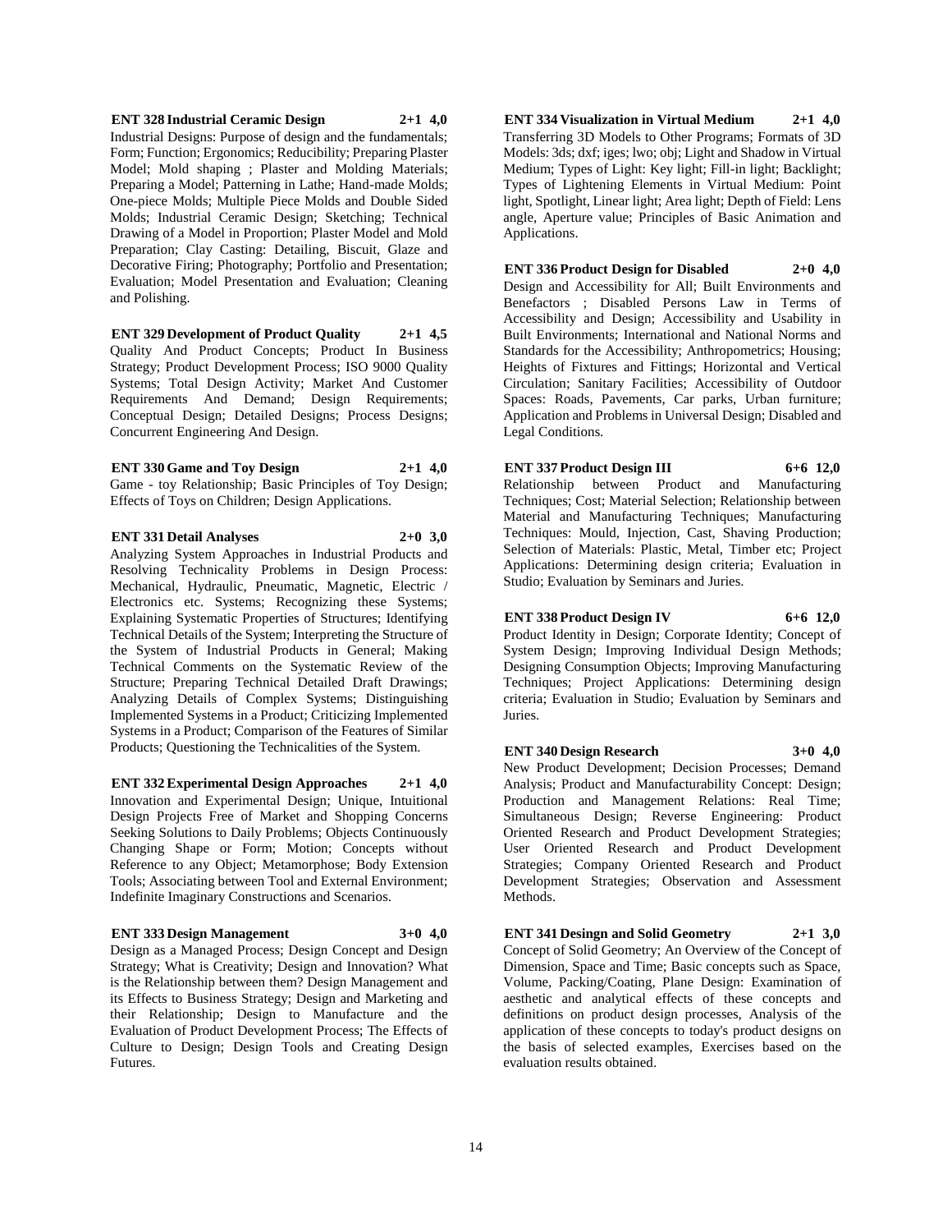**ENT 328 Industrial Ceramic Design 2+1 4,0**

Industrial Designs: Purpose of design and the fundamentals; Form; Function; Ergonomics; Reducibility; Preparing Plaster Model; Mold shaping ; Plaster and Molding Materials; Preparing a Model; Patterning in Lathe; Hand-made Molds; One-piece Molds; Multiple Piece Molds and Double Sided Molds; Industrial Ceramic Design; Sketching; Technical Drawing of a Model in Proportion; Plaster Model and Mold Preparation; Clay Casting: Detailing, Biscuit, Glaze and Decorative Firing; Photography; Portfolio and Presentation; Evaluation; Model Presentation and Evaluation; Cleaning and Polishing.

**ENT 329 Development of Product Quality 2+1 4,5**

Quality And Product Concepts; Product In Business Strategy; Product Development Process; ISO 9000 Quality Systems; Total Design Activity; Market And Customer Requirements And Demand; Design Requirements; Conceptual Design; Detailed Designs; Process Designs; Concurrent Engineering And Design.

**ENT 330 Game and Toy Design 2+1 4,0**

Game - toy Relationship; Basic Principles of Toy Design; Effects of Toys on Children; Design Applications.

**ENT 331 Detail Analyses 2+0 3,0**

Analyzing System Approaches in Industrial Products and Resolving Technicality Problems in Design Process: Mechanical, Hydraulic, Pneumatic, Magnetic, Electric / Electronics etc. Systems; Recognizing these Systems; Explaining Systematic Properties of Structures; Identifying Technical Details of the System; Interpreting the Structure of the System of Industrial Products in General; Making Technical Comments on the Systematic Review of the Structure; Preparing Technical Detailed Draft Drawings; Analyzing Details of Complex Systems; Distinguishing Implemented Systems in a Product; Criticizing Implemented Systems in a Product; Comparison of the Features of Similar Products; Questioning the Technicalities of the System.

**ENT 332 Experimental Design Approaches 2+1 4,0**

Innovation and Experimental Design; Unique, Intuitional Design Projects Free of Market and Shopping Concerns Seeking Solutions to Daily Problems; Objects Continuously Changing Shape or Form; Motion; Concepts without Reference to any Object; Metamorphose; Body Extension Tools; Associating between Tool and External Environment; Indefinite Imaginary Constructions and Scenarios.

**ENT 333 Design Management 3+0 4,0**

Design as a Managed Process; Design Concept and Design Strategy; What is Creativity; Design and Innovation? What is the Relationship between them? Design Management and its Effects to Business Strategy; Design and Marketing and their Relationship; Design to Manufacture and the Evaluation of Product Development Process; The Effects of Culture to Design; Design Tools and Creating Design Futures.

**ENT 334 Visualization in Virtual Medium 2+1 4,0**

Transferring 3D Models to Other Programs; Formats of 3D Models: 3ds; dxf; iges; lwo; obj; Light and Shadow in Virtual Medium; Types of Light: Key light; Fill-in light; Backlight; Types of Lightening Elements in Virtual Medium: Point light, Spotlight, Linear light; Area light; Depth of Field: Lens angle, Aperture value; Principles of Basic Animation and Applications.

**ENT 336 Product Design for Disabled 2+0 4,0**

Design and Accessibility for All; Built Environments and Benefactors ; Disabled Persons Law in Terms of Accessibility and Design; Accessibility and Usability in Built Environments; International and National Norms and Standards for the Accessibility; Anthropometrics; Housing; Heights of Fixtures and Fittings; Horizontal and Vertical Circulation; Sanitary Facilities; Accessibility of Outdoor Spaces: Roads, Pavements, Car parks, Urban furniture; Application and Problems in Universal Design; Disabled and Legal Conditions.

**ENT 337 Product Design III 6+6 12,0**

Relationship between Product and Manufacturing Techniques; Cost; Material Selection; Relationship between Material and Manufacturing Techniques; Manufacturing Techniques: Mould, Injection, Cast, Shaving Production; Selection of Materials: Plastic, Metal, Timber etc; Project Applications: Determining design criteria; Evaluation in Studio; Evaluation by Seminars and Juries.

**ENT 338 Product Design IV 6+6 12,0**

Product Identity in Design; Corporate Identity; Concept of System Design; Improving Individual Design Methods; Designing Consumption Objects; Improving Manufacturing Techniques; Project Applications: Determining design criteria; Evaluation in Studio; Evaluation by Seminars and Juries.

**ENT 340 Design Research 3+0 4,0**

New Product Development; Decision Processes; Demand Analysis; Product and Manufacturability Concept: Design; Production and Management Relations: Real Time; Simultaneous Design; Reverse Engineering: Product Oriented Research and Product Development Strategies; User Oriented Research and Product Development Strategies; Company Oriented Research and Product Development Strategies; Observation and Assessment Methods.

**ENT 341 Desingn and Solid Geometry 2+1 3,0**

Concept of Solid Geometry; An Overview of the Concept of Dimension, Space and Time; Basic concepts such as Space, Volume, Packing/Coating, Plane Design: Examination of aesthetic and analytical effects of these concepts and definitions on product design processes, Analysis of the application of these concepts to today's product designs on the basis of selected examples, Exercises based on the evaluation results obtained.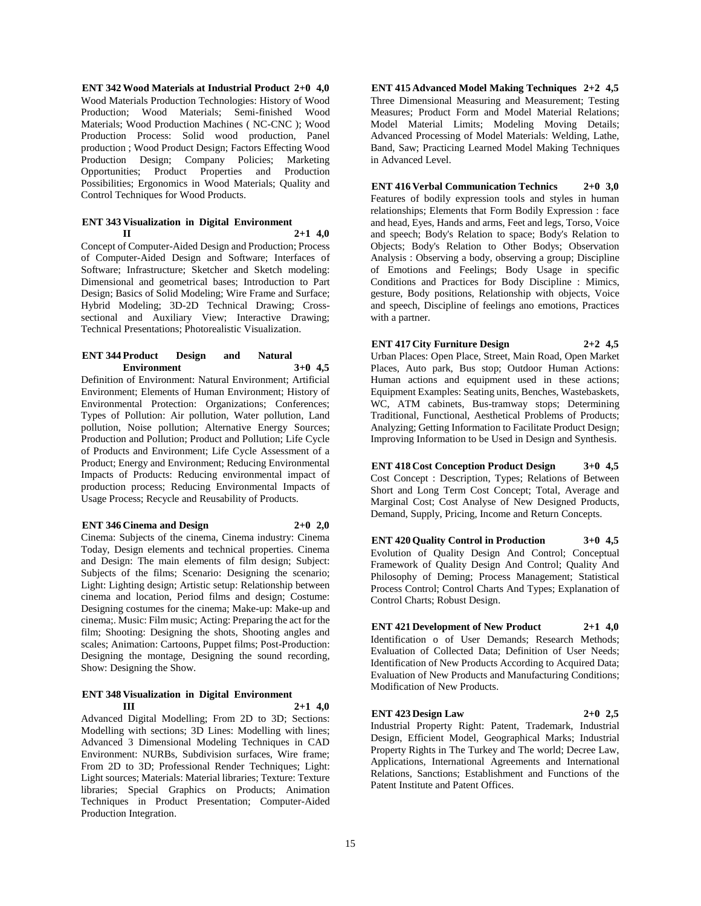**ENT 342 Wood Materials at Industrial Product 2+0 4,0**

Wood Materials Production Technologies: History of Wood Production; Wood Materials; Semi-finished Wood Materials; Wood Production Machines ( NC-CNC ); Wood Production Process: Solid wood production, Panel production ; Wood Product Design; Factors Effecting Wood Production Design; Company Policies; Marketing Opportunities; Product Properties and Production Possibilities; Ergonomics in Wood Materials; Quality and Control Techniques for Wood Products.

**ENT 343 Visualization in Digital Environment II 2+1 4,0**

Concept of Computer-Aided Design and Production; Process of Computer-Aided Design and Software; Interfaces of Software; Infrastructure; Sketcher and Sketch modeling: Dimensional and geometrical bases; Introduction to Part Design; Basics of Solid Modeling; Wire Frame and Surface; Hybrid Modeling; 3D-2D Technical Drawing; Cross-sectional and Auxiliary View; Interactive Drawing; Technical Presentations; Photorealistic Visualization.

**ENT 344 Product Design and Natural Environment 3+0 4,5**

Definition of Environment: Natural Environment; Artificial Environment; Elements of Human Environment; History of Environmental Protection: Organizations; Conferences; Types of Pollution: Air pollution, Water pollution, Land pollution, Noise pollution; Alternative Energy Sources; Production and Pollution; Product and Pollution; Life Cycle of Products and Environment; Life Cycle Assessment of a Product; Energy and Environment; Reducing Environmental Impacts of Products: Reducing environmental impact of production process; Reducing Environmental Impacts of Usage Process; Recycle and Reusability of Products.

**ENT 346 Cinema and Design 2+0 2,0**

Cinema: Subjects of the cinema, Cinema industry: Cinema Today, Design elements and technical properties. Cinema and Design: The main elements of film design; Subject: Subjects of the films; Scenario: Designing the scenario; Light: Lighting design; Artistic setup: Relationship between cinema and location, Period films and design; Costume: Designing costumes for the cinema; Make-up: Make-up and cinema;. Music: Film music; Acting: Preparing the act for the film; Shooting: Designing the shots, Shooting angles and scales; Animation: Cartoons, Puppet films; Post-Production: Designing the montage, Designing the sound recording, Show: Designing the Show.

**ENT 348 Visualization in Digital Environment III 2+1 4,0**

Advanced Digital Modelling; From 2D to 3D; Sections: Modelling with sections; 3D Lines: Modelling with lines; Advanced 3 Dimensional Modeling Techniques in CAD Environment: NURBs, Subdivision surfaces, Wire frame; From 2D to 3D; Professional Render Techniques; Light: Light sources; Materials: Material libraries; Texture: Texture libraries; Special Graphics on Products; Animation Techniques in Product Presentation; Computer-Aided Production Integration.

**ENT 415 Advanced Model Making Techniques 2+2 4,5**

Three Dimensional Measuring and Measurement; Testing Measures; Product Form and Model Material Relations; Model Material Limits; Modeling Moving Details; Advanced Processing of Model Materials: Welding, Lathe, Band, Saw; Practicing Learned Model Making Techniques in Advanced Level.

**ENT 416 Verbal Communication Technics 2+0 3,0**

Features of bodily expression tools and styles in human relationships; Elements that Form Bodily Expression : face and head, Eyes, Hands and arms, Feet and legs, Torso, Voice and speech; Body's Relation to space; Body's Relation to Objects; Body's Relation to Other Bodys; Observation Analysis : Observing a body, observing a group; Discipline of Emotions and Feelings; Body Usage in specific Conditions and Practices for Body Discipline : Mimics, gesture, Body positions, Relationship with objects, Voice and speech, Discipline of feelings ano emotions, Practices with a partner.

**ENT 417 City Furniture Design 2+2 4,5**

Urban Places: Open Place, Street, Main Road, Open Market Places, Auto park, Bus stop; Outdoor Human Actions: Human actions and equipment used in these actions; Equipment Examples: Seating units, Benches, Wastebaskets, WC, ATM cabinets, Bus-tramway stops; Determining Traditional, Functional, Aesthetical Problems of Products; Analyzing; Getting Information to Facilitate Product Design; Improving Information to be Used in Design and Synthesis.

**ENT 418 Cost Conception Product Design 3+0 4,5**

Cost Concept : Description, Types; Relations of Between Short and Long Term Cost Concept; Total, Average and Marginal Cost; Cost Analyse of New Designed Products, Demand, Supply, Pricing, Income and Return Concepts.

**ENT 420 Quality Control in Production 3+0 4,5**

Evolution of Quality Design And Control; Conceptual Framework of Quality Design And Control; Quality And Philosophy of Deming; Process Management; Statistical Process Control; Control Charts And Types; Explanation of Control Charts; Robust Design.

**ENT 421 Development of New Product 2+1 4,0**

Identification o of User Demands; Research Methods; Evaluation of Collected Data; Definition of User Needs; Identification of New Products According to Acquired Data; Evaluation of New Products and Manufacturing Conditions; Modification of New Products.

**ENT 423 Design Law 2+0 2,5**

Industrial Property Right: Patent, Trademark, Industrial Design, Efficient Model, Geographical Marks; Industrial Property Rights in The Turkey and The world; Decree Law, Applications, International Agreements and International Relations, Sanctions; Establishment and Functions of the Patent Institute and Patent Offices.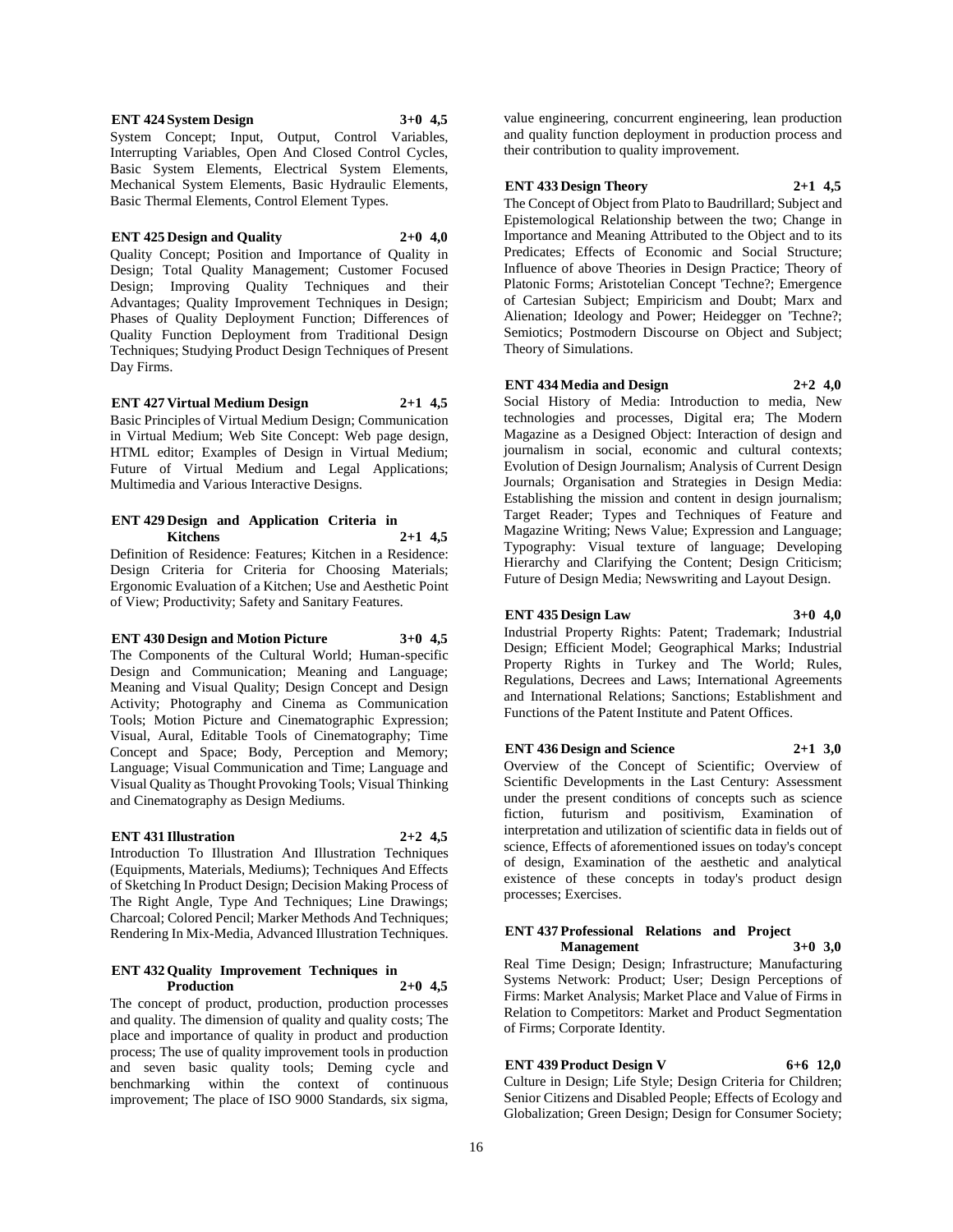**ENT 424 System Design 3+0 4,5**

System Concept; Input, Output, Control Variables, Interrupting Variables, Open And Closed Control Cycles, Basic System Elements, Electrical System Elements, Mechanical System Elements, Basic Hydraulic Elements, Basic Thermal Elements, Control Element Types.

**ENT 425 Design and Quality 2+0 4,0**

Quality Concept; Position and Importance of Quality in Design; Total Quality Management; Customer Focused Design; Improving Quality Techniques and their Advantages; Quality Improvement Techniques in Design; Phases of Quality Deployment Function; Differences of Quality Function Deployment from Traditional Design Techniques; Studying Product Design Techniques of Present Day Firms.

**ENT 427 Virtual Medium Design 2+1 4,5**

Basic Principles of Virtual Medium Design; Communication in Virtual Medium; Web Site Concept: Web page design, HTML editor; Examples of Design in Virtual Medium; Future of Virtual Medium and Legal Applications; Multimedia and Various Interactive Designs.

**ENT 429 Design and Application Criteria in Kitchens 2+1 4,5**

Definition of Residence: Features; Kitchen in a Residence: Design Criteria for Criteria for Choosing Materials; Ergonomic Evaluation of a Kitchen; Use and Aesthetic Point of View; Productivity; Safety and Sanitary Features.

**ENT 430 Design and Motion Picture 3+0 4,5**

The Components of the Cultural World; Human-specific Design and Communication; Meaning and Language; Meaning and Visual Quality; Design Concept and Design Activity; Photography and Cinema as Communication Tools; Motion Picture and Cinematographic Expression; Visual, Aural, Editable Tools of Cinematography; Time Concept and Space; Body, Perception and Memory; Language; Visual Communication and Time; Language and Visual Quality as Thought Provoking Tools; Visual Thinking and Cinematography as Design Mediums.

**ENT 431 Illustration 2+2 4,5**

Introduction To Illustration And Illustration Techniques (Equipments, Materials, Mediums); Techniques And Effects of Sketching In Product Design; Decision Making Process of The Right Angle, Type And Techniques; Line Drawings; Charcoal; Colored Pencil; Marker Methods And Techniques; Rendering In Mix-Media, Advanced Illustration Techniques.

**ENT 432 Quality Improvement Techniques in Production 2+0 4,5**

The concept of product, production, production processes and quality. The dimension of quality and quality costs; The place and importance of quality in product and production process; The use of quality improvement tools in production and seven basic quality tools; Deming cycle and benchmarking within the context of continuous improvement; The place of ISO 9000 Standards, six sigma, value engineering, concurrent engineering, lean production and quality function deployment in production process and their contribution to quality improvement.

**ENT 433 Design Theory 2+1 4,5**

The Concept of Object from Plato to Baudrillard; Subject and Epistemological Relationship between the two; Change in Importance and Meaning Attributed to the Object and to its Predicates; Effects of Economic and Social Structure; Influence of above Theories in Design Practice; Theory of Platonic Forms; Aristotelian Concept 'Techne?; Emergence of Cartesian Subject; Empiricism and Doubt; Marx and Alienation; Ideology and Power; Heidegger on 'Techne?; Semiotics; Postmodern Discourse on Object and Subject; Theory of Simulations.

**ENT 434 Media and Design 2+2 4,0**

Social History of Media: Introduction to media, New technologies and processes, Digital era; The Modern Magazine as a Designed Object: Interaction of design and journalism in social, economic and cultural contexts; Evolution of Design Journalism; Analysis of Current Design Journals; Organisation and Strategies in Design Media: Establishing the mission and content in design journalism; Target Reader; Types and Techniques of Feature and Magazine Writing; News Value; Expression and Language; Typography: Visual texture of language; Developing Hierarchy and Clarifying the Content; Design Criticism; Future of Design Media; Newswriting and Layout Design.

**ENT 435 Design Law 3+0 4,0**

Industrial Property Rights: Patent; Trademark; Industrial Design; Efficient Model; Geographical Marks; Industrial Property Rights in Turkey and The World; Rules, Regulations, Decrees and Laws; International Agreements and International Relations; Sanctions; Establishment and Functions of the Patent Institute and Patent Offices.

**ENT 436 Design and Science 2+1 3,0**

Overview of the Concept of Scientific; Overview of Scientific Developments in the Last Century: Assessment under the present conditions of concepts such as science fiction, futurism and positivism, Examination of interpretation and utilization of scientific data in fields out of science, Effects of aforementioned issues on today's concept of design, Examination of the aesthetic and analytical existence of these concepts in today's product design processes; Exercises.

**ENT 437 Professional Relations and Project Management 3+0 3,0**

Real Time Design; Design; Infrastructure; Manufacturing Systems Network: Product; User; Design Perceptions of Firms: Market Analysis; Market Place and Value of Firms in Relation to Competitors: Market and Product Segmentation of Firms; Corporate Identity.

**ENT 439 Product Design V 6+6 12,0**

Culture in Design; Life Style; Design Criteria for Children; Senior Citizens and Disabled People; Effects of Ecology and Globalization; Green Design; Design for Consumer Society;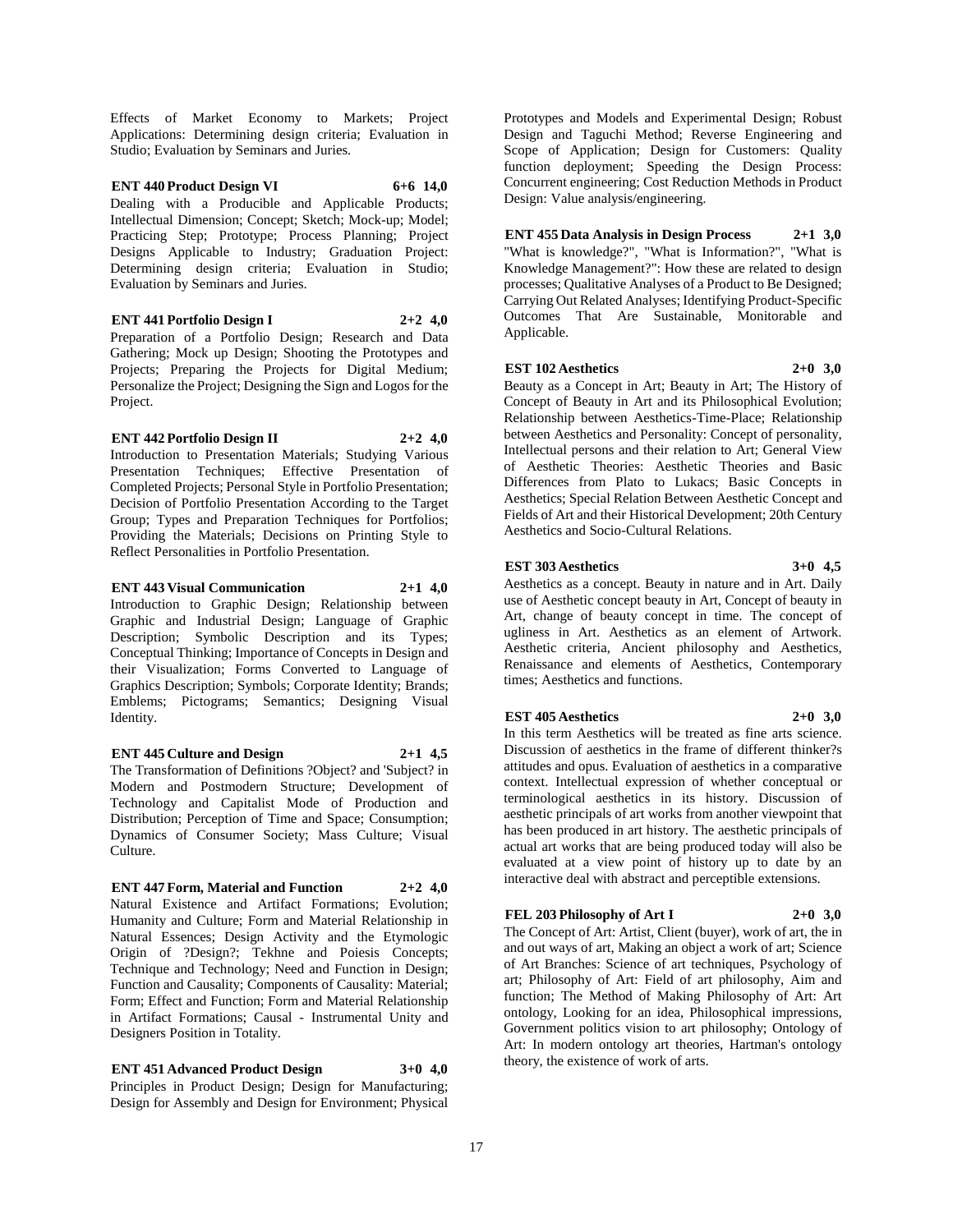Effects of Market Economy to Markets; Project Applications: Determining design criteria; Evaluation in Studio; Evaluation by Seminars and Juries.

**ENT 440 Product Design VI 6+6 14,0**

Dealing with a Producible and Applicable Products; Intellectual Dimension; Concept; Sketch; Mock-up; Model; Practicing Step; Prototype; Process Planning; Project Designs Applicable to Industry; Graduation Project: Determining design criteria; Evaluation in Studio; Evaluation by Seminars and Juries.

**ENT 441 Portfolio Design I 2+2 4,0**

Preparation of a Portfolio Design; Research and Data Gathering; Mock up Design; Shooting the Prototypes and Projects; Preparing the Projects for Digital Medium; Personalize the Project; Designing the Sign and Logos for the Project.

**ENT 442 Portfolio Design II 2+2 4,0**

Introduction to Presentation Materials; Studying Various Presentation Techniques; Effective Presentation of Completed Projects; Personal Style in Portfolio Presentation; Decision of Portfolio Presentation According to the Target Group; Types and Preparation Techniques for Portfolios; Providing the Materials; Decisions on Printing Style to Reflect Personalities in Portfolio Presentation.

**ENT 443 Visual Communication 2+1 4,0**

Introduction to Graphic Design; Relationship between Graphic and Industrial Design; Language of Graphic Description; Symbolic Description and its Types; Conceptual Thinking; Importance of Concepts in Design and their Visualization; Forms Converted to Language of Graphics Description; Symbols; Corporate Identity; Brands; Emblems; Pictograms; Semantics; Designing Visual Identity.

**ENT 445 Culture and Design 2+1 4,5**

The Transformation of Definitions ?Object? and 'Subject? in Modern and Postmodern Structure; Development of Technology and Capitalist Mode of Production and Distribution; Perception of Time and Space; Consumption; Dynamics of Consumer Society; Mass Culture; Visual Culture.

**ENT 447 Form, Material and Function 2+2 4,0**

Natural Existence and Artifact Formations; Evolution; Humanity and Culture; Form and Material Relationship in Natural Essences; Design Activity and the Etymologic Origin of ?Design?; Tekhne and Poiesis Concepts; Technique and Technology; Need and Function in Design; Function and Causality; Components of Causality: Material; Form; Effect and Function; Form and Material Relationship in Artifact Formations; Causal - Instrumental Unity and Designers Position in Totality.

**ENT 451 Advanced Product Design 3+0 4,0**

Principles in Product Design; Design for Manufacturing; Design for Assembly and Design for Environment; Physical Prototypes and Models and Experimental Design; Robust Design and Taguchi Method; Reverse Engineering and Scope of Application; Design for Customers: Quality function deployment; Speeding the Design Process: Concurrent engineering; Cost Reduction Methods in Product Design: Value analysis/engineering.

**ENT 455 Data Analysis in Design Process 2+1 3,0**

"What is knowledge?", "What is Information?", "What is Knowledge Management?": How these are related to design processes; Qualitative Analyses of a Product to Be Designed; Carrying Out Related Analyses; Identifying Product-Specific Outcomes That Are Sustainable, Monitorable and Applicable.

**EST 102 Aesthetics 2+0 3,0**

Beauty as a Concept in Art; Beauty in Art; The History of Concept of Beauty in Art and its Philosophical Evolution; Relationship between Aesthetics-Time-Place; Relationship between Aesthetics and Personality: Concept of personality, Intellectual persons and their relation to Art; General View of Aesthetic Theories: Aesthetic Theories and Basic Differences from Plato to Lukacs; Basic Concepts in Aesthetics; Special Relation Between Aesthetic Concept and Fields of Art and their Historical Development; 20th Century Aesthetics and Socio-Cultural Relations.

**EST 303 Aesthetics 3+0 4,5**

Aesthetics as a concept. Beauty in nature and in Art. Daily use of Aesthetic concept beauty in Art, Concept of beauty in Art, change of beauty concept in time. The concept of ugliness in Art. Aesthetics as an element of Artwork. Aesthetic criteria, Ancient philosophy and Aesthetics, Renaissance and elements of Aesthetics, Contemporary times; Aesthetics and functions.

**EST 405 Aesthetics 2+0 3,0**

In this term Aesthetics will be treated as fine arts science. Discussion of aesthetics in the frame of different thinker?s attitudes and opus. Evaluation of aesthetics in a comparative context. Intellectual expression of whether conceptual or terminological aesthetics in its history. Discussion of aesthetic principals of art works from another viewpoint that has been produced in art history. The aesthetic principals of actual art works that are being produced today will also be evaluated at a view point of history up to date by an interactive deal with abstract and perceptible extensions.

**FEL 203 Philosophy of Art I 2+0 3,0**

The Concept of Art: Artist, Client (buyer), work of art, the in and out ways of art, Making an object a work of art; Science of Art Branches: Science of art techniques, Psychology of art; Philosophy of Art: Field of art philosophy, Aim and function; The Method of Making Philosophy of Art: Art ontology, Looking for an idea, Philosophical impressions, Government politics vision to art philosophy; Ontology of Art: In modern ontology art theories, Hartman's ontology theory, the existence of work of arts.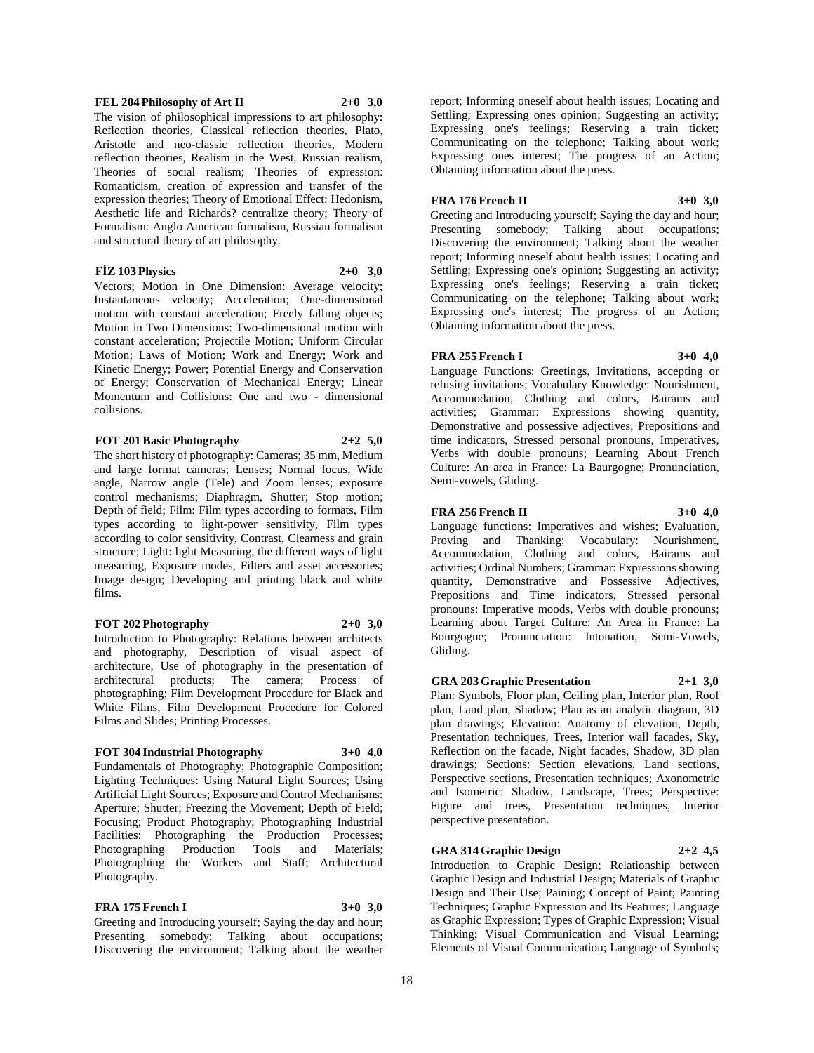**FEL 204 Philosophy of Art II 2+0 3,0**

The vision of philosophical impressions to art philosophy: Reflection theories, Classical reflection theories, Plato, Aristotle and neo-classic reflection theories, Modern reflection theories, Realism in the West, Russian realism, Theories of social realism; Theories of expression: Romanticism, creation of expression and transfer of the expression theories; Theory of Emotional Effect: Hedonism, Aesthetic life and Richards? centralize theory; Theory of Formalism: Anglo American formalism, Russian formalism and structural theory of art philosophy.

**FİZ 103 Physics 2+0 3,0**

Vectors; Motion in One Dimension: Average velocity; Instantaneous velocity; Acceleration; One-dimensional motion with constant acceleration; Freely falling objects; Motion in Two Dimensions: Two-dimensional motion with constant acceleration; Projectile Motion; Uniform Circular Motion; Laws of Motion; Work and Energy; Work and Kinetic Energy; Power; Potential Energy and Conservation of Energy; Conservation of Mechanical Energy; Linear Momentum and Collisions: One and two - dimensional collisions.

**FOT 201 Basic Photography 2+2 5,0**

The short history of photography: Cameras; 35 mm, Medium and large format cameras; Lenses; Normal focus, Wide angle, Narrow angle (Tele) and Zoom lenses; exposure control mechanisms; Diaphragm, Shutter; Stop motion; Depth of field; Film: Film types according to formats, Film types according to light-power sensitivity, Film types according to color sensitivity, Contrast, Clearness and grain structure; Light: light Measuring, the different ways of light measuring, Exposure modes, Filters and asset accessories; Image design; Developing and printing black and white films.

**FOT 202 Photography 2+0 3,0**

Introduction to Photography: Relations between architects and photography, Description of visual aspect of architecture, Use of photography in the presentation of architectural products; The camera; Process of photographing; Film Development Procedure for Black and White Films, Film Development Procedure for Colored Films and Slides; Printing Processes.

**FOT 304 Industrial Photography 3+0 4,0**

Fundamentals of Photography; Photographic Composition; Lighting Techniques: Using Natural Light Sources; Using Artificial Light Sources; Exposure and Control Mechanisms: Aperture; Shutter; Freezing the Movement; Depth of Field; Focusing; Product Photography; Photographing Industrial Facilities: Photographing the Production Processes; Photographing Production Tools and Materials; Photographing the Workers and Staff; Architectural Photography.

**FRA 175 French I 3+0 3,0**

Greeting and Introducing yourself; Saying the day and hour; Presenting somebody; Talking about occupations; Discovering the environment; Talking about the weather report; Informing oneself about health issues; Locating and Settling; Expressing ones opinion; Suggesting an activity; Expressing one's feelings; Reserving a train ticket; Communicating on the telephone; Talking about work; Expressing ones interest; The progress of an Action; Obtaining information about the press.

**FRA 176 French II 3+0 3,0**

Greeting and Introducing yourself; Saying the day and hour; Presenting somebody; Talking about occupations; Discovering the environment; Talking about the weather report; Informing oneself about health issues; Locating and Settling; Expressing one's opinion; Suggesting an activity; Expressing one's feelings; Reserving a train ticket; Communicating on the telephone; Talking about work; Expressing one's interest; The progress of an Action; Obtaining information about the press.

**FRA 255 French I 3+0 4,0**

Language Functions: Greetings, Invitations, accepting or refusing invitations; Vocabulary Knowledge: Nourishment, Accommodation, Clothing and colors, Bairams and activities; Grammar: Expressions showing quantity, Demonstrative and possessive adjectives, Prepositions and time indicators, Stressed personal pronouns, Imperatives, Verbs with double pronouns; Learning About French Culture: An area in France: La Baurgogne; Pronunciation, Semi-vowels, Gliding.

**FRA 256 French II 3+0 4,0**

Language functions: Imperatives and wishes; Evaluation, Proving and Thanking; Vocabulary: Nourishment, Accommodation, Clothing and colors, Bairams and activities; Ordinal Numbers; Grammar: Expressions showing quantity, Demonstrative and Possessive Adjectives, Prepositions and Time indicators, Stressed personal pronouns: Imperative moods, Verbs with double pronouns; Learning about Target Culture: An Area in France: La Bourgogne; Pronunciation: Intonation, Semi-Vowels, Gliding.

**GRA 203 Graphic Presentation 2+1 3,0**

Plan: Symbols, Floor plan, Ceiling plan, Interior plan, Roof plan, Land plan, Shadow; Plan as an analytic diagram, 3D plan drawings; Elevation: Anatomy of elevation, Depth, Presentation techniques, Trees, Interior wall facades, Sky, Reflection on the facade, Night facades, Shadow, 3D plan drawings; Sections: Section elevations, Land sections, Perspective sections, Presentation techniques; Axonometric and Isometric: Shadow, Landscape, Trees; Perspective: Figure and trees, Presentation techniques, Interior perspective presentation.

**GRA 314 Graphic Design 2+2 4,5**

Introduction to Graphic Design; Relationship between Graphic Design and Industrial Design; Materials of Graphic Design and Their Use; Paining; Concept of Paint; Painting Techniques; Graphic Expression and Its Features; Language as Graphic Expression; Types of Graphic Expression; Visual Thinking; Visual Communication and Visual Learning; Elements of Visual Communication; Language of Symbols;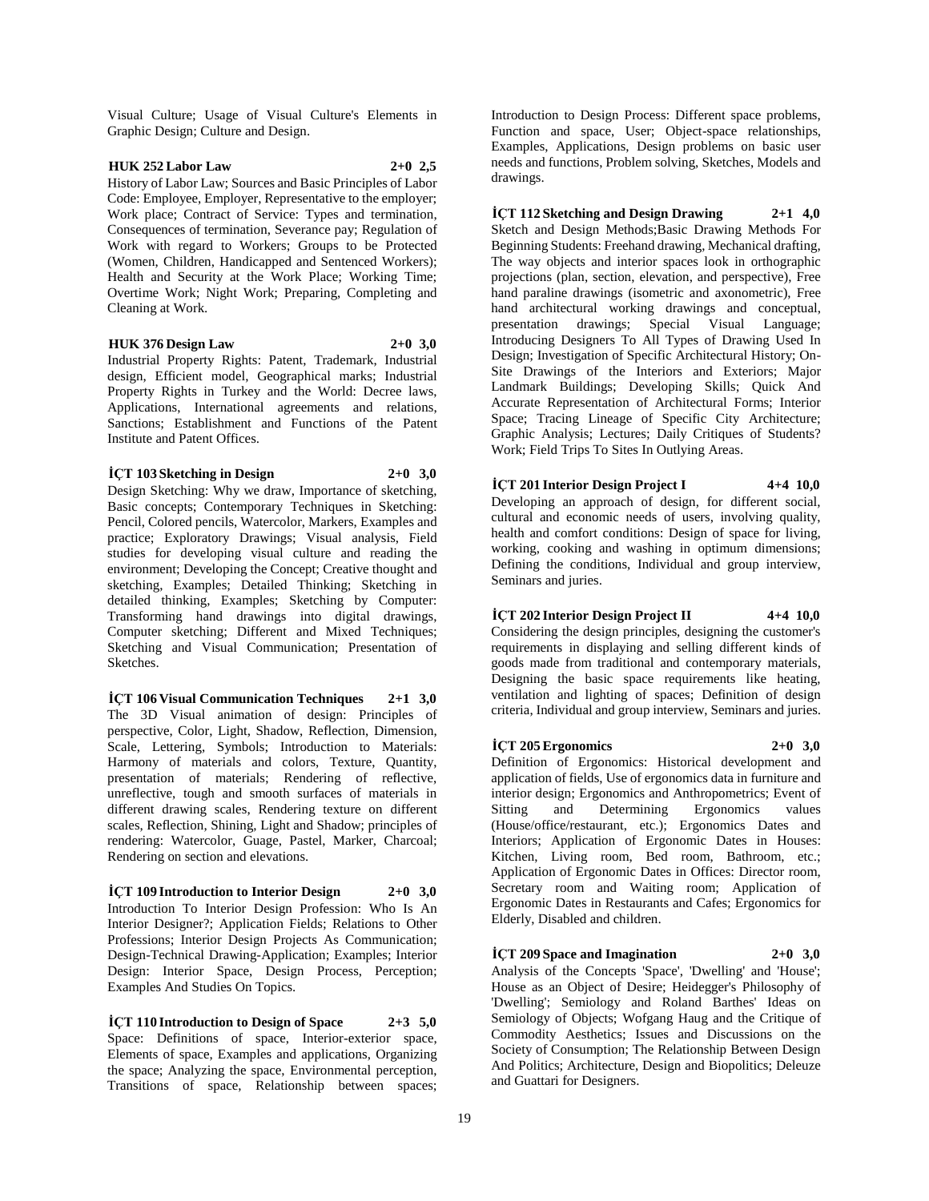Visual Culture; Usage of Visual Culture's Elements in Graphic Design; Culture and Design.

**HUK 252 Labor Law 2+0 2,5**

History of Labor Law; Sources and Basic Principles of Labor Code: Employee, Employer, Representative to the employer; Work place; Contract of Service: Types and termination, Consequences of termination, Severance pay; Regulation of Work with regard to Workers; Groups to be Protected (Women, Children, Handicapped and Sentenced Workers); Health and Security at the Work Place; Working Time; Overtime Work; Night Work; Preparing, Completing and Cleaning at Work.

**HUK 376 Design Law 2+0 3,0**

Industrial Property Rights: Patent, Trademark, Industrial design, Efficient model, Geographical marks; Industrial Property Rights in Turkey and the World: Decree laws, Applications, International agreements and relations, Sanctions; Establishment and Functions of the Patent Institute and Patent Offices.

**İÇT 103 Sketching in Design 2+0 3,0**

Design Sketching: Why we draw, Importance of sketching, Basic concepts; Contemporary Techniques in Sketching: Pencil, Colored pencils, Watercolor, Markers, Examples and practice; Exploratory Drawings; Visual analysis, Field studies for developing visual culture and reading the environment; Developing the Concept; Creative thought and sketching, Examples; Detailed Thinking; Sketching in detailed thinking, Examples; Sketching by Computer: Transforming hand drawings into digital drawings, Computer sketching; Different and Mixed Techniques; Sketching and Visual Communication; Presentation of Sketches.

**İÇT 106 Visual Communication Techniques 2+1 3,0**

The 3D Visual animation of design: Principles of perspective, Color, Light, Shadow, Reflection, Dimension, Scale, Lettering, Symbols; Introduction to Materials: Harmony of materials and colors, Texture, Quantity, presentation of materials; Rendering of reflective, unreflective, tough and smooth surfaces of materials in different drawing scales, Rendering texture on different scales, Reflection, Shining, Light and Shadow; principles of rendering: Watercolor, Guage, Pastel, Marker, Charcoal; Rendering on section and elevations.

**İÇT 109 Introduction to Interior Design 2+0 3,0**

Introduction To Interior Design Profession: Who Is An Interior Designer?; Application Fields; Relations to Other Professions; Interior Design Projects As Communication; Design-Technical Drawing-Application; Examples; Interior Design: Interior Space, Design Process, Perception; Examples And Studies On Topics.

**İÇT 110 Introduction to Design of Space 2+3 5,0**

Space: Definitions of space, Interior-exterior space, Elements of space, Examples and applications, Organizing the space; Analyzing the space, Environmental perception, Transitions of space, Relationship between spaces; Introduction to Design Process: Different space problems, Function and space, User; Object-space relationships, Examples, Applications, Design problems on basic user needs and functions, Problem solving, Sketches, Models and drawings.

**İÇT 112 Sketching and Design Drawing 2+1 4,0**

Sketch and Design Methods;Basic Drawing Methods For Beginning Students: Freehand drawing, Mechanical drafting, The way objects and interior spaces look in orthographic projections (plan, section, elevation, and perspective), Free hand paraline drawings (isometric and axonometric), Free hand architectural working drawings and conceptual, presentation drawings; Special Visual Language; Introducing Designers To All Types of Drawing Used In Design; Investigation of Specific Architectural History; On-Site Drawings of the Interiors and Exteriors; Major Landmark Buildings; Developing Skills; Quick And Accurate Representation of Architectural Forms; Interior Space; Tracing Lineage of Specific City Architecture; Graphic Analysis; Lectures; Daily Critiques of Students? Work; Field Trips To Sites In Outlying Areas.

**İÇT 201 Interior Design Project I 4+4 10,0**

Developing an approach of design, for different social, cultural and economic needs of users, involving quality, health and comfort conditions: Design of space for living, working, cooking and washing in optimum dimensions; Defining the conditions, Individual and group interview, Seminars and juries.

**İÇT 202 Interior Design Project II 4+4 10,0**

Considering the design principles, designing the customer's requirements in displaying and selling different kinds of goods made from traditional and contemporary materials, Designing the basic space requirements like heating, ventilation and lighting of spaces; Definition of design criteria, Individual and group interview, Seminars and juries.

**İÇT 205 Ergonomics 2+0 3,0**

Definition of Ergonomics: Historical development and application of fields, Use of ergonomics data in furniture and interior design; Ergonomics and Anthropometrics; Event of Sitting and Determining Ergonomics values (House/office/restaurant, etc.); Ergonomics Dates and Interiors; Application of Ergonomic Dates in Houses: Kitchen, Living room, Bed room, Bathroom, etc.; Application of Ergonomic Dates in Offices: Director room, Secretary room and Waiting room; Application of Ergonomic Dates in Restaurants and Cafes; Ergonomics for Elderly, Disabled and children.

**İÇT 209 Space and Imagination 2+0 3,0**

Analysis of the Concepts 'Space', 'Dwelling' and 'House'; House as an Object of Desire; Heidegger's Philosophy of 'Dwelling'; Semiology and Roland Barthes' Ideas on Semiology of Objects; Wofgang Haug and the Critique of Commodity Aesthetics; Issues and Discussions on the Society of Consumption; The Relationship Between Design And Politics; Architecture, Design and Biopolitics; Deleuze and Guattari for Designers.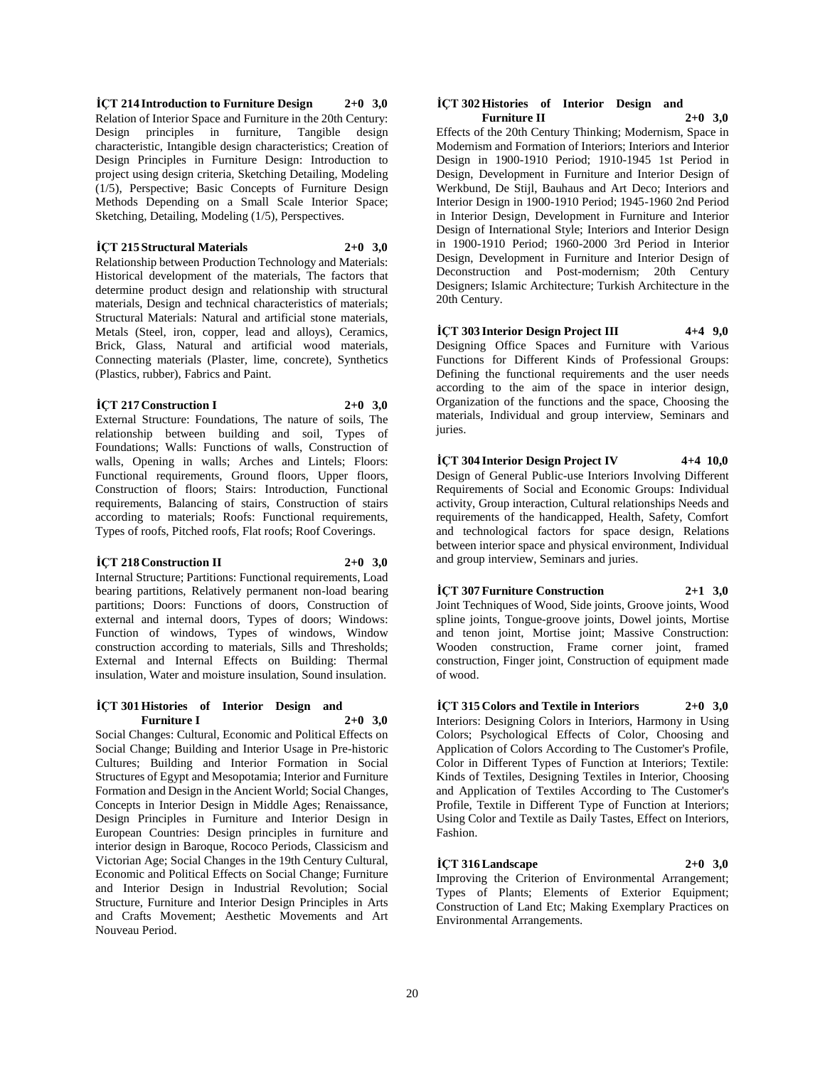**İÇT 214 Introduction to Furniture Design 2+0 3,0**

Relation of Interior Space and Furniture in the 20th Century: Design principles in furniture, Tangible design characteristic, Intangible design characteristics; Creation of Design Principles in Furniture Design: Introduction to project using design criteria, Sketching Detailing, Modeling (1/5), Perspective; Basic Concepts of Furniture Design Methods Depending on a Small Scale Interior Space; Sketching, Detailing, Modeling (1/5), Perspectives.

**İÇT 215 Structural Materials 2+0 3,0**

Relationship between Production Technology and Materials: Historical development of the materials, The factors that determine product design and relationship with structural materials, Design and technical characteristics of materials; Structural Materials: Natural and artificial stone materials, Metals (Steel, iron, copper, lead and alloys), Ceramics, Brick, Glass, Natural and artificial wood materials, Connecting materials (Plaster, lime, concrete), Synthetics (Plastics, rubber), Fabrics and Paint.

**İÇT 217 Construction I 2+0 3,0**

External Structure: Foundations, The nature of soils, The relationship between building and soil, Types of Foundations; Walls: Functions of walls, Construction of walls, Opening in walls; Arches and Lintels; Floors: Functional requirements, Ground floors, Upper floors, Construction of floors; Stairs: Introduction, Functional requirements, Balancing of stairs, Construction of stairs according to materials; Roofs: Functional requirements, Types of roofs, Pitched roofs, Flat roofs; Roof Coverings.

**İÇT 218 Construction II 2+0 3,0**

Internal Structure; Partitions: Functional requirements, Load bearing partitions, Relatively permanent non-load bearing partitions; Doors: Functions of doors, Construction of external and internal doors, Types of doors; Windows: Function of windows, Types of windows, Window construction according to materials, Sills and Thresholds; External and Internal Effects on Building: Thermal insulation, Water and moisture insulation, Sound insulation.

**İÇT 301 Histories of Interior Design and Furniture I 2+0 3,0**

Social Changes: Cultural, Economic and Political Effects on Social Change; Building and Interior Usage in Pre-historic Cultures; Building and Interior Formation in Social Structures of Egypt and Mesopotamia; Interior and Furniture Formation and Design in the Ancient World; Social Changes, Concepts in Interior Design in Middle Ages; Renaissance, Design Principles in Furniture and Interior Design in European Countries: Design principles in furniture and interior design in Baroque, Rococo Periods, Classicism and Victorian Age; Social Changes in the 19th Century Cultural, Economic and Political Effects on Social Change; Furniture and Interior Design in Industrial Revolution; Social Structure, Furniture and Interior Design Principles in Arts and Crafts Movement; Aesthetic Movements and Art Nouveau Period.

**İÇT 302 Histories of Interior Design and Furniture II 2+0 3,0**

Effects of the 20th Century Thinking; Modernism, Space in Modernism and Formation of Interiors; Interiors and Interior Design in 1900-1910 Period; 1910-1945 1st Period in Design, Development in Furniture and Interior Design of Werkbund, De Stijl, Bauhaus and Art Deco; Interiors and Interior Design in 1900-1910 Period; 1945-1960 2nd Period in Interior Design, Development in Furniture and Interior Design of International Style; Interiors and Interior Design in 1900-1910 Period; 1960-2000 3rd Period in Interior Design, Development in Furniture and Interior Design of Deconstruction and Post-modernism; 20th Century Designers; Islamic Architecture; Turkish Architecture in the 20th Century.

**İÇT 303 Interior Design Project III 4+4 9,0**

Designing Office Spaces and Furniture with Various Functions for Different Kinds of Professional Groups: Defining the functional requirements and the user needs according to the aim of the space in interior design, Organization of the functions and the space, Choosing the materials, Individual and group interview, Seminars and juries.

**İÇT 304 Interior Design Project IV 4+4 10,0**

Design of General Public-use Interiors Involving Different Requirements of Social and Economic Groups: Individual activity, Group interaction, Cultural relationships Needs and requirements of the handicapped, Health, Safety, Comfort and technological factors for space design, Relations between interior space and physical environment, Individual and group interview, Seminars and juries.

**İÇT 307 Furniture Construction 2+1 3,0**

Joint Techniques of Wood, Side joints, Groove joints, Wood spline joints, Tongue-groove joints, Dowel joints, Mortise and tenon joint, Mortise joint; Massive Construction: Wooden construction, Frame corner joint, framed construction, Finger joint, Construction of equipment made of wood.

**İÇT 315 Colors and Textile in Interiors 2+0 3,0**

Interiors: Designing Colors in Interiors, Harmony in Using Colors; Psychological Effects of Color, Choosing and Application of Colors According to The Customer's Profile, Color in Different Types of Function at Interiors; Textile: Kinds of Textiles, Designing Textiles in Interior, Choosing and Application of Textiles According to The Customer's Profile, Textile in Different Type of Function at Interiors; Using Color and Textile as Daily Tastes, Effect on Interiors, Fashion.

**İÇT 316 Landscape 2+0 3,0**

Improving the Criterion of Environmental Arrangement; Types of Plants; Elements of Exterior Equipment; Construction of Land Etc; Making Exemplary Practices on Environmental Arrangements.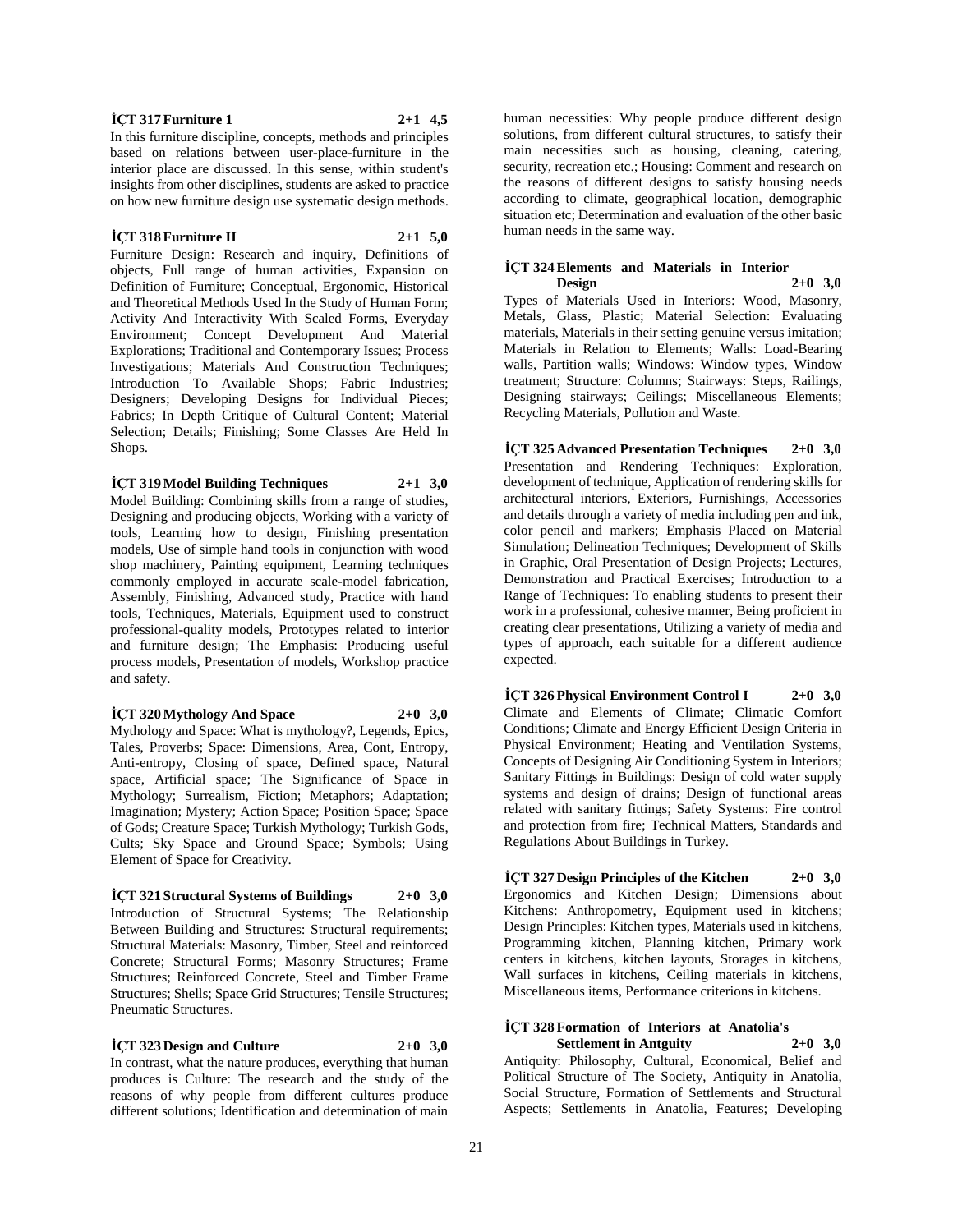**İÇT 317 Furniture 1 2+1 4,5**

In this furniture discipline, concepts, methods and principles based on relations between user-place-furniture in the interior place are discussed. In this sense, within student's insights from other disciplines, students are asked to practice on how new furniture design use systematic design methods.

**İÇT 318 Furniture II 2+1 5,0**

Furniture Design: Research and inquiry, Definitions of objects, Full range of human activities, Expansion on Definition of Furniture; Conceptual, Ergonomic, Historical and Theoretical Methods Used In the Study of Human Form; Activity And Interactivity With Scaled Forms, Everyday Environment; Concept Development And Material Explorations; Traditional and Contemporary Issues; Process Investigations; Materials And Construction Techniques; Introduction To Available Shops; Fabric Industries; Designers; Developing Designs for Individual Pieces; Fabrics; In Depth Critique of Cultural Content; Material Selection; Details; Finishing; Some Classes Are Held In Shops.

**İÇT 319 Model Building Techniques 2+1 3,0**

Model Building: Combining skills from a range of studies, Designing and producing objects, Working with a variety of tools, Learning how to design, Finishing presentation models, Use of simple hand tools in conjunction with wood shop machinery, Painting equipment, Learning techniques commonly employed in accurate scale-model fabrication, Assembly, Finishing, Advanced study, Practice with hand tools, Techniques, Materials, Equipment used to construct professional-quality models, Prototypes related to interior and furniture design; The Emphasis: Producing useful process models, Presentation of models, Workshop practice and safety.

**İÇT 320 Mythology And Space 2+0 3,0**

Mythology and Space: What is mythology?, Legends, Epics, Tales, Proverbs; Space: Dimensions, Area, Cont, Entropy, Anti-entropy, Closing of space, Defined space, Natural space, Artificial space; The Significance of Space in Mythology; Surrealism, Fiction; Metaphors; Adaptation; Imagination; Mystery; Action Space; Position Space; Space of Gods; Creature Space; Turkish Mythology; Turkish Gods, Cults; Sky Space and Ground Space; Symbols; Using Element of Space for Creativity.

**İÇT 321 Structural Systems of Buildings 2+0 3,0**

Introduction of Structural Systems; The Relationship Between Building and Structures: Structural requirements; Structural Materials: Masonry, Timber, Steel and reinforced Concrete; Structural Forms; Masonry Structures; Frame Structures; Reinforced Concrete, Steel and Timber Frame Structures; Shells; Space Grid Structures; Tensile Structures; Pneumatic Structures.

**İÇT 323 Design and Culture 2+0 3,0**

In contrast, what the nature produces, everything that human produces is Culture: The research and the study of the reasons of why people from different cultures produce different solutions; Identification and determination of main human necessities: Why people produce different design solutions, from different cultural structures, to satisfy their main necessities such as housing, cleaning, catering, security, recreation etc.; Housing: Comment and research on the reasons of different designs to satisfy housing needs according to climate, geographical location, demographic situation etc; Determination and evaluation of the other basic human needs in the same way.

**İÇT 324 Elements and Materials in Interior Design 2+0 3,0**

Types of Materials Used in Interiors: Wood, Masonry, Metals, Glass, Plastic; Material Selection: Evaluating materials, Materials in their setting genuine versus imitation; Materials in Relation to Elements; Walls: Load-Bearing walls, Partition walls; Windows: Window types, Window treatment; Structure: Columns; Stairways: Steps, Railings, Designing stairways; Ceilings; Miscellaneous Elements; Recycling Materials, Pollution and Waste.

**İÇT 325 Advanced Presentation Techniques 2+0 3,0**

Presentation and Rendering Techniques: Exploration, development of technique, Application of rendering skills for architectural interiors, Exteriors, Furnishings, Accessories and details through a variety of media including pen and ink, color pencil and markers; Emphasis Placed on Material Simulation; Delineation Techniques; Development of Skills in Graphic, Oral Presentation of Design Projects; Lectures, Demonstration and Practical Exercises; Introduction to a Range of Techniques: To enabling students to present their work in a professional, cohesive manner, Being proficient in creating clear presentations, Utilizing a variety of media and types of approach, each suitable for a different audience expected.

**İÇT 326 Physical Environment Control I 2+0 3,0**

Climate and Elements of Climate; Climatic Comfort Conditions; Climate and Energy Efficient Design Criteria in Physical Environment; Heating and Ventilation Systems, Concepts of Designing Air Conditioning System in Interiors; Sanitary Fittings in Buildings: Design of cold water supply systems and design of drains; Design of functional areas related with sanitary fittings; Safety Systems: Fire control and protection from fire; Technical Matters, Standards and Regulations About Buildings in Turkey.

**İÇT 327 Design Principles of the Kitchen 2+0 3,0**

Ergonomics and Kitchen Design; Dimensions about Kitchens: Anthropometry, Equipment used in kitchens; Design Principles: Kitchen types, Materials used in kitchens, Programming kitchen, Planning kitchen, Primary work centers in kitchens, kitchen layouts, Storages in kitchens, Wall surfaces in kitchens, Ceiling materials in kitchens, Miscellaneous items, Performance criterions in kitchens.

**İÇT 328 Formation of Interiors at Anatolia's Settlement in Antguity 2+0 3,0**

Antiquity: Philosophy, Cultural, Economical, Belief and Political Structure of The Society, Antiquity in Anatolia, Social Structure, Formation of Settlements and Structural Aspects; Settlements in Anatolia, Features; Developing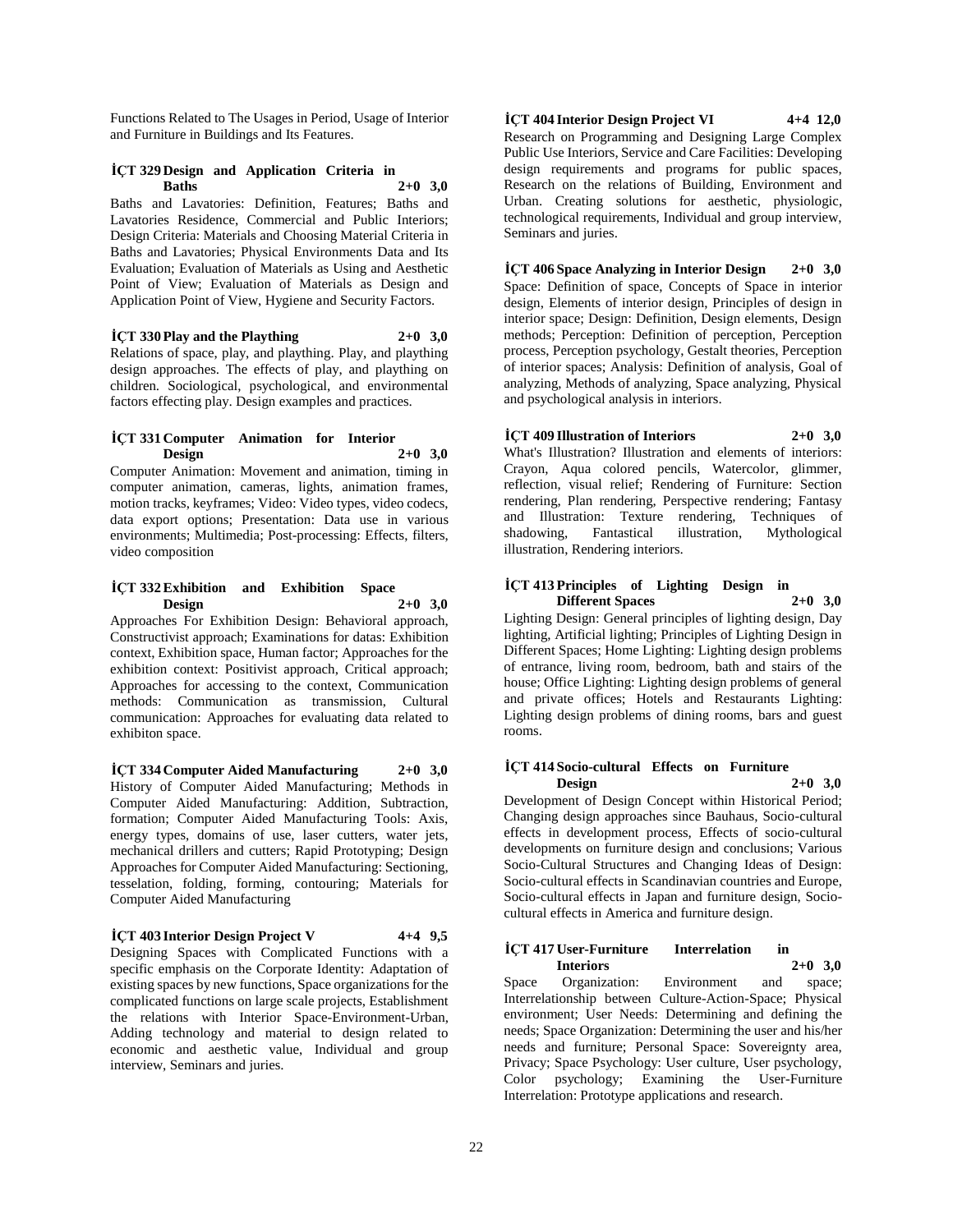Functions Related to The Usages in Period, Usage of Interior and Furniture in Buildings and Its Features.

### İÇT 329 Design and Application Criteria in Baths 2+0 3,0

Baths and Lavatories: Definition, Features; Baths and Lavatories Residence, Commercial and Public Interiors; Design Criteria: Materials and Choosing Material Criteria in Baths and Lavatories; Physical Environments Data and Its Evaluation; Evaluation of Materials as Using and Aesthetic Point of View; Evaluation of Materials as Design and Application Point of View, Hygiene and Security Factors.

### İÇT 330 Play and the Plaything 2+0 3,0

Relations of space, play, and plaything. Play, and plaything design approaches. The effects of play, and plaything on children. Sociological, psychological, and environmental factors effecting play. Design examples and practices.

### İÇT 331 Computer Animation for Interior Design 2+0 3,0

Computer Animation: Movement and animation, timing in computer animation, cameras, lights, animation frames, motion tracks, keyframes; Video: Video types, video codecs, data export options; Presentation: Data use in various environments; Multimedia; Post-processing: Effects, filters, video composition

### İÇT 332 Exhibition and Exhibition Space Design 2+0 3,0

Approaches For Exhibition Design: Behavioral approach, Constructivist approach; Examinations for datas: Exhibition context, Exhibition space, Human factor; Approaches for the exhibition context: Positivist approach, Critical approach; Approaches for accessing to the context, Communication methods: Communication as transmission, Cultural communication: Approaches for evaluating data related to exhibiton space.

### İÇT 334 Computer Aided Manufacturing 2+0 3,0

History of Computer Aided Manufacturing; Methods in Computer Aided Manufacturing: Addition, Subtraction, formation; Computer Aided Manufacturing Tools: Axis, energy types, domains of use, laser cutters, water jets, mechanical drillers and cutters; Rapid Prototyping; Design Approaches for Computer Aided Manufacturing: Sectioning, tesselation, folding, forming, contouring; Materials for Computer Aided Manufacturing

### İÇT 403 Interior Design Project V 4+4 9,5

Designing Spaces with Complicated Functions with a specific emphasis on the Corporate Identity: Adaptation of existing spaces by new functions, Space organizations for the complicated functions on large scale projects, Establishment the relations with Interior Space-Environment-Urban, Adding technology and material to design related to economic and aesthetic value, Individual and group interview, Seminars and juries.

### İÇT 404 Interior Design Project VI 4+4 12,0

Research on Programming and Designing Large Complex Public Use Interiors, Service and Care Facilities: Developing design requirements and programs for public spaces, Research on the relations of Building, Environment and Urban. Creating solutions for aesthetic, physiologic, technological requirements, Individual and group interview, Seminars and juries.

### İÇT 406 Space Analyzing in Interior Design 2+0 3,0

Space: Definition of space, Concepts of Space in interior design, Elements of interior design, Principles of design in interior space; Design: Definition, Design elements, Design methods; Perception: Definition of perception, Perception process, Perception psychology, Gestalt theories, Perception of interior spaces; Analysis: Definition of analysis, Goal of analyzing, Methods of analyzing, Space analyzing, Physical and psychological analysis in interiors.

### İÇT 409 Illustration of Interiors 2+0 3,0

What's Illustration? Illustration and elements of interiors: Crayon, Aqua colored pencils, Watercolor, glimmer, reflection, visual relief; Rendering of Furniture: Section rendering, Plan rendering, Perspective rendering; Fantasy and Illustration: Texture rendering, Techniques of shadowing, Fantastical illustration, Mythological illustration, Rendering interiors.

### İÇT 413 Principles of Lighting Design in Different Spaces 2+0 3,0

Lighting Design: General principles of lighting design, Day lighting, Artificial lighting; Principles of Lighting Design in Different Spaces; Home Lighting: Lighting design problems of entrance, living room, bedroom, bath and stairs of the house; Office Lighting: Lighting design problems of general and private offices; Hotels and Restaurants Lighting: Lighting design problems of dining rooms, bars and guest rooms.

### İÇT 414 Socio-cultural Effects on Furniture Design 2+0 3,0

Development of Design Concept within Historical Period; Changing design approaches since Bauhaus, Socio-cultural effects in development process, Effects of socio-cultural developments on furniture design and conclusions; Various Socio-Cultural Structures and Changing Ideas of Design: Socio-cultural effects in Scandinavian countries and Europe, Socio-cultural effects in Japan and furniture design, Socio-cultural effects in America and furniture design.

### İÇT 417 User-Furniture Interrelation in Interiors 2+0 3,0

Space Organization: Environment and space; Interrelationship between Culture-Action-Space; Physical environment; User Needs: Determining and defining the needs; Space Organization: Determining the user and his/her needs and furniture; Personal Space: Sovereignty area, Privacy; Space Psychology: User culture, User psychology, Color psychology; Examining the User-Furniture Interrelation: Prototype applications and research.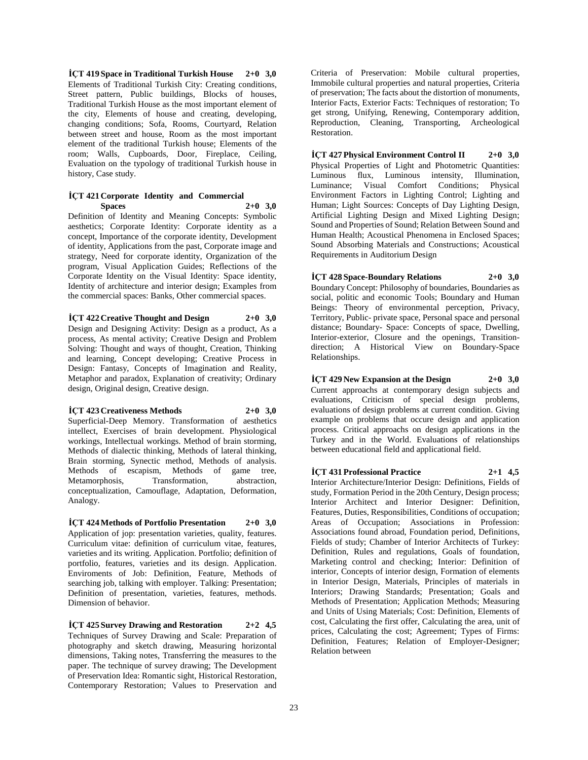**İÇT 419 Space in Traditional Turkish House 2+0 3,0**

Elements of Traditional Turkish City: Creating conditions, Street pattern, Public buildings, Blocks of houses, Traditional Turkish House as the most important element of the city, Elements of house and creating, developing, changing conditions; Sofa, Rooms, Courtyard, Relation between street and house, Room as the most important element of the traditional Turkish house; Elements of the room; Walls, Cupboards, Door, Fireplace, Ceiling, Evaluation on the typology of traditional Turkish house in history, Case study.

**İÇT 421 Corporate Identity and Commercial Spaces 2+0 3,0**

Definition of Identity and Meaning Concepts: Symbolic aesthetics; Corporate Identity: Corporate identity as a concept, Importance of the corporate identity, Development of identity, Applications from the past, Corporate image and strategy, Need for corporate identity, Organization of the program, Visual Application Guides; Reflections of the Corporate Identity on the Visual Identity: Space identity, Identity of architecture and interior design; Examples from the commercial spaces: Banks, Other commercial spaces.

**İÇT 422 Creative Thought and Design 2+0 3,0**

Design and Designing Activity: Design as a product, As a process, As mental activity; Creative Design and Problem Solving: Thought and ways of thought, Creation, Thinking and learning, Concept developing; Creative Process in Design: Fantasy, Concepts of Imagination and Reality, Metaphor and paradox, Explanation of creativity; Ordinary design, Original design, Creative design.

**İÇT 423 Creativeness Methods 2+0 3,0**

Superficial-Deep Memory. Transformation of aesthetics intellect, Exercises of brain development. Physiological workings, Intellectual workings. Method of brain storming, Methods of dialectic thinking, Methods of lateral thinking, Brain storming, Synectic method, Methods of analysis. Methods of escapism, Methods of game tree, Metamorphosis, Transformation, abstraction, conceptualization, Camouflage, Adaptation, Deformation, Analogy.

**İÇT 424 Methods of Portfolio Presentation 2+0 3,0**

Application of jop: presentation varieties, quality, features. Curriculum vitae: definition of curriculum vitae, features, varieties and its writing. Application. Portfolio; definition of portfolio, features, varieties and its design. Application. Enviroments of Job: Definition, Feature, Methods of searching job, talking with employer. Talking: Presentation; Definition of presentation, varieties, features, methods. Dimension of behavior.

**İÇT 425 Survey Drawing and Restoration 2+2 4,5**

Techniques of Survey Drawing and Scale: Preparation of photography and sketch drawing, Measuring horizontal dimensions, Taking notes, Transferring the measures to the paper. The technique of survey drawing; The Development of Preservation Idea: Romantic sight, Historical Restoration, Contemporary Restoration; Values to Preservation and Criteria of Preservation: Mobile cultural properties, Immobile cultural properties and natural properties, Criteria of preservation; The facts about the distortion of monuments, Interior Facts, Exterior Facts: Techniques of restoration; To get strong, Unifying, Renewing, Contemporary addition, Reproduction, Cleaning, Transporting, Archeological Restoration.

**İÇT 427 Physical Environment Control II 2+0 3,0**

Physical Properties of Light and Photometric Quantities: Luminous flux, Luminous intensity, Illumination, Luminance; Visual Comfort Conditions; Physical Environment Factors in Lighting Control; Lighting and Human; Light Sources: Concepts of Day Lighting Design, Artificial Lighting Design and Mixed Lighting Design; Sound and Properties of Sound; Relation Between Sound and Human Health; Acoustical Phenomena in Enclosed Spaces; Sound Absorbing Materials and Constructions; Acoustical Requirements in Auditorium Design

**İÇT 428 Space-Boundary Relations 2+0 3,0**

Boundary Concept: Philosophy of boundaries, Boundaries as social, politic and economic Tools; Boundary and Human Beings: Theory of environmental perception, Privacy, Territory, Public- private space, Personal space and personal distance; Boundary- Space: Concepts of space, Dwelling, Interior-exterior, Closure and the openings, Transition-direction; A Historical View on Boundary-Space Relationships.

**İÇT 429 New Expansion at the Design 2+0 3,0**

Current approachs at contemporary design subjects and evaluations, Criticism of special design problems, evaluations of design problems at current condition. Giving example on problems that occure design and application process. Critical approachs on design applications in the Turkey and in the World. Evaluations of relationships between educational field and applicational field.

**İÇT 431 Professional Practice 2+1 4,5**

Interior Architecture/Interior Design: Definitions, Fields of study, Formation Period in the 20th Century, Design process; Interior Architect and Interior Designer: Definition, Features, Duties, Responsibilities, Conditions of occupation; Areas of Occupation; Associations in Profession: Associations found abroad, Foundation period, Definitions, Fields of study; Chamber of Interior Architects of Turkey: Definition, Rules and regulations, Goals of foundation, Marketing control and checking; Interior: Definition of interior, Concepts of interior design, Formation of elements in Interior Design, Materials, Principles of materials in Interiors; Drawing Standards; Presentation; Goals and Methods of Presentation; Application Methods; Measuring and Units of Using Materials; Cost: Definition, Elements of cost, Calculating the first offer, Calculating the area, unit of prices, Calculating the cost; Agreement; Types of Firms: Definition, Features; Relation of Employer-Designer; Relation between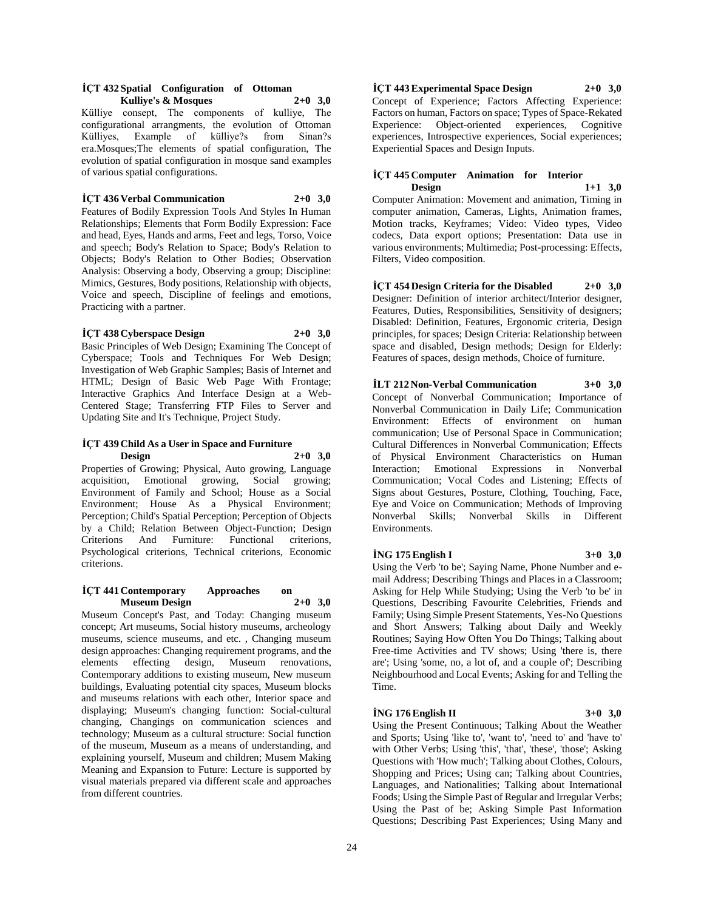**İÇT 432 Spatial Configuration of Ottoman Kulliye's & Mosques 2+0 3,0**

Külliye consept, The components of kulliye, The configurational arrangments, the evolution of Ottoman Külliyes, Example of külliye?s from Sinan?s era.Mosques;The elements of spatial configuration, The evolution of spatial configuration in mosque sand examples of various spatial configurations.

**İÇT 436 Verbal Communication 2+0 3,0**

Features of Bodily Expression Tools And Styles In Human Relationships; Elements that Form Bodily Expression: Face and head, Eyes, Hands and arms, Feet and legs, Torso, Voice and speech; Body's Relation to Space; Body's Relation to Objects; Body's Relation to Other Bodies; Observation Analysis: Observing a body, Observing a group; Discipline: Mimics, Gestures, Body positions, Relationship with objects, Voice and speech, Discipline of feelings and emotions, Practicing with a partner.

**İÇT 438 Cyberspace Design 2+0 3,0**

Basic Principles of Web Design; Examining The Concept of Cyberspace; Tools and Techniques For Web Design; Investigation of Web Graphic Samples; Basis of Internet and HTML; Design of Basic Web Page With Frontage; Interactive Graphics And Interface Design at a Web-Centered Stage; Transferring FTP Files to Server and Updating Site and It's Technique, Project Study.

**İÇT 439 Child As a User in Space and Furniture Design 2+0 3,0**

Properties of Growing; Physical, Auto growing, Language acquisition, Emotional growing, Social growing; Environment of Family and School; House as a Social Environment; House As a Physical Environment; Perception; Child's Spatial Perception; Perception of Objects by a Child; Relation Between Object-Function; Design Criterions And Furniture: Functional criterions, Psychological criterions, Technical criterions, Economic criterions.

**İÇT 441 Contemporary Approaches on Museum Design 2+0 3,0**

Museum Concept's Past, and Today: Changing museum concept; Art museums, Social history museums, archeology museums, science museums, and etc. , Changing museum design approaches: Changing requirement programs, and the elements effecting design, Museum renovations, Contemporary additions to existing museum, New museum buildings, Evaluating potential city spaces, Museum blocks and museums relations with each other, Interior space and displaying; Museum's changing function: Social-cultural changing, Changings on communication sciences and technology; Museum as a cultural structure: Social function of the museum, Museum as a means of understanding, and explaining yourself, Museum and children; Musem Making Meaning and Expansion to Future: Lecture is supported by visual materials prepared via different scale and approaches from different countries.

**İÇT 443 Experimental Space Design 2+0 3,0**

Concept of Experience; Factors Affecting Experience: Factors on human, Factors on space; Types of Space-Rekated Experience: Object-oriented experiences, Cognitive experiences, Introspective experiences, Social experiences; Experiential Spaces and Design Inputs.

**İÇT 445 Computer Animation for Interior Design 1+1 3,0**

Computer Animation: Movement and animation, Timing in computer animation, Cameras, Lights, Animation frames, Motion tracks, Keyframes; Video: Video types, Video codecs, Data export options; Presentation: Data use in various environments; Multimedia; Post-processing: Effects, Filters, Video composition.

**İÇT 454 Design Criteria for the Disabled 2+0 3,0**

Designer: Definition of interior architect/Interior designer, Features, Duties, Responsibilities, Sensitivity of designers; Disabled: Definition, Features, Ergonomic criteria, Design principles, for spaces; Design Criteria: Relationship between space and disabled, Design methods; Design for Elderly: Features of spaces, design methods, Choice of furniture.

**İLT 212 Non-Verbal Communication 3+0 3,0**

Concept of Nonverbal Communication; Importance of Nonverbal Communication in Daily Life; Communication Environment: Effects of environment on human communication; Use of Personal Space in Communication; Cultural Differences in Nonverbal Communication; Effects of Physical Environment Characteristics on Human Interaction; Emotional Expressions in Nonverbal Communication; Vocal Codes and Listening; Effects of Signs about Gestures, Posture, Clothing, Touching, Face, Eye and Voice on Communication; Methods of Improving Nonverbal Skills; Nonverbal Skills in Different Environments.

**İNG 175 English I 3+0 3,0**

Using the Verb 'to be'; Saying Name, Phone Number and e-mail Address; Describing Things and Places in a Classroom; Asking for Help While Studying; Using the Verb 'to be' in Questions, Describing Favourite Celebrities, Friends and Family; Using Simple Present Statements, Yes-No Questions and Short Answers; Talking about Daily and Weekly Routines; Saying How Often You Do Things; Talking about Free-time Activities and TV shows; Using 'there is, there are'; Using 'some, no, a lot of, and a couple of'; Describing Neighbourhood and Local Events; Asking for and Telling the Time.

**İNG 176 English II 3+0 3,0**

Using the Present Continuous; Talking About the Weather and Sports; Using 'like to', 'want to', 'need to' and 'have to' with Other Verbs; Using 'this', 'that', 'these', 'those'; Asking Questions with 'How much'; Talking about Clothes, Colours, Shopping and Prices; Using can; Talking about Countries, Languages, and Nationalities; Talking about International Foods; Using the Simple Past of Regular and Irregular Verbs; Using the Past of be; Asking Simple Past Information Questions; Describing Past Experiences; Using Many and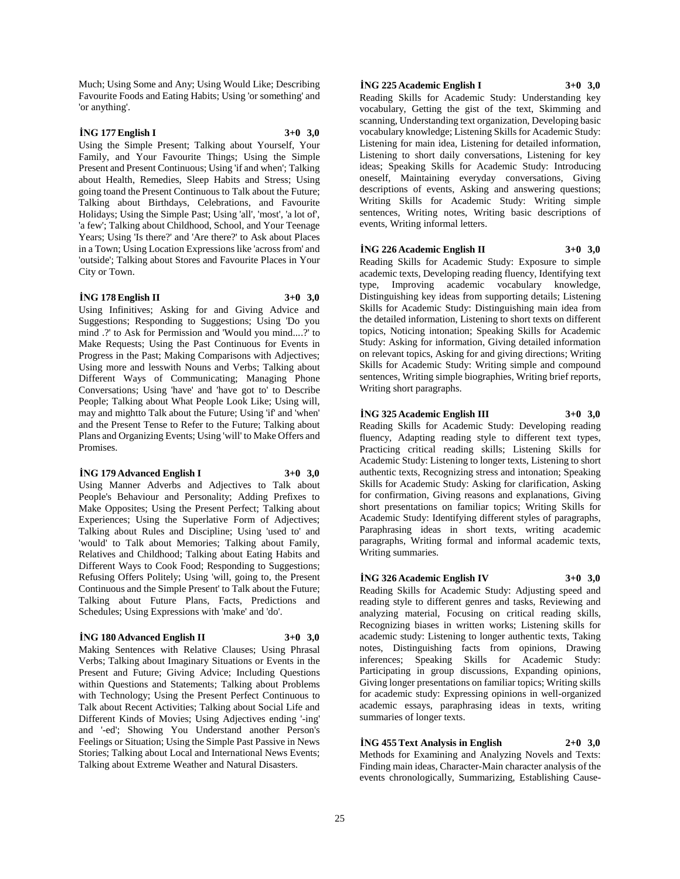Much; Using Some and Any; Using Would Like; Describing Favourite Foods and Eating Habits; Using 'or something' and 'or anything'.

**İNG 177 English I 3+0 3,0**

Using the Simple Present; Talking about Yourself, Your Family, and Your Favourite Things; Using the Simple Present and Present Continuous; Using 'if and when'; Talking about Health, Remedies, Sleep Habits and Stress; Using going toand the Present Continuous to Talk about the Future; Talking about Birthdays, Celebrations, and Favourite Holidays; Using the Simple Past; Using 'all', 'most', 'a lot of', 'a few'; Talking about Childhood, School, and Your Teenage Years; Using 'Is there?' and 'Are there?' to Ask about Places in a Town; Using Location Expressions like 'across from' and 'outside'; Talking about Stores and Favourite Places in Your City or Town.

**İNG 178 English II 3+0 3,0**

Using Infinitives; Asking for and Giving Advice and Suggestions; Responding to Suggestions; Using 'Do you mind .?' to Ask for Permission and 'Would you mind....?' to Make Requests; Using the Past Continuous for Events in Progress in the Past; Making Comparisons with Adjectives; Using more and lesswith Nouns and Verbs; Talking about Different Ways of Communicating; Managing Phone Conversations; Using 'have' and 'have got to' to Describe People; Talking about What People Look Like; Using will, may and mightto Talk about the Future; Using 'if' and 'when' and the Present Tense to Refer to the Future; Talking about Plans and Organizing Events; Using 'will' to Make Offers and Promises.

**İNG 179 Advanced English I 3+0 3,0**

Using Manner Adverbs and Adjectives to Talk about People's Behaviour and Personality; Adding Prefixes to Make Opposites; Using the Present Perfect; Talking about Experiences; Using the Superlative Form of Adjectives; Talking about Rules and Discipline; Using 'used to' and 'would' to Talk about Memories; Talking about Family, Relatives and Childhood; Talking about Eating Habits and Different Ways to Cook Food; Responding to Suggestions; Refusing Offers Politely; Using 'will, going to, the Present Continuous and the Simple Present' to Talk about the Future; Talking about Future Plans, Facts, Predictions and Schedules; Using Expressions with 'make' and 'do'.

**İNG 180 Advanced English II 3+0 3,0**

Making Sentences with Relative Clauses; Using Phrasal Verbs; Talking about Imaginary Situations or Events in the Present and Future; Giving Advice; Including Questions within Questions and Statements; Talking about Problems with Technology; Using the Present Perfect Continuous to Talk about Recent Activities; Talking about Social Life and Different Kinds of Movies; Using Adjectives ending '-ing' and '-ed'; Showing You Understand another Person's Feelings or Situation; Using the Simple Past Passive in News Stories; Talking about Local and International News Events; Talking about Extreme Weather and Natural Disasters.

**İNG 225 Academic English I 3+0 3,0**

Reading Skills for Academic Study: Understanding key vocabulary, Getting the gist of the text, Skimming and scanning, Understanding text organization, Developing basic vocabulary knowledge; Listening Skills for Academic Study: Listening for main idea, Listening for detailed information, Listening to short daily conversations, Listening for key ideas; Speaking Skills for Academic Study: Introducing oneself, Maintaining everyday conversations, Giving descriptions of events, Asking and answering questions; Writing Skills for Academic Study: Writing simple sentences, Writing notes, Writing basic descriptions of events, Writing informal letters.

**İNG 226 Academic English II 3+0 3,0**

Reading Skills for Academic Study: Exposure to simple academic texts, Developing reading fluency, Identifying text type, Improving academic vocabulary knowledge, Distinguishing key ideas from supporting details; Listening Skills for Academic Study: Distinguishing main idea from the detailed information, Listening to short texts on different topics, Noticing intonation; Speaking Skills for Academic Study: Asking for information, Giving detailed information on relevant topics, Asking for and giving directions; Writing Skills for Academic Study: Writing simple and compound sentences, Writing simple biographies, Writing brief reports, Writing short paragraphs.

**İNG 325 Academic English III 3+0 3,0**

Reading Skills for Academic Study: Developing reading fluency, Adapting reading style to different text types, Practicing critical reading skills; Listening Skills for Academic Study: Listening to longer texts, Listening to short authentic texts, Recognizing stress and intonation; Speaking Skills for Academic Study: Asking for clarification, Asking for confirmation, Giving reasons and explanations, Giving short presentations on familiar topics; Writing Skills for Academic Study: Identifying different styles of paragraphs, Paraphrasing ideas in short texts, writing academic paragraphs, Writing formal and informal academic texts, Writing summaries.

**İNG 326 Academic English IV 3+0 3,0**

Reading Skills for Academic Study: Adjusting speed and reading style to different genres and tasks, Reviewing and analyzing material, Focusing on critical reading skills, Recognizing biases in written works; Listening skills for academic study: Listening to longer authentic texts, Taking notes, Distinguishing facts from opinions, Drawing inferences; Speaking Skills for Academic Study: Participating in group discussions, Expanding opinions, Giving longer presentations on familiar topics; Writing skills for academic study: Expressing opinions in well-organized academic essays, paraphrasing ideas in texts, writing summaries of longer texts.

**İNG 455 Text Analysis in English 2+0 3,0**

Methods for Examining and Analyzing Novels and Texts: Finding main ideas, Character-Main character analysis of the events chronologically, Summarizing, Establishing Cause-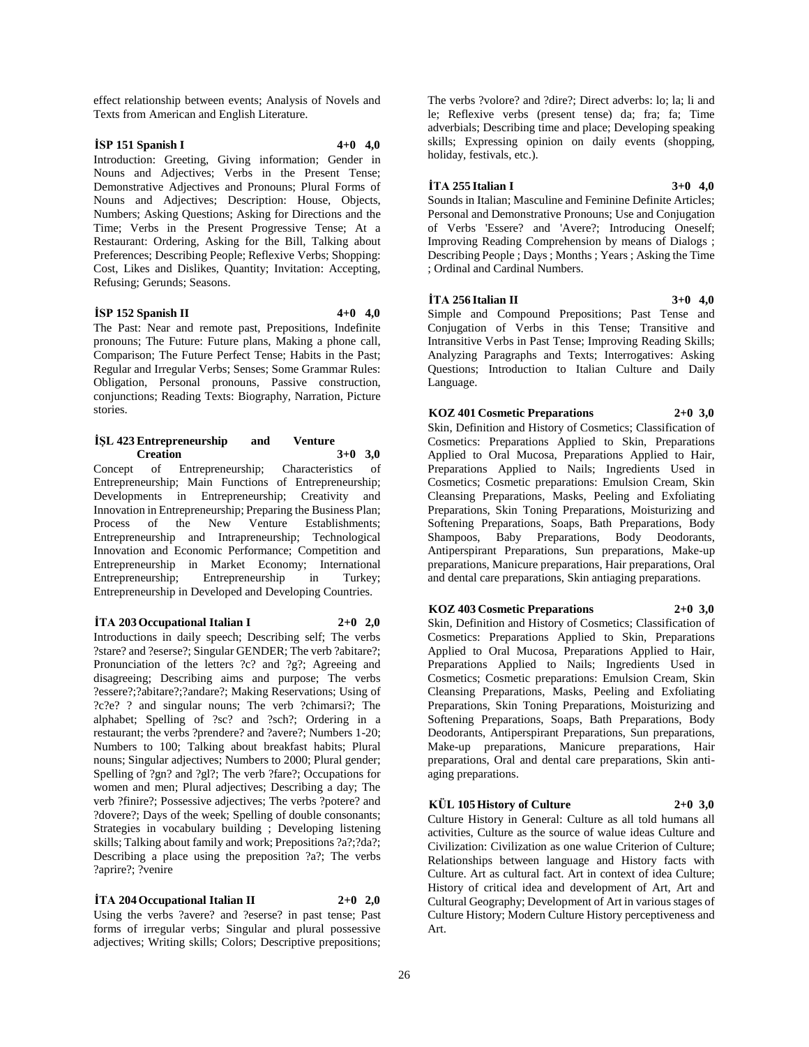effect relationship between events; Analysis of Novels and Texts from American and English Literature.

**İSP 151 Spanish I 4+0 4,0**

Introduction: Greeting, Giving information; Gender in Nouns and Adjectives; Verbs in the Present Tense; Demonstrative Adjectives and Pronouns; Plural Forms of Nouns and Adjectives; Description: House, Objects, Numbers; Asking Questions; Asking for Directions and the Time; Verbs in the Present Progressive Tense; At a Restaurant: Ordering, Asking for the Bill, Talking about Preferences; Describing People; Reflexive Verbs; Shopping: Cost, Likes and Dislikes, Quantity; Invitation: Accepting, Refusing; Gerunds; Seasons.

**İSP 152 Spanish II 4+0 4,0**

The Past: Near and remote past, Prepositions, Indefinite pronouns; The Future: Future plans, Making a phone call, Comparison; The Future Perfect Tense; Habits in the Past; Regular and Irregular Verbs; Senses; Some Grammar Rules: Obligation, Personal pronouns, Passive construction, conjunctions; Reading Texts: Biography, Narration, Picture stories.

**İŞL 423 Entrepreneurship and Venture Creation 3+0 3,0**

Concept of Entrepreneurship; Characteristics of Entrepreneurship; Main Functions of Entrepreneurship; Developments in Entrepreneurship; Creativity and Innovation in Entrepreneurship; Preparing the Business Plan; Process of the New Venture Establishments; Entrepreneurship and Intrapreneurship; Technological Innovation and Economic Performance; Competition and Entrepreneurship in Market Economy; International Entrepreneurship; Entrepreneurship in Turkey; Entrepreneurship in Developed and Developing Countries.

**İTA 203 Occupational Italian I 2+0 2,0**

Introductions in daily speech; Describing self; The verbs ?stare? and ?eserse?; Singular GENDER; The verb ?abitare?; Pronunciation of the letters ?c? and ?g?; Agreeing and disagreeing; Describing aims and purpose; The verbs ?essere?;?abitare?;?andare?; Making Reservations; Using of ?c?e? ? and singular nouns; The verb ?chimarsi?; The alphabet; Spelling of ?sc? and ?sch?; Ordering in a restaurant; the verbs ?prendere? and ?avere?; Numbers 1-20; Numbers to 100; Talking about breakfast habits; Plural nouns; Singular adjectives; Numbers to 2000; Plural gender; Spelling of ?gn? and ?gl?; The verb ?fare?; Occupations for women and men; Plural adjectives; Describing a day; The verb ?finire?; Possessive adjectives; The verbs ?potere? and ?dovere?; Days of the week; Spelling of double consonants; Strategies in vocabulary building ; Developing listening skills; Talking about family and work; Prepositions ?a?;?da?; Describing a place using the preposition ?a?; The verbs ?aprire?; ?venire

**İTA 204 Occupational Italian II 2+0 2,0**

Using the verbs ?avere? and ?eserse? in past tense; Past forms of irregular verbs; Singular and plural possessive adjectives; Writing skills; Colors; Descriptive prepositions; The verbs ?volore? and ?dire?; Direct adverbs: lo; la; li and le; Reflexive verbs (present tense) da; fra; fa; Time adverbials; Describing time and place; Developing speaking skills; Expressing opinion on daily events (shopping, holiday, festivals, etc.).

**İTA 255 Italian I 3+0 4,0**

Sounds in Italian; Masculine and Feminine Definite Articles; Personal and Demonstrative Pronouns; Use and Conjugation of Verbs 'Essere? and 'Avere?; Introducing Oneself; Improving Reading Comprehension by means of Dialogs ; Describing People ; Days ; Months ; Years ; Asking the Time ; Ordinal and Cardinal Numbers.

**İTA 256 Italian II 3+0 4,0**

Simple and Compound Prepositions; Past Tense and Conjugation of Verbs in this Tense; Transitive and Intransitive Verbs in Past Tense; Improving Reading Skills; Analyzing Paragraphs and Texts; Interrogatives: Asking Questions; Introduction to Italian Culture and Daily Language.

**KOZ 401 Cosmetic Preparations 2+0 3,0**

Skin, Definition and History of Cosmetics; Classification of Cosmetics: Preparations Applied to Skin, Preparations Applied to Oral Mucosa, Preparations Applied to Hair, Preparations Applied to Nails; Ingredients Used in Cosmetics; Cosmetic preparations: Emulsion Cream, Skin Cleansing Preparations, Masks, Peeling and Exfoliating Preparations, Skin Toning Preparations, Moisturizing and Softening Preparations, Soaps, Bath Preparations, Body Shampoos, Baby Preparations, Body Deodorants, Antiperspirant Preparations, Sun preparations, Make-up preparations, Manicure preparations, Hair preparations, Oral and dental care preparations, Skin antiaging preparations.

**KOZ 403 Cosmetic Preparations 2+0 3,0**

Skin, Definition and History of Cosmetics; Classification of Cosmetics: Preparations Applied to Skin, Preparations Applied to Oral Mucosa, Preparations Applied to Hair, Preparations Applied to Nails; Ingredients Used in Cosmetics; Cosmetic preparations: Emulsion Cream, Skin Cleansing Preparations, Masks, Peeling and Exfoliating Preparations, Skin Toning Preparations, Moisturizing and Softening Preparations, Soaps, Bath Preparations, Body Deodorants, Antiperspirant Preparations, Sun preparations, Make-up preparations, Manicure preparations, Hair preparations, Oral and dental care preparations, Skin anti-aging preparations.

**KÜL 105 History of Culture 2+0 3,0**

Culture History in General: Culture as all told humans all activities, Culture as the source of walue ideas Culture and Civilization: Civilization as one walue Criterion of Culture; Relationships between language and History facts with Culture. Art as cultural fact. Art in context of idea Culture; History of critical idea and development of Art, Art and Cultural Geography; Development of Art in various stages of Culture History; Modern Culture History perceptiveness and Art.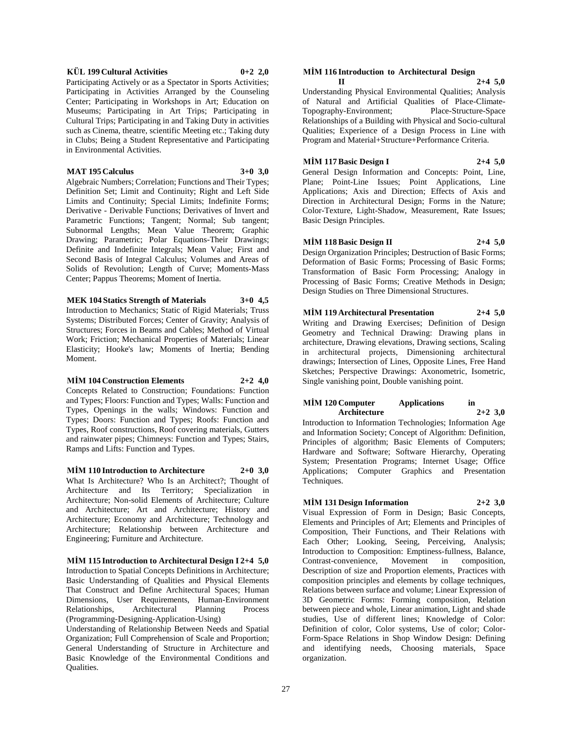**KÜL 199 Cultural Activities 0+2 2,0**

Participating Actively or as a Spectator in Sports Activities; Participating in Activities Arranged by the Counseling Center; Participating in Workshops in Art; Education on Museums; Participating in Art Trips; Participating in Cultural Trips; Participating in and Taking Duty in activities such as Cinema, theatre, scientific Meeting etc.; Taking duty in Clubs; Being a Student Representative and Participating in Environmental Activities.

**MAT 195 Calculus 3+0 3,0**

Algebraic Numbers; Correlation; Functions and Their Types; Definition Set; Limit and Continuity; Right and Left Side Limits and Continuity; Special Limits; Indefinite Forms; Derivative - Derivable Functions; Derivatives of Invert and Parametric Functions; Tangent; Normal; Sub tangent; Subnormal Lengths; Mean Value Theorem; Graphic Drawing; Parametric; Polar Equations-Their Drawings; Definite and Indefinite Integrals; Mean Value; First and Second Basis of Integral Calculus; Volumes and Areas of Solids of Revolution; Length of Curve; Moments-Mass Center; Pappus Theorems; Moment of Inertia.

**MEK 104 Statics Strength of Materials 3+0 4,5**

Introduction to Mechanics; Static of Rigid Materials; Truss Systems; Distributed Forces; Center of Gravity; Analysis of Structures; Forces in Beams and Cables; Method of Virtual Work; Friction; Mechanical Properties of Materials; Linear Elasticity; Hooke's law; Moments of Inertia; Bending Moment.

**MİM 104 Construction Elements 2+2 4,0**

Concepts Related to Construction; Foundations: Function and Types; Floors: Function and Types; Walls: Function and Types, Openings in the walls; Windows: Function and Types; Doors: Function and Types; Roofs: Function and Types, Roof constructions, Roof covering materials, Gutters and rainwater pipes; Chimneys: Function and Types; Stairs, Ramps and Lifts: Function and Types.

**MİM 110 Introduction to Architecture 2+0 3,0**

What Is Architecture? Who Is an Architect?; Thought of Architecture and Its Territory; Specialization in Architecture; Non-solid Elements of Architecture; Culture and Architecture; Art and Architecture; History and Architecture; Economy and Architecture; Technology and Architecture; Relationship between Architecture and Engineering; Furniture and Architecture.

**MİM 115 Introduction to Architectural Design I 2+4 5,0**

Introduction to Spatial Concepts Definitions in Architecture; Basic Understanding of Qualities and Physical Elements That Construct and Define Architectural Spaces; Human Dimensions, User Requirements, Human-Environment Relationships, Architectural Planning Process (Programming-Designing-Application-Using)

Understanding of Relationship Between Needs and Spatial Organization; Full Comprehension of Scale and Proportion; General Understanding of Structure in Architecture and Basic Knowledge of the Environmental Conditions and Qualities.

**MİM 116 Introduction to Architectural Design II 2+4 5,0**

Understanding Physical Environmental Qualities; Analysis of Natural and Artificial Qualities of Place-Climate-Topography-Environment; Place-Structure-Space Relationships of a Building with Physical and Socio-cultural Qualities; Experience of a Design Process in Line with Program and Material+Structure+Performance Criteria.

**MİM 117 Basic Design I 2+4 5,0**

General Design Information and Concepts: Point, Line, Plane; Point-Line Issues; Point Applications, Line Applications; Axis and Direction; Effects of Axis and Direction in Architectural Design; Forms in the Nature; Color-Texture, Light-Shadow, Measurement, Rate Issues; Basic Design Principles.

**MİM 118 Basic Design II 2+4 5,0**

Design Organization Principles; Destruction of Basic Forms; Deformation of Basic Forms; Processing of Basic Forms; Transformation of Basic Form Processing; Analogy in Processing of Basic Forms; Creative Methods in Design; Design Studies on Three Dimensional Structures.

**MİM 119 Architectural Presentation 2+4 5,0**

Writing and Drawing Exercises; Definition of Design Geometry and Technical Drawing: Drawing plans in architecture, Drawing elevations, Drawing sections, Scaling in architectural projects, Dimensioning architectural drawings; Intersection of Lines, Opposite Lines, Free Hand Sketches; Perspective Drawings: Axonometric, Isometric, Single vanishing point, Double vanishing point.

**MİM 120 Computer Applications in Architecture 2+2 3,0**

Introduction to Information Technologies; Information Age and Information Society; Concept of Algorithm: Definition, Principles of algorithm; Basic Elements of Computers; Hardware and Software; Software Hierarchy, Operating System; Presentation Programs; Internet Usage; Office Applications; Computer Graphics and Presentation Techniques.

**MİM 131 Design Information 2+2 3,0**

Visual Expression of Form in Design; Basic Concepts, Elements and Principles of Art; Elements and Principles of Composition, Their Functions, and Their Relations with Each Other; Looking, Seeing, Perceiving, Analysis; Introduction to Composition: Emptiness-fullness, Balance, Contrast-convenience, Movement in composition, Description of size and Proportion elements, Practices with composition principles and elements by collage techniques, Relations between surface and volume; Linear Expression of 3D Geometric Forms: Forming composition, Relation between piece and whole, Linear animation, Light and shade studies, Use of different lines; Knowledge of Color: Definition of color, Color systems, Use of color; Color-Form-Space Relations in Shop Window Design: Defining and identifying needs, Choosing materials, Space organization.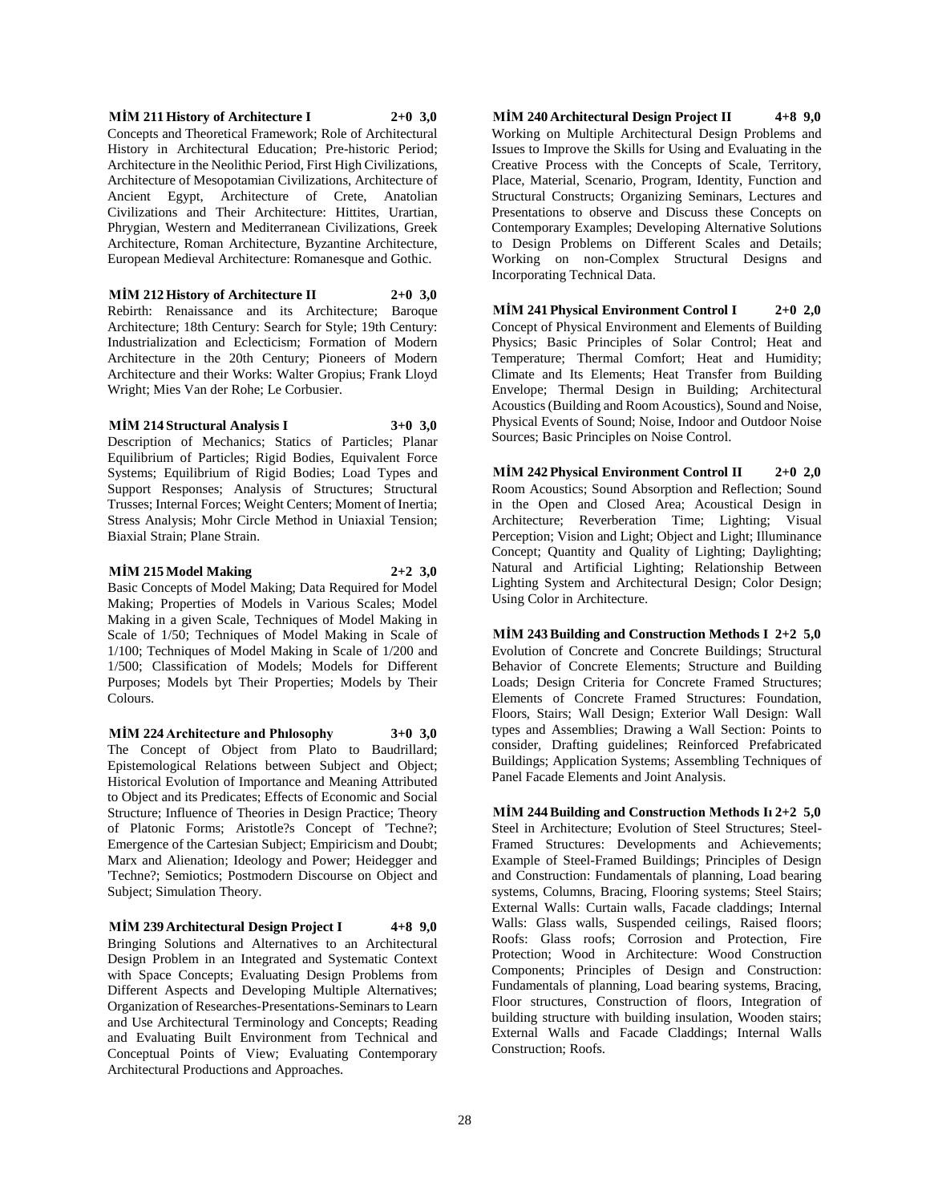**MİM 211 History of Architecture I 2+0 3,0**

Concepts and Theoretical Framework; Role of Architectural History in Architectural Education; Pre-historic Period; Architecture in the Neolithic Period, First High Civilizations, Architecture of Mesopotamian Civilizations, Architecture of Ancient Egypt, Architecture of Crete, Anatolian Civilizations and Their Architecture: Hittites, Urartian, Phrygian, Western and Mediterranean Civilizations, Greek Architecture, Roman Architecture, Byzantine Architecture, European Medieval Architecture: Romanesque and Gothic.

**MİM 212 History of Architecture II 2+0 3,0**

Rebirth: Renaissance and its Architecture; Baroque Architecture; 18th Century: Search for Style; 19th Century: Industrialization and Eclecticism; Formation of Modern Architecture in the 20th Century; Pioneers of Modern Architecture and their Works: Walter Gropius; Frank Lloyd Wright; Mies Van der Rohe; Le Corbusier.

**MİM 214 Structural Analysis I 3+0 3,0**

Description of Mechanics; Statics of Particles; Planar Equilibrium of Particles; Rigid Bodies, Equivalent Force Systems; Equilibrium of Rigid Bodies; Load Types and Support Responses; Analysis of Structures; Structural Trusses; Internal Forces; Weight Centers; Moment of Inertia; Stress Analysis; Mohr Circle Method in Uniaxial Tension; Biaxial Strain; Plane Strain.

**MİM 215 Model Making 2+2 3,0**

Basic Concepts of Model Making; Data Required for Model Making; Properties of Models in Various Scales; Model Making in a given Scale, Techniques of Model Making in Scale of 1/50; Techniques of Model Making in Scale of 1/100; Techniques of Model Making in Scale of 1/200 and 1/500; Classification of Models; Models for Different Purposes; Models byt Their Properties; Models by Their Colours.

**MİM 224 Architecture and Phılosophy 3+0 3,0**

The Concept of Object from Plato to Baudrillard; Epistemological Relations between Subject and Object; Historical Evolution of Importance and Meaning Attributed to Object and its Predicates; Effects of Economic and Social Structure; Influence of Theories in Design Practice; Theory of Platonic Forms; Aristotle?s Concept of 'Techne?; Emergence of the Cartesian Subject; Empiricism and Doubt; Marx and Alienation; Ideology and Power; Heidegger and 'Techne?; Semiotics; Postmodern Discourse on Object and Subject; Simulation Theory.

**MİM 239 Architectural Design Project I 4+8 9,0**

Bringing Solutions and Alternatives to an Architectural Design Problem in an Integrated and Systematic Context with Space Concepts; Evaluating Design Problems from Different Aspects and Developing Multiple Alternatives; Organization of Researches-Presentations-Seminars to Learn and Use Architectural Terminology and Concepts; Reading and Evaluating Built Environment from Technical and Conceptual Points of View; Evaluating Contemporary Architectural Productions and Approaches.

**MİM 240 Architectural Design Project II 4+8 9,0**

Working on Multiple Architectural Design Problems and Issues to Improve the Skills for Using and Evaluating in the Creative Process with the Concepts of Scale, Territory, Place, Material, Scenario, Program, Identity, Function and Structural Constructs; Organizing Seminars, Lectures and Presentations to observe and Discuss these Concepts on Contemporary Examples; Developing Alternative Solutions to Design Problems on Different Scales and Details; Working on non-Complex Structural Designs and Incorporating Technical Data.

**MİM 241 Physical Environment Control I 2+0 2,0**

Concept of Physical Environment and Elements of Building Physics; Basic Principles of Solar Control; Heat and Temperature; Thermal Comfort; Heat and Humidity; Climate and Its Elements; Heat Transfer from Building Envelope; Thermal Design in Building; Architectural Acoustics (Building and Room Acoustics), Sound and Noise, Physical Events of Sound; Noise, Indoor and Outdoor Noise Sources; Basic Principles on Noise Control.

**MİM 242 Physical Environment Control II 2+0 2,0**

Room Acoustics; Sound Absorption and Reflection; Sound in the Open and Closed Area; Acoustical Design in Architecture; Reverberation Time; Lighting; Visual Perception; Vision and Light; Object and Light; Illuminance Concept; Quantity and Quality of Lighting; Daylighting; Natural and Artificial Lighting; Relationship Between Lighting System and Architectural Design; Color Design; Using Color in Architecture.

**MİM 243 Building and Construction Methods I 2+2 5,0**

Evolution of Concrete and Concrete Buildings; Structural Behavior of Concrete Elements; Structure and Building Loads; Design Criteria for Concrete Framed Structures; Elements of Concrete Framed Structures: Foundation, Floors, Stairs; Wall Design; Exterior Wall Design: Wall types and Assemblies; Drawing a Wall Section: Points to consider, Drafting guidelines; Reinforced Prefabricated Buildings; Application Systems; Assembling Techniques of Panel Facade Elements and Joint Analysis.

**MİM 244 Building and Construction Methods Iı 2+2 5,0**

Steel in Architecture; Evolution of Steel Structures; Steel-Framed Structures: Developments and Achievements; Example of Steel-Framed Buildings; Principles of Design and Construction: Fundamentals of planning, Load bearing systems, Columns, Bracing, Flooring systems; Steel Stairs; External Walls: Curtain walls, Facade claddings; Internal Walls: Glass walls, Suspended ceilings, Raised floors; Roofs: Glass roofs; Corrosion and Protection, Fire Protection; Wood in Architecture: Wood Construction Components; Principles of Design and Construction: Fundamentals of planning, Load bearing systems, Bracing, Floor structures, Construction of floors, Integration of building structure with building insulation, Wooden stairs; External Walls and Facade Claddings; Internal Walls Construction; Roofs.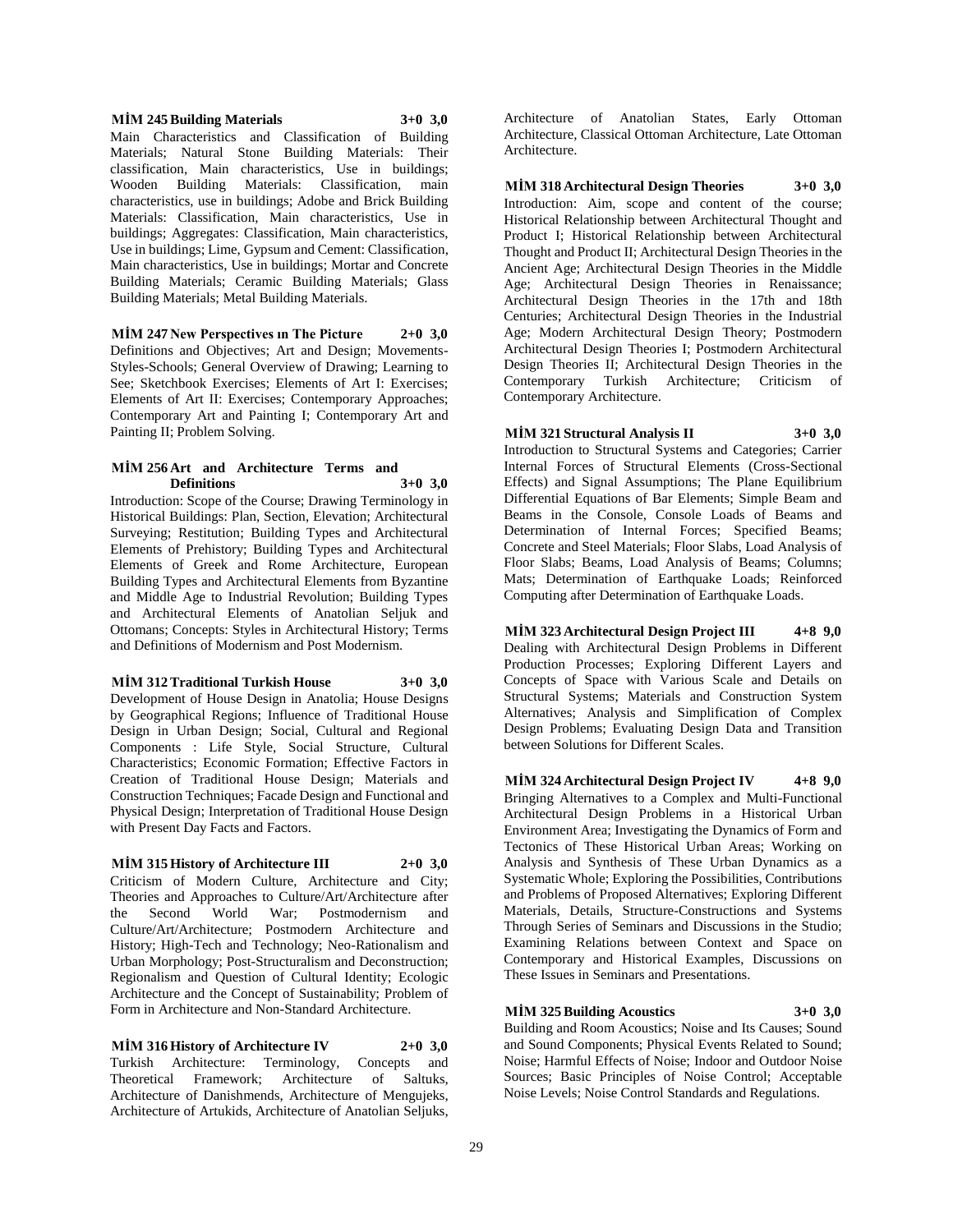**MİM 245 Building Materials 3+0 3,0**

Main Characteristics and Classification of Building Materials; Natural Stone Building Materials: Their classification, Main characteristics, Use in buildings; Wooden Building Materials: Classification, main characteristics, use in buildings; Adobe and Brick Building Materials: Classification, Main characteristics, Use in buildings; Aggregates: Classification, Main characteristics, Use in buildings; Lime, Gypsum and Cement: Classification, Main characteristics, Use in buildings; Mortar and Concrete Building Materials; Ceramic Building Materials; Glass Building Materials; Metal Building Materials.

**MİM 247 New Perspectives ın The Picture 2+0 3,0**

Definitions and Objectives; Art and Design; Movements-Styles-Schools; General Overview of Drawing; Learning to See; Sketchbook Exercises; Elements of Art I: Exercises; Elements of Art II: Exercises; Contemporary Approaches; Contemporary Art and Painting I; Contemporary Art and Painting II; Problem Solving.

**MİM 256 Art and Architecture Terms and Definitions 3+0 3,0**

Introduction: Scope of the Course; Drawing Terminology in Historical Buildings: Plan, Section, Elevation; Architectural Surveying; Restitution; Building Types and Architectural Elements of Prehistory; Building Types and Architectural Elements of Greek and Rome Architecture, European Building Types and Architectural Elements from Byzantine and Middle Age to Industrial Revolution; Building Types and Architectural Elements of Anatolian Seljuk and Ottomans; Concepts: Styles in Architectural History; Terms and Definitions of Modernism and Post Modernism.

**MİM 312 Traditional Turkish House 3+0 3,0**

Development of House Design in Anatolia; House Designs by Geographical Regions; Influence of Traditional House Design in Urban Design; Social, Cultural and Regional Components : Life Style, Social Structure, Cultural Characteristics; Economic Formation; Effective Factors in Creation of Traditional House Design; Materials and Construction Techniques; Facade Design and Functional and Physical Design; Interpretation of Traditional House Design with Present Day Facts and Factors.

**MİM 315 History of Architecture III 2+0 3,0**

Criticism of Modern Culture, Architecture and City; Theories and Approaches to Culture/Art/Architecture after the Second World War; Postmodernism and Culture/Art/Architecture; Postmodern Architecture and History; High-Tech and Technology; Neo-Rationalism and Urban Morphology; Post-Structuralism and Deconstruction; Regionalism and Question of Cultural Identity; Ecologic Architecture and the Concept of Sustainability; Problem of Form in Architecture and Non-Standard Architecture.

**MİM 316 History of Architecture IV 2+0 3,0**

Turkish Architecture: Terminology, Concepts and Theoretical Framework; Architecture of Saltuks, Architecture of Danishmends, Architecture of Mengujeks, Architecture of Artukids, Architecture of Anatolian Seljuks, Architecture of Anatolian States, Early Ottoman Architecture, Classical Ottoman Architecture, Late Ottoman Architecture.

**MİM 318 Architectural Design Theories 3+0 3,0**

Introduction: Aim, scope and content of the course; Historical Relationship between Architectural Thought and Product I; Historical Relationship between Architectural Thought and Product II; Architectural Design Theories in the Ancient Age; Architectural Design Theories in the Middle Age; Architectural Design Theories in Renaissance; Architectural Design Theories in the 17th and 18th Centuries; Architectural Design Theories in the Industrial Age; Modern Architectural Design Theory; Postmodern Architectural Design Theories I; Postmodern Architectural Design Theories II; Architectural Design Theories in the Contemporary Turkish Architecture; Criticism of Contemporary Architecture.

**MİM 321 Structural Analysis II 3+0 3,0**

Introduction to Structural Systems and Categories; Carrier Internal Forces of Structural Elements (Cross-Sectional Effects) and Signal Assumptions; The Plane Equilibrium Differential Equations of Bar Elements; Simple Beam and Beams in the Console, Console Loads of Beams and Determination of Internal Forces; Specified Beams; Concrete and Steel Materials; Floor Slabs, Load Analysis of Floor Slabs; Beams, Load Analysis of Beams; Columns; Mats; Determination of Earthquake Loads; Reinforced Computing after Determination of Earthquake Loads.

**MİM 323 Architectural Design Project III 4+8 9,0**

Dealing with Architectural Design Problems in Different Production Processes; Exploring Different Layers and Concepts of Space with Various Scale and Details on Structural Systems; Materials and Construction System Alternatives; Analysis and Simplification of Complex Design Problems; Evaluating Design Data and Transition between Solutions for Different Scales.

**MİM 324 Architectural Design Project IV 4+8 9,0**

Bringing Alternatives to a Complex and Multi-Functional Architectural Design Problems in a Historical Urban Environment Area; Investigating the Dynamics of Form and Tectonics of These Historical Urban Areas; Working on Analysis and Synthesis of These Urban Dynamics as a Systematic Whole; Exploring the Possibilities, Contributions and Problems of Proposed Alternatives; Exploring Different Materials, Details, Structure-Constructions and Systems Through Series of Seminars and Discussions in the Studio; Examining Relations between Context and Space on Contemporary and Historical Examples, Discussions on These Issues in Seminars and Presentations.

**MİM 325 Building Acoustics 3+0 3,0**

Building and Room Acoustics; Noise and Its Causes; Sound and Sound Components; Physical Events Related to Sound; Noise; Harmful Effects of Noise; Indoor and Outdoor Noise Sources; Basic Principles of Noise Control; Acceptable Noise Levels; Noise Control Standards and Regulations.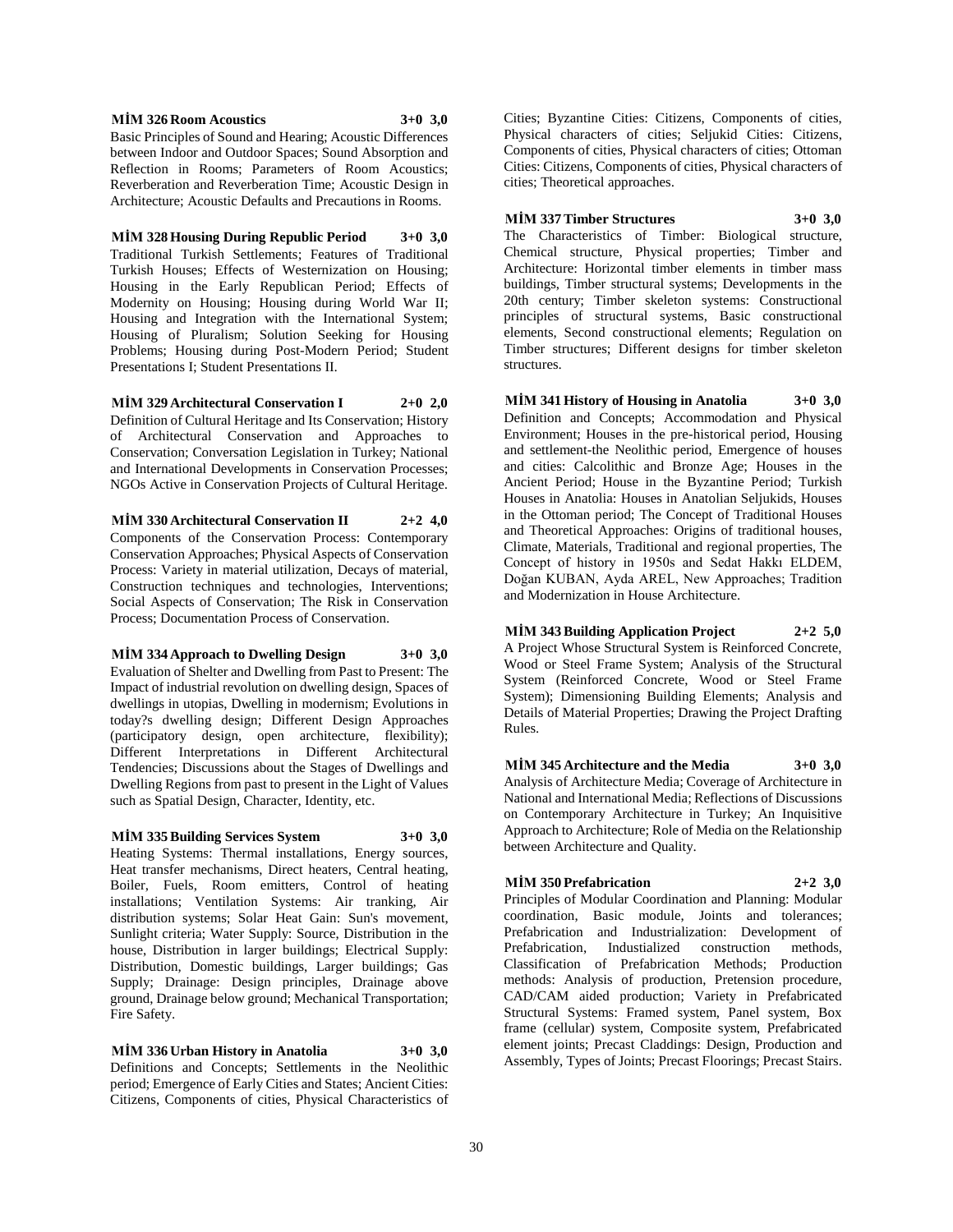**MİM 326 Room Acoustics 3+0 3,0**

Basic Principles of Sound and Hearing; Acoustic Differences between Indoor and Outdoor Spaces; Sound Absorption and Reflection in Rooms; Parameters of Room Acoustics; Reverberation and Reverberation Time; Acoustic Design in Architecture; Acoustic Defaults and Precautions in Rooms.

**MİM 328 Housing During Republic Period 3+0 3,0**

Traditional Turkish Settlements; Features of Traditional Turkish Houses; Effects of Westernization on Housing; Housing in the Early Republican Period; Effects of Modernity on Housing; Housing during World War II; Housing and Integration with the International System; Housing of Pluralism; Solution Seeking for Housing Problems; Housing during Post-Modern Period; Student Presentations I; Student Presentations II.

**MİM 329 Architectural Conservation I 2+0 2,0**

Definition of Cultural Heritage and Its Conservation; History of Architectural Conservation and Approaches to Conservation; Conversation Legislation in Turkey; National and International Developments in Conservation Processes; NGOs Active in Conservation Projects of Cultural Heritage.

**MİM 330 Architectural Conservation II 2+2 4,0**

Components of the Conservation Process: Contemporary Conservation Approaches; Physical Aspects of Conservation Process: Variety in material utilization, Decays of material, Construction techniques and technologies, Interventions; Social Aspects of Conservation; The Risk in Conservation Process; Documentation Process of Conservation.

**MİM 334 Approach to Dwelling Design 3+0 3,0**

Evaluation of Shelter and Dwelling from Past to Present: The Impact of industrial revolution on dwelling design, Spaces of dwellings in utopias, Dwelling in modernism; Evolutions in today?s dwelling design; Different Design Approaches (participatory design, open architecture, flexibility); Different Interpretations in Different Architectural Tendencies; Discussions about the Stages of Dwellings and Dwelling Regions from past to present in the Light of Values such as Spatial Design, Character, Identity, etc.

**MİM 335 Building Services System 3+0 3,0**

Heating Systems: Thermal installations, Energy sources, Heat transfer mechanisms, Direct heaters, Central heating, Boiler, Fuels, Room emitters, Control of heating installations; Ventilation Systems: Air tranking, Air distribution systems; Solar Heat Gain: Sun's movement, Sunlight criteria; Water Supply: Source, Distribution in the house, Distribution in larger buildings; Electrical Supply: Distribution, Domestic buildings, Larger buildings; Gas Supply; Drainage: Design principles, Drainage above ground, Drainage below ground; Mechanical Transportation; Fire Safety.

**MİM 336 Urban History in Anatolia 3+0 3,0**

Definitions and Concepts; Settlements in the Neolithic period; Emergence of Early Cities and States; Ancient Cities: Citizens, Components of cities, Physical Characteristics of Cities; Byzantine Cities: Citizens, Components of cities, Physical characters of cities; Seljukid Cities: Citizens, Components of cities, Physical characters of cities; Ottoman Cities: Citizens, Components of cities, Physical characters of cities; Theoretical approaches.

**MİM 337 Timber Structures 3+0 3,0**

The Characteristics of Timber: Biological structure, Chemical structure, Physical properties; Timber and Architecture: Horizontal timber elements in timber mass buildings, Timber structural systems; Developments in the 20th century; Timber skeleton systems: Constructional principles of structural systems, Basic constructional elements, Second constructional elements; Regulation on Timber structures; Different designs for timber skeleton structures.

**MİM 341 History of Housing in Anatolia 3+0 3,0**

Definition and Concepts; Accommodation and Physical Environment; Houses in the pre-historical period, Housing and settlement-the Neolithic period, Emergence of houses and cities: Calcolithic and Bronze Age; Houses in the Ancient Period; House in the Byzantine Period; Turkish Houses in Anatolia: Houses in Anatolian Seljukids, Houses in the Ottoman period; The Concept of Traditional Houses and Theoretical Approaches: Origins of traditional houses, Climate, Materials, Traditional and regional properties, The Concept of history in 1950s and Sedat Hakkı ELDEM, Doğan KUBAN, Ayda AREL, New Approaches; Tradition and Modernization in House Architecture.

**MİM 343 Building Application Project 2+2 5,0**

A Project Whose Structural System is Reinforced Concrete, Wood or Steel Frame System; Analysis of the Structural System (Reinforced Concrete, Wood or Steel Frame System); Dimensioning Building Elements; Analysis and Details of Material Properties; Drawing the Project Drafting Rules.

**MİM 345 Architecture and the Media 3+0 3,0**

Analysis of Architecture Media; Coverage of Architecture in National and International Media; Reflections of Discussions on Contemporary Architecture in Turkey; An Inquisitive Approach to Architecture; Role of Media on the Relationship between Architecture and Quality.

**MİM 350 Prefabrication 2+2 3,0**

Principles of Modular Coordination and Planning: Modular coordination, Basic module, Joints and tolerances; Prefabrication and Industrialization: Development of Prefabrication, Industialized construction methods, Classification of Prefabrication Methods; Production methods: Analysis of production, Pretension procedure, CAD/CAM aided production; Variety in Prefabricated Structural Systems: Framed system, Panel system, Box frame (cellular) system, Composite system, Prefabricated element joints; Precast Claddings: Design, Production and Assembly, Types of Joints; Precast Floorings; Precast Stairs.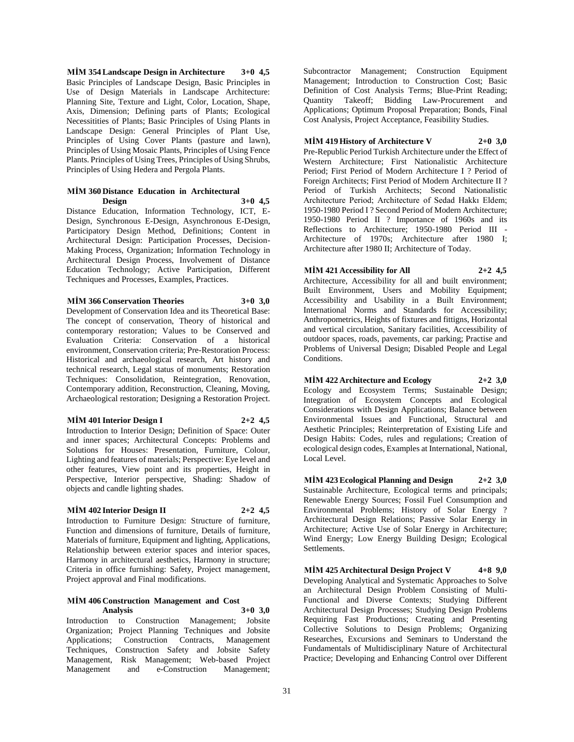**MİM 354 Landscape Design in Architecture 3+0 4,5**

Basic Principles of Landscape Design, Basic Principles in Use of Design Materials in Landscape Architecture: Planning Site, Texture and Light, Color, Location, Shape, Axis, Dimension; Defining parts of Plants; Ecological Necessitities of Plants; Basic Principles of Using Plants in Landscape Design: General Principles of Plant Use, Principles of Using Cover Plants (pasture and lawn), Principles of Using Mosaic Plants, Principles of Using Fence Plants. Principles of Using Trees, Principles of Using Shrubs, Principles of Using Hedera and Pergola Plants.

**MİM 360 Distance Education in Architectural Design 3+0 4,5**

Distance Education, Information Technology, ICT, E-Design, Synchronous E-Design, Asynchronous E-Design, Participatory Design Method, Definitions; Content in Architectural Design: Participation Processes, Decision-Making Process, Organization; Information Technology in Architectural Design Process, Involvement of Distance Education Technology; Active Participation, Different Techniques and Processes, Examples, Practices.

**MİM 366 Conservation Theories 3+0 3,0**

Development of Conservation Idea and its Theoretical Base: The concept of conservation, Theory of historical and contemporary restoration; Values to be Conserved and Evaluation Criteria: Conservation of a historical environment, Conservation criteria; Pre-Restoration Process: Historical and archaeological research, Art history and technical research, Legal status of monuments; Restoration Techniques: Consolidation, Reintegration, Renovation, Contemporary addition, Reconstruction, Cleaning, Moving, Archaeological restoration; Designing a Restoration Project.

**MİM 401 Interior Design I 2+2 4,5**

Introduction to Interior Design; Definition of Space: Outer and inner spaces; Architectural Concepts: Problems and Solutions for Houses: Presentation, Furniture, Colour, Lighting and features of materials; Perspective: Eye level and other features, View point and its properties, Height in Perspective, Interior perspective, Shading: Shadow of objects and candle lighting shades.

**MİM 402 Interior Design II 2+2 4,5**

Introduction to Furniture Design: Structure of furniture, Function and dimensions of furniture, Details of furniture, Materials of furniture, Equipment and lighting, Applications, Relationship between exterior spaces and interior spaces, Harmony in architectural aesthetics, Harmony in structure; Criteria in office furnishing: Safety, Project management, Project approval and Final modifications.

**MİM 406 Construction Management and Cost Analysis 3+0 3,0**

Introduction to Construction Management; Jobsite Organization; Project Planning Techniques and Jobsite Applications; Construction Contracts, Management Techniques, Construction Safety and Jobsite Safety Management, Risk Management; Web-based Project Management and e-Construction Management; Subcontractor Management; Construction Equipment Management; Introduction to Construction Cost; Basic Definition of Cost Analysis Terms; Blue-Print Reading; Quantity Takeoff; Bidding Law-Procurement and Applications; Optimum Proposal Preparation; Bonds, Final Cost Analysis, Project Acceptance, Feasibility Studies.

**MİM 419 History of Architecture V 2+0 3,0**

Pre-Republic Period Turkish Architecture under the Effect of Western Architecture; First Nationalistic Architecture Period; First Period of Modern Architecture I ? Period of Foreign Architects; First Period of Modern Architecture II ? Period of Turkish Architects; Second Nationalistic Architecture Period; Architecture of Sedad Hakkı Eldem; 1950-1980 Period I ? Second Period of Modern Architecture; 1950-1980 Period II ? Importance of 1960s and its Reflections to Architecture; 1950-1980 Period III - Architecture of 1970s; Architecture after 1980 I; Architecture after 1980 II; Architecture of Today.

**MİM 421 Accessibility for All 2+2 4,5**

Architecture, Accessibility for all and built environment; Built Environment, Users and Mobility Equipment; Accessibility and Usability in a Built Environment; International Norms and Standards for Accessibility; Anthropometrics, Heights of fixtures and fittigns, Horizontal and vertical circulation, Sanitary facilities, Accessibility of outdoor spaces, roads, pavements, car parking; Practise and Problems of Universal Design; Disabled People and Legal Conditions.

**MİM 422 Architecture and Ecology 2+2 3,0**

Ecology and Ecosystem Terms; Sustainable Design; Integration of Ecosystem Concepts and Ecological Considerations with Design Applications; Balance between Environmental Issues and Functional, Structural and Aesthetic Principles; Reinterpretation of Existing Life and Design Habits: Codes, rules and regulations; Creation of ecological design codes, Examples at International, National, Local Level.

**MİM 423 Ecological Planning and Design 2+2 3,0**

Sustainable Architecture, Ecological terms and principals; Renewable Energy Sources; Fossil Fuel Consumption and Environmental Problems; History of Solar Energy ? Architectural Design Relations; Passive Solar Energy in Architecture; Active Use of Solar Energy in Architecture; Wind Energy; Low Energy Building Design; Ecological Settlements.

**MİM 425 Architectural Design Project V 4+8 9,0**

Developing Analytical and Systematic Approaches to Solve an Architectural Design Problem Consisting of Multi-Functional and Diverse Contexts; Studying Different Architectural Design Processes; Studying Design Problems Requiring Fast Productions; Creating and Presenting Collective Solutions to Design Problems; Organizing Researches, Excursions and Seminars to Understand the Fundamentals of Multidisciplinary Nature of Architectural Practice; Developing and Enhancing Control over Different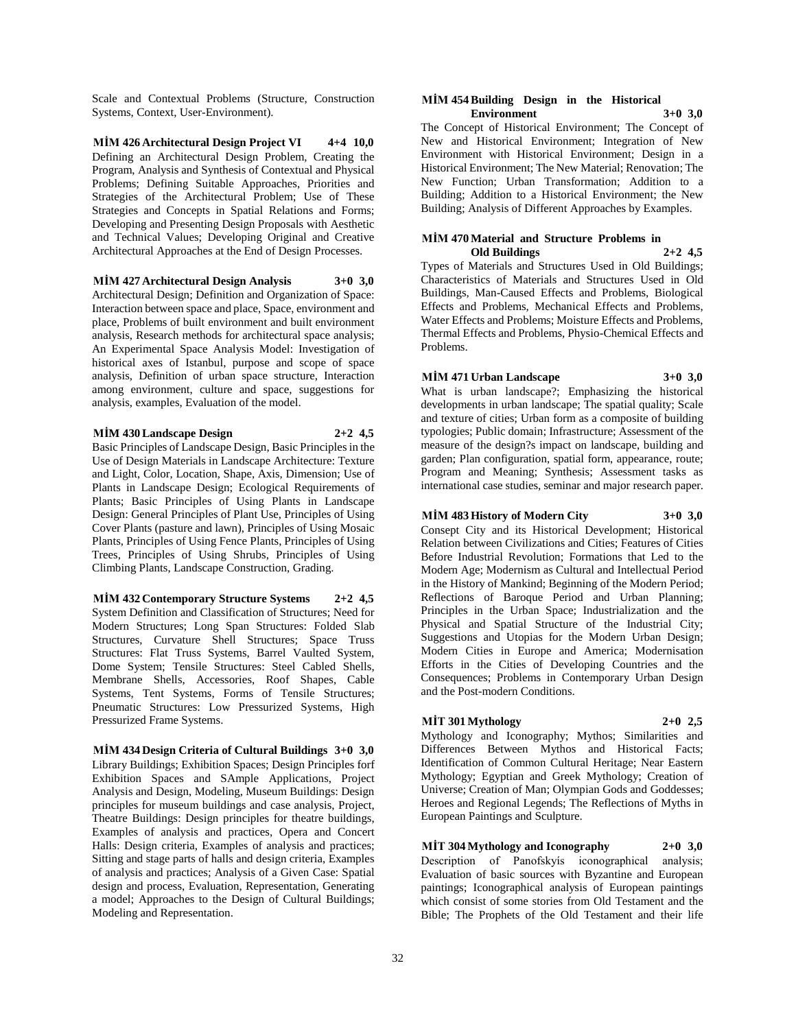Scale and Contextual Problems (Structure, Construction Systems, Context, User-Environment).

**MİM 426 Architectural Design Project VI 4+4 10,0**
Defining an Architectural Design Problem, Creating the Program, Analysis and Synthesis of Contextual and Physical Problems; Defining Suitable Approaches, Priorities and Strategies of the Architectural Problem; Use of These Strategies and Concepts in Spatial Relations and Forms; Developing and Presenting Design Proposals with Aesthetic and Technical Values; Developing Original and Creative Architectural Approaches at the End of Design Processes.

**MİM 427 Architectural Design Analysis 3+0 3,0**
Architectural Design; Definition and Organization of Space: Interaction between space and place, Space, environment and place, Problems of built environment and built environment analysis, Research methods for architectural space analysis; An Experimental Space Analysis Model: Investigation of historical axes of Istanbul, purpose and scope of space analysis, Definition of urban space structure, Interaction among environment, culture and space, suggestions for analysis, examples, Evaluation of the model.

**MİM 430 Landscape Design 2+2 4,5**
Basic Principles of Landscape Design, Basic Principles in the Use of Design Materials in Landscape Architecture: Texture and Light, Color, Location, Shape, Axis, Dimension; Use of Plants in Landscape Design; Ecological Requirements of Plants; Basic Principles of Using Plants in Landscape Design: General Principles of Plant Use, Principles of Using Cover Plants (pasture and lawn), Principles of Using Mosaic Plants, Principles of Using Fence Plants, Principles of Using Trees, Principles of Using Shrubs, Principles of Using Climbing Plants, Landscape Construction, Grading.

**MİM 432 Contemporary Structure Systems 2+2 4,5**
System Definition and Classification of Structures; Need for Modern Structures; Long Span Structures: Folded Slab Structures, Curvature Shell Structures; Space Truss Structures: Flat Truss Systems, Barrel Vaulted System, Dome System; Tensile Structures: Steel Cabled Shells, Membrane Shells, Accessories, Roof Shapes, Cable Systems, Tent Systems, Forms of Tensile Structures; Pneumatic Structures: Low Pressurized Systems, High Pressurized Frame Systems.

**MİM 434 Design Criteria of Cultural Buildings 3+0 3,0**
Library Buildings; Exhibition Spaces; Design Principles forf Exhibition Spaces and SAmple Applications, Project Analysis and Design, Modeling, Museum Buildings: Design principles for museum buildings and case analysis, Project, Theatre Buildings: Design principles for theatre buildings, Examples of analysis and practices, Opera and Concert Halls: Design criteria, Examples of analysis and practices; Sitting and stage parts of halls and design criteria, Examples of analysis and practices; Analysis of a Given Case: Spatial design and process, Evaluation, Representation, Generating a model; Approaches to the Design of Cultural Buildings; Modeling and Representation.

**MİM 454 Building Design in the Historical Environment 3+0 3,0**
The Concept of Historical Environment; The Concept of New and Historical Environment; Integration of New Environment with Historical Environment; Design in a Historical Environment; The New Material; Renovation; The New Function; Urban Transformation; Addition to a Building; Addition to a Historical Environment; the New Building; Analysis of Different Approaches by Examples.

**MİM 470 Material and Structure Problems in Old Buildings 2+2 4,5**
Types of Materials and Structures Used in Old Buildings; Characteristics of Materials and Structures Used in Old Buildings, Man-Caused Effects and Problems, Biological Effects and Problems, Mechanical Effects and Problems, Water Effects and Problems; Moisture Effects and Problems, Thermal Effects and Problems, Physio-Chemical Effects and Problems.

**MİM 471 Urban Landscape 3+0 3,0**
What is urban landscape?; Emphasizing the historical developments in urban landscape; The spatial quality; Scale and texture of cities; Urban form as a composite of building typologies; Public domain; Infrastructure; Assessment of the measure of the design?s impact on landscape, building and garden; Plan configuration, spatial form, appearance, route; Program and Meaning; Synthesis; Assessment tasks as international case studies, seminar and major research paper.

**MİM 483 History of Modern City 3+0 3,0**
Consept City and its Historical Development; Historical Relation between Civilizations and Cities; Features of Cities Before Industrial Revolution; Formations that Led to the Modern Age; Modernism as Cultural and Intellectual Period in the History of Mankind; Beginning of the Modern Period; Reflections of Baroque Period and Urban Planning; Principles in the Urban Space; Industrialization and the Physical and Spatial Structure of the Industrial City; Suggestions and Utopias for the Modern Urban Design; Modern Cities in Europe and America; Modernisation Efforts in the Cities of Developing Countries and the Consequences; Problems in Contemporary Urban Design and the Post-modern Conditions.

**MİT 301 Mythology 2+0 2,5**
Mythology and Iconography; Mythos; Similarities and Differences Between Mythos and Historical Facts; Identification of Common Cultural Heritage; Near Eastern Mythology; Egyptian and Greek Mythology; Creation of Universe; Creation of Man; Olympian Gods and Goddesses; Heroes and Regional Legends; The Reflections of Myths in European Paintings and Sculpture.

**MİT 304 Mythology and Iconography 2+0 3,0**
Description of Panofskyís iconographical analysis; Evaluation of basic sources with Byzantine and European paintings; Iconographical analysis of European paintings which consist of some stories from Old Testament and the Bible; The Prophets of the Old Testament and their life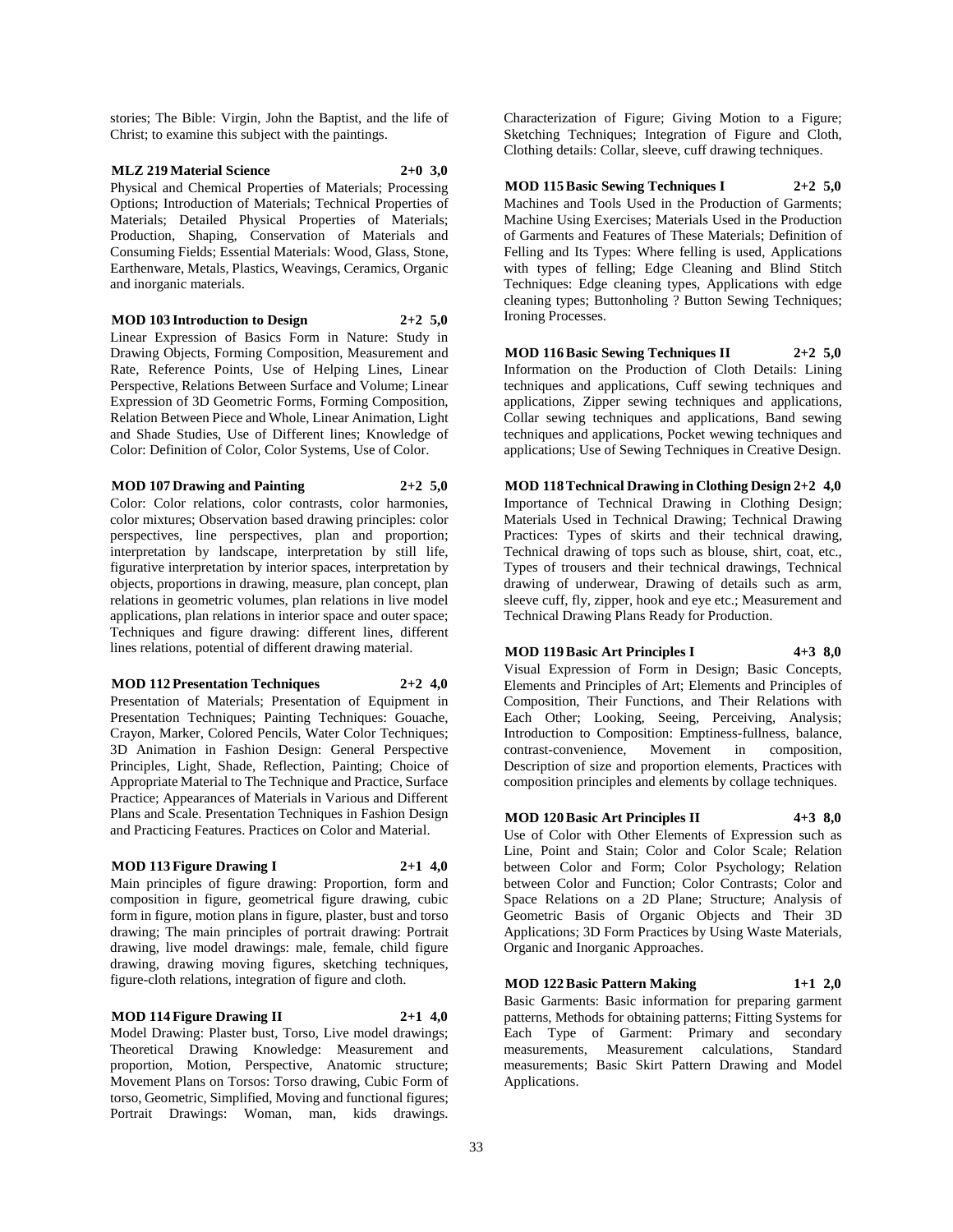stories; The Bible: Virgin, John the Baptist, and the life of Christ; to examine this subject with the paintings.

**MLZ 219 Material Science 2+0 3,0**

Physical and Chemical Properties of Materials; Processing Options; Introduction of Materials; Technical Properties of Materials; Detailed Physical Properties of Materials; Production, Shaping, Conservation of Materials and Consuming Fields; Essential Materials: Wood, Glass, Stone, Earthenware, Metals, Plastics, Weavings, Ceramics, Organic and inorganic materials.

**MOD 103 Introduction to Design 2+2 5,0**

Linear Expression of Basics Form in Nature: Study in Drawing Objects, Forming Composition, Measurement and Rate, Reference Points, Use of Helping Lines, Linear Perspective, Relations Between Surface and Volume; Linear Expression of 3D Geometric Forms, Forming Composition, Relation Between Piece and Whole, Linear Animation, Light and Shade Studies, Use of Different lines; Knowledge of Color: Definition of Color, Color Systems, Use of Color.

**MOD 107 Drawing and Painting 2+2 5,0**

Color: Color relations, color contrasts, color harmonies, color mixtures; Observation based drawing principles: color perspectives, line perspectives, plan and proportion; interpretation by landscape, interpretation by still life, figurative interpretation by interior spaces, interpretation by objects, proportions in drawing, measure, plan concept, plan relations in geometric volumes, plan relations in live model applications, plan relations in interior space and outer space; Techniques and figure drawing: different lines, different lines relations, potential of different drawing material.

**MOD 112 Presentation Techniques 2+2 4,0**

Presentation of Materials; Presentation of Equipment in Presentation Techniques; Painting Techniques: Gouache, Crayon, Marker, Colored Pencils, Water Color Techniques; 3D Animation in Fashion Design: General Perspective Principles, Light, Shade, Reflection, Painting; Choice of Appropriate Material to The Technique and Practice, Surface Practice; Appearances of Materials in Various and Different Plans and Scale. Presentation Techniques in Fashion Design and Practicing Features. Practices on Color and Material.

**MOD 113 Figure Drawing I 2+1 4,0**

Main principles of figure drawing: Proportion, form and composition in figure, geometrical figure drawing, cubic form in figure, motion plans in figure, plaster, bust and torso drawing; The main principles of portrait drawing: Portrait drawing, live model drawings: male, female, child figure drawing, drawing moving figures, sketching techniques, figure-cloth relations, integration of figure and cloth.

**MOD 114 Figure Drawing II 2+1 4,0**

Model Drawing: Plaster bust, Torso, Live model drawings; Theoretical Drawing Knowledge: Measurement and proportion, Motion, Perspective, Anatomic structure; Movement Plans on Torsos: Torso drawing, Cubic Form of torso, Geometric, Simplified, Moving and functional figures; Portrait Drawings: Woman, man, kids drawings. Characterization of Figure; Giving Motion to a Figure; Sketching Techniques; Integration of Figure and Cloth, Clothing details: Collar, sleeve, cuff drawing techniques.

**MOD 115 Basic Sewing Techniques I 2+2 5,0**

Machines and Tools Used in the Production of Garments; Machine Using Exercises; Materials Used in the Production of Garments and Features of These Materials; Definition of Felling and Its Types: Where felling is used, Applications with types of felling; Edge Cleaning and Blind Stitch Techniques: Edge cleaning types, Applications with edge cleaning types; Buttonholing ? Button Sewing Techniques; Ironing Processes.

**MOD 116 Basic Sewing Techniques II 2+2 5,0**

Information on the Production of Cloth Details: Lining techniques and applications, Cuff sewing techniques and applications, Zipper sewing techniques and applications, Collar sewing techniques and applications, Band sewing techniques and applications, Pocket wewing techniques and applications; Use of Sewing Techniques in Creative Design.

**MOD 118 Technical Drawing in Clothing Design 2+2 4,0**

Importance of Technical Drawing in Clothing Design; Materials Used in Technical Drawing; Technical Drawing Practices: Types of skirts and their technical drawing, Technical drawing of tops such as blouse, shirt, coat, etc., Types of trousers and their technical drawings, Technical drawing of underwear, Drawing of details such as arm, sleeve cuff, fly, zipper, hook and eye etc.; Measurement and Technical Drawing Plans Ready for Production.

**MOD 119 Basic Art Principles I 4+3 8,0**

Visual Expression of Form in Design; Basic Concepts, Elements and Principles of Art; Elements and Principles of Composition, Their Functions, and Their Relations with Each Other; Looking, Seeing, Perceiving, Analysis; Introduction to Composition: Emptiness-fullness, balance, contrast-convenience, Movement in composition, Description of size and proportion elements, Practices with composition principles and elements by collage techniques.

**MOD 120 Basic Art Principles II 4+3 8,0**

Use of Color with Other Elements of Expression such as Line, Point and Stain; Color and Color Scale; Relation between Color and Form; Color Psychology; Relation between Color and Function; Color Contrasts; Color and Space Relations on a 2D Plane; Structure; Analysis of Geometric Basis of Organic Objects and Their 3D Applications; 3D Form Practices by Using Waste Materials, Organic and Inorganic Approaches.

**MOD 122 Basic Pattern Making 1+1 2,0**

Basic Garments: Basic information for preparing garment patterns, Methods for obtaining patterns; Fitting Systems for Each Type of Garment: Primary and secondary measurements, Measurement calculations, Standard measurements; Basic Skirt Pattern Drawing and Model Applications.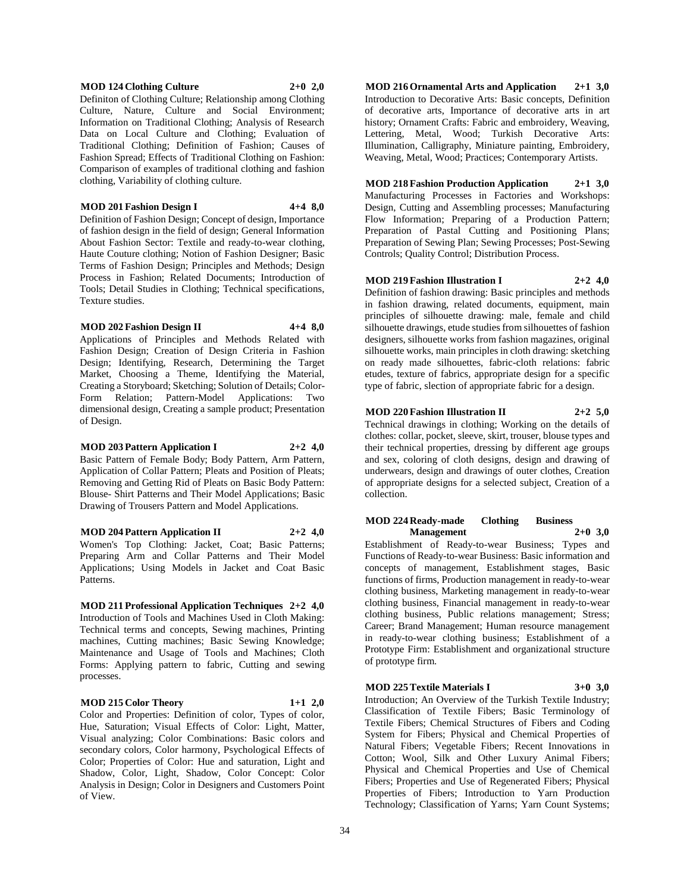**MOD 124 Clothing Culture 2+0 2,0**

Definiton of Clothing Culture; Relationship among Clothing Culture, Nature, Culture and Social Environment; Information on Traditional Clothing; Analysis of Research Data on Local Culture and Clothing; Evaluation of Traditional Clothing; Definition of Fashion; Causes of Fashion Spread; Effects of Traditional Clothing on Fashion: Comparison of examples of traditional clothing and fashion clothing, Variability of clothing culture.

**MOD 201 Fashion Design I 4+4 8,0**

Definition of Fashion Design; Concept of design, Importance of fashion design in the field of design; General Information About Fashion Sector: Textile and ready-to-wear clothing, Haute Couture clothing; Notion of Fashion Designer; Basic Terms of Fashion Design; Principles and Methods; Design Process in Fashion; Related Documents; Introduction of Tools; Detail Studies in Clothing; Technical specifications, Texture studies.

**MOD 202 Fashion Design II 4+4 8,0**

Applications of Principles and Methods Related with Fashion Design; Creation of Design Criteria in Fashion Design; Identifying, Research, Determining the Target Market, Choosing a Theme, Identifying the Material, Creating a Storyboard; Sketching; Solution of Details; Color-Form Relation; Pattern-Model Applications: Two dimensional design, Creating a sample product; Presentation of Design.

**MOD 203 Pattern Application I 2+2 4,0**

Basic Pattern of Female Body; Body Pattern, Arm Pattern, Application of Collar Pattern; Pleats and Position of Pleats; Removing and Getting Rid of Pleats on Basic Body Pattern: Blouse- Shirt Patterns and Their Model Applications; Basic Drawing of Trousers Pattern and Model Applications.

**MOD 204 Pattern Application II 2+2 4,0**

Women's Top Clothing: Jacket, Coat; Basic Patterns; Preparing Arm and Collar Patterns and Their Model Applications; Using Models in Jacket and Coat Basic Patterns.

**MOD 211 Professional Application Techniques 2+2 4,0**

Introduction of Tools and Machines Used in Cloth Making: Technical terms and concepts, Sewing machines, Printing machines, Cutting machines; Basic Sewing Knowledge; Maintenance and Usage of Tools and Machines; Cloth Forms: Applying pattern to fabric, Cutting and sewing processes.

**MOD 215 Color Theory 1+1 2,0**

Color and Properties: Definition of color, Types of color, Hue, Saturation; Visual Effects of Color: Light, Matter, Visual analyzing; Color Combinations: Basic colors and secondary colors, Color harmony, Psychological Effects of Color; Properties of Color: Hue and saturation, Light and Shadow, Color, Light, Shadow, Color Concept: Color Analysis in Design; Color in Designers and Customers Point of View.

**MOD 216 Ornamental Arts and Application 2+1 3,0**

Introduction to Decorative Arts: Basic concepts, Definition of decorative arts, Importance of decorative arts in art history; Ornament Crafts: Fabric and embroidery, Weaving, Lettering, Metal, Wood; Turkish Decorative Arts: Illumination, Calligraphy, Miniature painting, Embroidery, Weaving, Metal, Wood; Practices; Contemporary Artists.

**MOD 218 Fashion Production Application 2+1 3,0**

Manufacturing Processes in Factories and Workshops: Design, Cutting and Assembling processes; Manufacturing Flow Information; Preparing of a Production Pattern; Preparation of Pastal Cutting and Positioning Plans; Preparation of Sewing Plan; Sewing Processes; Post-Sewing Controls; Quality Control; Distribution Process.

**MOD 219 Fashion Illustration I 2+2 4,0**

Definition of fashion drawing: Basic principles and methods in fashion drawing, related documents, equipment, main principles of silhouette drawing: male, female and child silhouette drawings, etude studies from silhouettes of fashion designers, silhouette works from fashion magazines, original silhouette works, main principles in cloth drawing: sketching on ready made silhouettes, fabric-cloth relations: fabric etudes, texture of fabrics, appropriate design for a specific type of fabric, slection of appropriate fabric for a design.

**MOD 220 Fashion Illustration II 2+2 5,0**

Technical drawings in clothing; Working on the details of clothes: collar, pocket, sleeve, skirt, trouser, blouse types and their technical properties, dressing by different age groups and sex, coloring of cloth designs, design and drawing of underwears, design and drawings of outer clothes, Creation of appropriate designs for a selected subject, Creation of a collection.

**MOD 224 Ready-made Clothing Business Management 2+0 3,0**

Establishment of Ready-to-wear Business; Types and Functions of Ready-to-wear Business: Basic information and concepts of management, Establishment stages, Basic functions of firms, Production management in ready-to-wear clothing business, Marketing management in ready-to-wear clothing business, Financial management in ready-to-wear clothing business, Public relations management; Stress; Career; Brand Management; Human resource management in ready-to-wear clothing business; Establishment of a Prototype Firm: Establishment and organizational structure of prototype firm.

**MOD 225 Textile Materials I 3+0 3,0**

Introduction; An Overview of the Turkish Textile Industry; Classification of Textile Fibers; Basic Terminology of Textile Fibers; Chemical Structures of Fibers and Coding System for Fibers; Physical and Chemical Properties of Natural Fibers; Vegetable Fibers; Recent Innovations in Cotton; Wool, Silk and Other Luxury Animal Fibers; Physical and Chemical Properties and Use of Chemical Fibers; Properties and Use of Regenerated Fibers; Physical Properties of Fibers; Introduction to Yarn Production Technology; Classification of Yarns; Yarn Count Systems;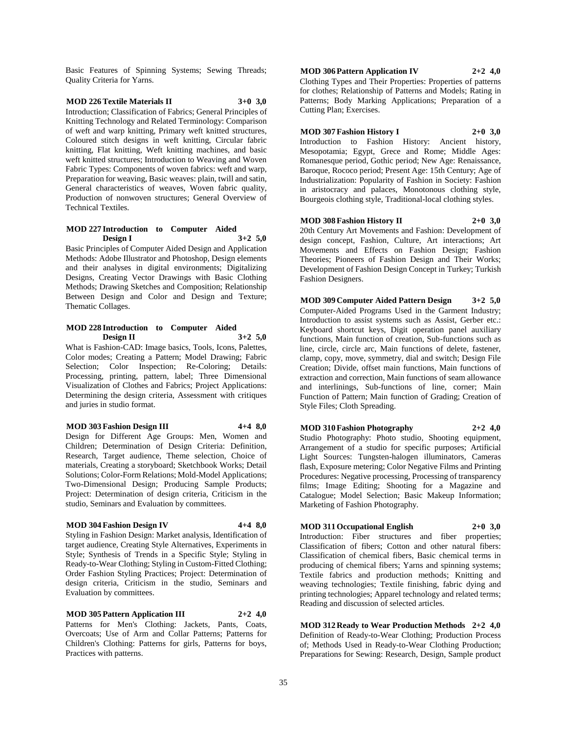Basic Features of Spinning Systems; Sewing Threads; Quality Criteria for Yarns.

**MOD 226 Textile Materials II 3+0 3,0**

Introduction; Classification of Fabrics; General Principles of Knitting Technology and Related Terminology: Comparison of weft and warp knitting, Primary weft knitted structures, Coloured stitch designs in weft knitting, Circular fabric knitting, Flat knitting, Weft knitting machines, and basic weft knitted structures; Introduction to Weaving and Woven Fabric Types: Components of woven fabrics: weft and warp, Preparation for weaving, Basic weaves: plain, twill and satin, General characteristics of weaves, Woven fabric quality, Production of nonwoven structures; General Overview of Technical Textiles.

**MOD 227 Introduction to Computer Aided Design I 3+2 5,0**

Basic Principles of Computer Aided Design and Application Methods: Adobe Illustrator and Photoshop, Design elements and their analyses in digital environments; Digitalizing Designs, Creating Vector Drawings with Basic Clothing Methods; Drawing Sketches and Composition; Relationship Between Design and Color and Design and Texture; Thematic Collages.

**MOD 228 Introduction to Computer Aided Design II 3+2 5,0**

What is Fashion-CAD: Image basics, Tools, Icons, Palettes, Color modes; Creating a Pattern; Model Drawing; Fabric Selection; Color Inspection; Re-Coloring; Details: Processing, printing, pattern, label; Three Dimensional Visualization of Clothes and Fabrics; Project Applications: Determining the design criteria, Assessment with critiques and juries in studio format.

**MOD 303 Fashion Design III 4+4 8,0**

Design for Different Age Groups: Men, Women and Children; Determination of Design Criteria: Definition, Research, Target audience, Theme selection, Choice of materials, Creating a storyboard; Sketchbook Works; Detail Solutions; Color-Form Relations; Mold-Model Applications; Two-Dimensional Design; Producing Sample Products; Project: Determination of design criteria, Criticism in the studio, Seminars and Evaluation by committees.

**MOD 304 Fashion Design IV 4+4 8,0**

Styling in Fashion Design: Market analysis, Identification of target audience, Creating Style Alternatives, Experiments in Style; Synthesis of Trends in a Specific Style; Styling in Ready-to-Wear Clothing; Styling in Custom-Fitted Clothing; Order Fashion Styling Practices; Project: Determination of design criteria, Criticism in the studio, Seminars and Evaluation by committees.

**MOD 305 Pattern Application III 2+2 4,0**

Patterns for Men's Clothing: Jackets, Pants, Coats, Overcoats; Use of Arm and Collar Patterns; Patterns for Children's Clothing: Patterns for girls, Patterns for boys, Practices with patterns.

**MOD 306 Pattern Application IV 2+2 4,0**

Clothing Types and Their Properties: Properties of patterns for clothes; Relationship of Patterns and Models; Rating in Patterns; Body Marking Applications; Preparation of a Cutting Plan; Exercises.

**MOD 307 Fashion History I 2+0 3,0**

Introduction to Fashion History: Ancient history, Mesopotamia; Egypt, Grece and Rome; Middle Ages: Romanesque period, Gothic period; New Age: Renaissance, Baroque, Rococo period; Present Age: 15th Century; Age of Industrialization: Popularity of Fashion in Society: Fashion in aristocracy and palaces, Monotonous clothing style, Bourgeois clothing style, Traditional-local clothing styles.

**MOD 308 Fashion History II 2+0 3,0**

20th Century Art Movements and Fashion: Development of design concept, Fashion, Culture, Art interactions; Art Movements and Effects on Fashion Design; Fashion Theories; Pioneers of Fashion Design and Their Works; Development of Fashion Design Concept in Turkey; Turkish Fashion Designers.

**MOD 309 Computer Aided Pattern Design 3+2 5,0**

Computer-Aided Programs Used in the Garment Industry; Introduction to assist systems such as Assist, Gerber etc.: Keyboard shortcut keys, Digit operation panel auxiliary functions, Main function of creation, Sub-functions such as line, circle, circle arc, Main functions of delete, fastener, clamp, copy, move, symmetry, dial and switch; Design File Creation; Divide, offset main functions, Main functions of extraction and correction, Main functions of seam allowance and interlinings, Sub-functions of line, corner; Main Function of Pattern; Main function of Grading; Creation of Style Files; Cloth Spreading.

**MOD 310 Fashion Photography 2+2 4,0**

Studio Photography: Photo studio, Shooting equipment, Arrangement of a studio for specific purposes; Artificial Light Sources: Tungsten-halogen illuminators, Cameras flash, Exposure metering; Color Negative Films and Printing Procedures: Negative processing, Processing of transparency films; Image Editing; Shooting for a Magazine and Catalogue; Model Selection; Basic Makeup Information; Marketing of Fashion Photography.

**MOD 311 Occupational English 2+0 3,0**

Introduction: Fiber structures and fiber properties; Classification of fibers; Cotton and other natural fibers: Classification of chemical fibers, Basic chemical terms in producing of chemical fibers; Yarns and spinning systems; Textile fabrics and production methods; Knitting and weaving technologies; Textile finishing, fabric dying and printing technologies; Apparel technology and related terms; Reading and discussion of selected articles.

**MOD 312 Ready to Wear Production Methods 2+2 4,0**

Definition of Ready-to-Wear Clothing; Production Process of; Methods Used in Ready-to-Wear Clothing Production; Preparations for Sewing: Research, Design, Sample product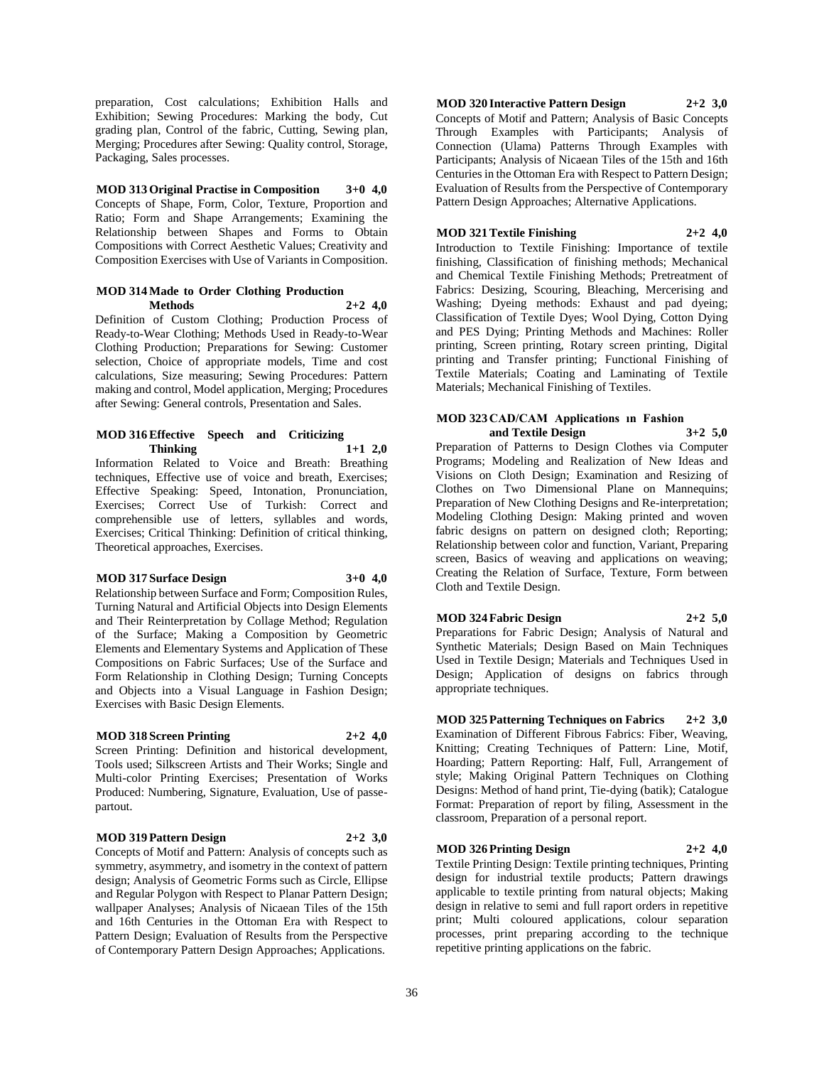preparation, Cost calculations; Exhibition Halls and Exhibition; Sewing Procedures: Marking the body, Cut grading plan, Control of the fabric, Cutting, Sewing plan, Merging; Procedures after Sewing: Quality control, Storage, Packaging, Sales processes.

**MOD 313 Original Practise in Composition 3+0 4,0**

Concepts of Shape, Form, Color, Texture, Proportion and Ratio; Form and Shape Arrangements; Examining the Relationship between Shapes and Forms to Obtain Compositions with Correct Aesthetic Values; Creativity and Composition Exercises with Use of Variants in Composition.

**MOD 314 Made to Order Clothing Production Methods 2+2 4,0**

Definition of Custom Clothing; Production Process of Ready-to-Wear Clothing; Methods Used in Ready-to-Wear Clothing Production; Preparations for Sewing: Customer selection, Choice of appropriate models, Time and cost calculations, Size measuring; Sewing Procedures: Pattern making and control, Model application, Merging; Procedures after Sewing: General controls, Presentation and Sales.

**MOD 316 Effective Speech and Criticizing Thinking 1+1 2,0**

Information Related to Voice and Breath: Breathing techniques, Effective use of voice and breath, Exercises; Effective Speaking: Speed, Intonation, Pronunciation, Exercises; Correct Use of Turkish: Correct and comprehensible use of letters, syllables and words, Exercises; Critical Thinking: Definition of critical thinking, Theoretical approaches, Exercises.

**MOD 317 Surface Design 3+0 4,0**

Relationship between Surface and Form; Composition Rules, Turning Natural and Artificial Objects into Design Elements and Their Reinterpretation by Collage Method; Regulation of the Surface; Making a Composition by Geometric Elements and Elementary Systems and Application of These Compositions on Fabric Surfaces; Use of the Surface and Form Relationship in Clothing Design; Turning Concepts and Objects into a Visual Language in Fashion Design; Exercises with Basic Design Elements.

**MOD 318 Screen Printing 2+2 4,0**

Screen Printing: Definition and historical development, Tools used; Silkscreen Artists and Their Works; Single and Multi-color Printing Exercises; Presentation of Works Produced: Numbering, Signature, Evaluation, Use of passe-partout.

**MOD 319 Pattern Design 2+2 3,0**

Concepts of Motif and Pattern: Analysis of concepts such as symmetry, asymmetry, and isometry in the context of pattern design; Analysis of Geometric Forms such as Circle, Ellipse and Regular Polygon with Respect to Planar Pattern Design; wallpaper Analyses; Analysis of Nicaean Tiles of the 15th and 16th Centuries in the Ottoman Era with Respect to Pattern Design; Evaluation of Results from the Perspective of Contemporary Pattern Design Approaches; Applications.

**MOD 320 Interactive Pattern Design 2+2 3,0**

Concepts of Motif and Pattern; Analysis of Basic Concepts Through Examples with Participants; Analysis of Connection (Ulama) Patterns Through Examples with Participants; Analysis of Nicaean Tiles of the 15th and 16th Centuries in the Ottoman Era with Respect to Pattern Design; Evaluation of Results from the Perspective of Contemporary Pattern Design Approaches; Alternative Applications.

**MOD 321 Textile Finishing 2+2 4,0**

Introduction to Textile Finishing: Importance of textile finishing, Classification of finishing methods; Mechanical and Chemical Textile Finishing Methods; Pretreatment of Fabrics: Desizing, Scouring, Bleaching, Mercerising and Washing; Dyeing methods: Exhaust and pad dyeing; Classification of Textile Dyes; Wool Dying, Cotton Dying and PES Dying; Printing Methods and Machines: Roller printing, Screen printing, Rotary screen printing, Digital printing and Transfer printing; Functional Finishing of Textile Materials; Coating and Laminating of Textile Materials; Mechanical Finishing of Textiles.

**MOD 323 CAD/CAM Applications ın Fashion and Textile Design 3+2 5,0**

Preparation of Patterns to Design Clothes via Computer Programs; Modeling and Realization of New Ideas and Visions on Cloth Design; Examination and Resizing of Clothes on Two Dimensional Plane on Mannequins; Preparation of New Clothing Designs and Re-interpretation; Modeling Clothing Design: Making printed and woven fabric designs on pattern on designed cloth; Reporting; Relationship between color and function, Variant, Preparing screen, Basics of weaving and applications on weaving; Creating the Relation of Surface, Texture, Form between Cloth and Textile Design.

**MOD 324 Fabric Design 2+2 5,0**

Preparations for Fabric Design; Analysis of Natural and Synthetic Materials; Design Based on Main Techniques Used in Textile Design; Materials and Techniques Used in Design; Application of designs on fabrics through appropriate techniques.

**MOD 325 Patterning Techniques on Fabrics 2+2 3,0**

Examination of Different Fibrous Fabrics: Fiber, Weaving, Knitting; Creating Techniques of Pattern: Line, Motif, Hoarding; Pattern Reporting: Half, Full, Arrangement of style; Making Original Pattern Techniques on Clothing Designs: Method of hand print, Tie-dying (batik); Catalogue Format: Preparation of report by filing, Assessment in the classroom, Preparation of a personal report.

**MOD 326 Printing Design 2+2 4,0**

Textile Printing Design: Textile printing techniques, Printing design for industrial textile products; Pattern drawings applicable to textile printing from natural objects; Making design in relative to semi and full raport orders in repetitive print; Multi coloured applications, colour separation processes, print preparing according to the technique repetitive printing applications on the fabric.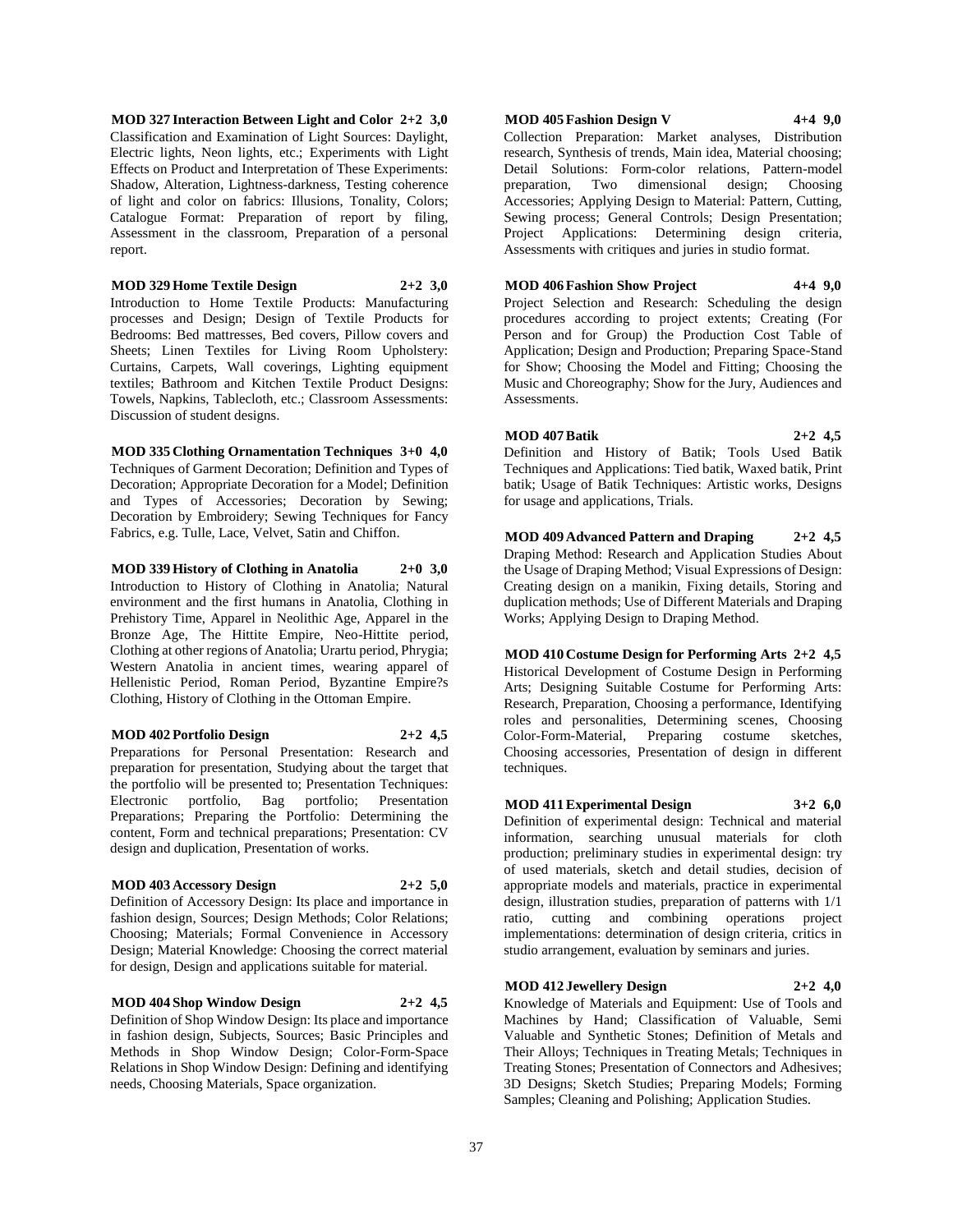**MOD 327 Interaction Between Light and Color 2+2 3,0**
Classification and Examination of Light Sources: Daylight, Electric lights, Neon lights, etc.; Experiments with Light Effects on Product and Interpretation of These Experiments: Shadow, Alteration, Lightness-darkness, Testing coherence of light and color on fabrics: Illusions, Tonality, Colors; Catalogue Format: Preparation of report by filing, Assessment in the classroom, Preparation of a personal report.

**MOD 329 Home Textile Design 2+2 3,0**
Introduction to Home Textile Products: Manufacturing processes and Design; Design of Textile Products for Bedrooms: Bed mattresses, Bed covers, Pillow covers and Sheets; Linen Textiles for Living Room Upholstery: Curtains, Carpets, Wall coverings, Lighting equipment textiles; Bathroom and Kitchen Textile Product Designs: Towels, Napkins, Tablecloth, etc.; Classroom Assessments: Discussion of student designs.

**MOD 335 Clothing Ornamentation Techniques 3+0 4,0**
Techniques of Garment Decoration; Definition and Types of Decoration; Appropriate Decoration for a Model; Definition and Types of Accessories; Decoration by Sewing; Decoration by Embroidery; Sewing Techniques for Fancy Fabrics, e.g. Tulle, Lace, Velvet, Satin and Chiffon.

**MOD 339 History of Clothing in Anatolia 2+0 3,0**
Introduction to History of Clothing in Anatolia; Natural environment and the first humans in Anatolia, Clothing in Prehistory Time, Apparel in Neolithic Age, Apparel in the Bronze Age, The Hittite Empire, Neo-Hittite period, Clothing at other regions of Anatolia; Urartu period, Phrygia; Western Anatolia in ancient times, wearing apparel of Hellenistic Period, Roman Period, Byzantine Empire?s Clothing, History of Clothing in the Ottoman Empire.

**MOD 402 Portfolio Design 2+2 4,5**
Preparations for Personal Presentation: Research and preparation for presentation, Studying about the target that the portfolio will be presented to; Presentation Techniques: Electronic portfolio, Bag portfolio; Presentation Preparations; Preparing the Portfolio: Determining the content, Form and technical preparations; Presentation: CV design and duplication, Presentation of works.

**MOD 403 Accessory Design 2+2 5,0**
Definition of Accessory Design: Its place and importance in fashion design, Sources; Design Methods; Color Relations; Choosing; Materials; Formal Convenience in Accessory Design; Material Knowledge: Choosing the correct material for design, Design and applications suitable for material.

**MOD 404 Shop Window Design 2+2 4,5**
Definition of Shop Window Design: Its place and importance in fashion design, Subjects, Sources; Basic Principles and Methods in Shop Window Design; Color-Form-Space Relations in Shop Window Design: Defining and identifying needs, Choosing Materials, Space organization.

**MOD 405 Fashion Design V 4+4 9,0**
Collection Preparation: Market analyses, Distribution research, Synthesis of trends, Main idea, Material choosing; Detail Solutions: Form-color relations, Pattern-model preparation, Two dimensional design; Choosing Accessories; Applying Design to Material: Pattern, Cutting, Sewing process; General Controls; Design Presentation; Project Applications: Determining design criteria, Assessments with critiques and juries in studio format.

**MOD 406 Fashion Show Project 4+4 9,0**
Project Selection and Research: Scheduling the design procedures according to project extents; Creating (For Person and for Group) the Production Cost Table of Application; Design and Production; Preparing Space-Stand for Show; Choosing the Model and Fitting; Choosing the Music and Choreography; Show for the Jury, Audiences and Assessments.

**MOD 407 Batik 2+2 4,5**
Definition and History of Batik; Tools Used Batik Techniques and Applications: Tied batik, Waxed batik, Print batik; Usage of Batik Techniques: Artistic works, Designs for usage and applications, Trials.

**MOD 409 Advanced Pattern and Draping 2+2 4,5**
Draping Method: Research and Application Studies About the Usage of Draping Method; Visual Expressions of Design: Creating design on a manikin, Fixing details, Storing and duplication methods; Use of Different Materials and Draping Works; Applying Design to Draping Method.

**MOD 410 Costume Design for Performing Arts 2+2 4,5**
Historical Development of Costume Design in Performing Arts; Designing Suitable Costume for Performing Arts: Research, Preparation, Choosing a performance, Identifying roles and personalities, Determining scenes, Choosing Color-Form-Material, Preparing costume sketches, Choosing accessories, Presentation of design in different techniques.

**MOD 411 Experimental Design 3+2 6,0**
Definition of experimental design: Technical and material information, searching unusual materials for cloth production; preliminary studies in experimental design: try of used materials, sketch and detail studies, decision of appropriate models and materials, practice in experimental design, illustration studies, preparation of patterns with 1/1 ratio, cutting and combining operations project implementations: determination of design criteria, critics in studio arrangement, evaluation by seminars and juries.

**MOD 412 Jewellery Design 2+2 4,0**
Knowledge of Materials and Equipment: Use of Tools and Machines by Hand; Classification of Valuable, Semi Valuable and Synthetic Stones; Definition of Metals and Their Alloys; Techniques in Treating Metals; Techniques in Treating Stones; Presentation of Connectors and Adhesives; 3D Designs; Sketch Studies; Preparing Models; Forming Samples; Cleaning and Polishing; Application Studies.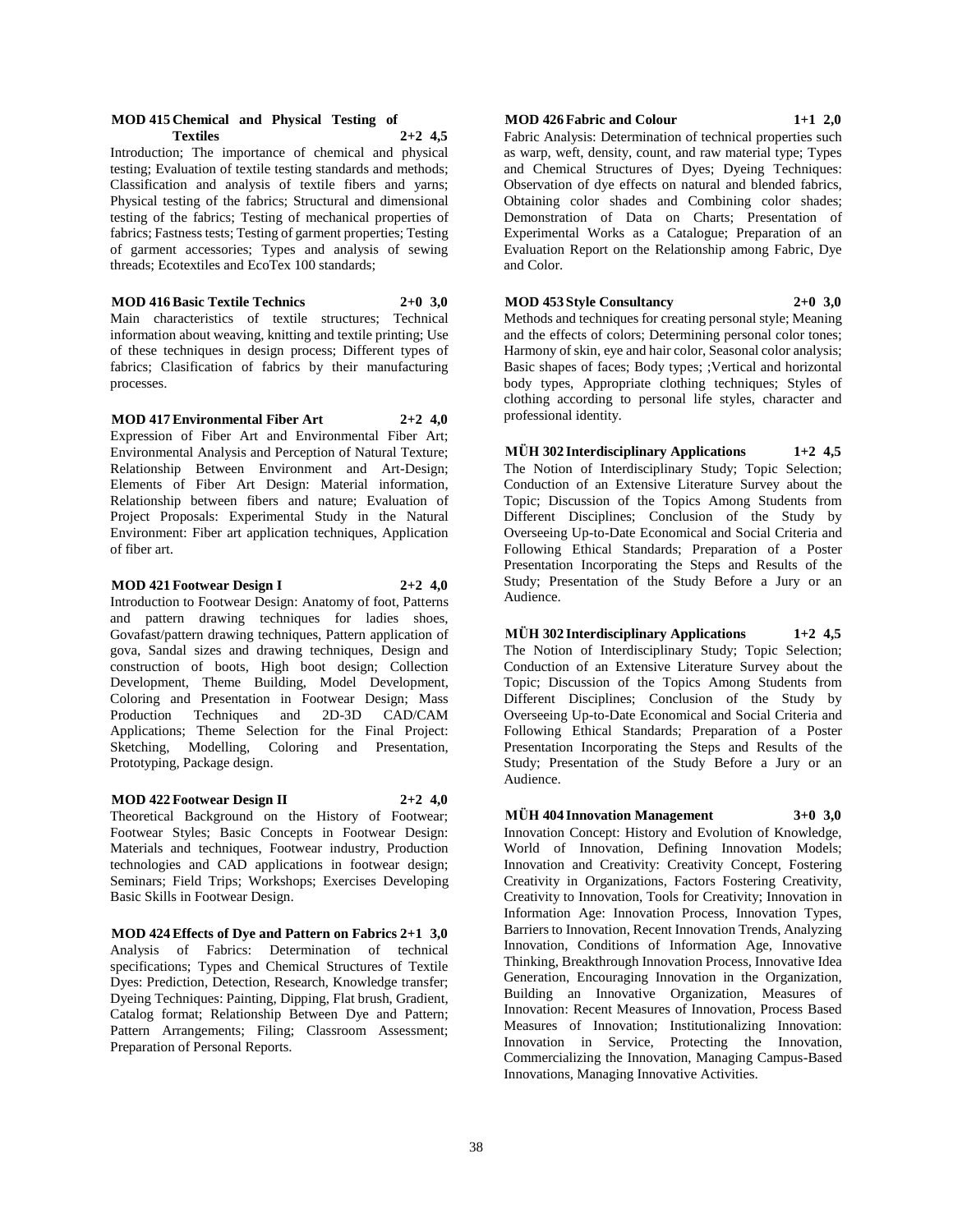**MOD 415 Chemical and Physical Testing of Textiles 2+2 4,5**

Introduction; The importance of chemical and physical testing; Evaluation of textile testing standards and methods; Classification and analysis of textile fibers and yarns; Physical testing of the fabrics; Structural and dimensional testing of the fabrics; Testing of mechanical properties of fabrics; Fastness tests; Testing of garment properties; Testing of garment accessories; Types and analysis of sewing threads; Ecotextiles and EcoTex 100 standards;

**MOD 416 Basic Textile Technics 2+0 3,0**

Main characteristics of textile structures; Technical information about weaving, knitting and textile printing; Use of these techniques in design process; Different types of fabrics; Clasification of fabrics by their manufacturing processes.

**MOD 417 Environmental Fiber Art 2+2 4,0**

Expression of Fiber Art and Environmental Fiber Art; Environmental Analysis and Perception of Natural Texture; Relationship Between Environment and Art-Design; Elements of Fiber Art Design: Material information, Relationship between fibers and nature; Evaluation of Project Proposals: Experimental Study in the Natural Environment: Fiber art application techniques, Application of fiber art.

**MOD 421 Footwear Design I 2+2 4,0**

Introduction to Footwear Design: Anatomy of foot, Patterns and pattern drawing techniques for ladies shoes, Govafast/pattern drawing techniques, Pattern application of gova, Sandal sizes and drawing techniques, Design and construction of boots, High boot design; Collection Development, Theme Building, Model Development, Coloring and Presentation in Footwear Design; Mass Production Techniques and 2D-3D CAD/CAM Applications; Theme Selection for the Final Project: Sketching, Modelling, Coloring and Presentation, Prototyping, Package design.

**MOD 422 Footwear Design II 2+2 4,0**

Theoretical Background on the History of Footwear; Footwear Styles; Basic Concepts in Footwear Design: Materials and techniques, Footwear industry, Production technologies and CAD applications in footwear design; Seminars; Field Trips; Workshops; Exercises Developing Basic Skills in Footwear Design.

**MOD 424 Effects of Dye and Pattern on Fabrics 2+1 3,0**

Analysis of Fabrics: Determination of technical specifications; Types and Chemical Structures of Textile Dyes: Prediction, Detection, Research, Knowledge transfer; Dyeing Techniques: Painting, Dipping, Flat brush, Gradient, Catalog format; Relationship Between Dye and Pattern; Pattern Arrangements; Filing; Classroom Assessment; Preparation of Personal Reports.

**MOD 426 Fabric and Colour 1+1 2,0**

Fabric Analysis: Determination of technical properties such as warp, weft, density, count, and raw material type; Types and Chemical Structures of Dyes; Dyeing Techniques: Observation of dye effects on natural and blended fabrics, Obtaining color shades and Combining color shades; Demonstration of Data on Charts; Presentation of Experimental Works as a Catalogue; Preparation of an Evaluation Report on the Relationship among Fabric, Dye and Color.

**MOD 453 Style Consultancy 2+0 3,0**

Methods and techniques for creating personal style; Meaning and the effects of colors; Determining personal color tones; Harmony of skin, eye and hair color, Seasonal color analysis; Basic shapes of faces; Body types; ;Vertical and horizontal body types, Appropriate clothing techniques; Styles of clothing according to personal life styles, character and professional identity.

**MÜH 302 Interdisciplinary Applications 1+2 4,5**

The Notion of Interdisciplinary Study; Topic Selection; Conduction of an Extensive Literature Survey about the Topic; Discussion of the Topics Among Students from Different Disciplines; Conclusion of the Study by Overseeing Up-to-Date Economical and Social Criteria and Following Ethical Standards; Preparation of a Poster Presentation Incorporating the Steps and Results of the Study; Presentation of the Study Before a Jury or an Audience.

**MÜH 302 Interdisciplinary Applications 1+2 4,5**

The Notion of Interdisciplinary Study; Topic Selection; Conduction of an Extensive Literature Survey about the Topic; Discussion of the Topics Among Students from Different Disciplines; Conclusion of the Study by Overseeing Up-to-Date Economical and Social Criteria and Following Ethical Standards; Preparation of a Poster Presentation Incorporating the Steps and Results of the Study; Presentation of the Study Before a Jury or an Audience.

**MÜH 404 Innovation Management 3+0 3,0**

Innovation Concept: History and Evolution of Knowledge, World of Innovation, Defining Innovation Models; Innovation and Creativity: Creativity Concept, Fostering Creativity in Organizations, Factors Fostering Creativity, Creativity to Innovation, Tools for Creativity; Innovation in Information Age: Innovation Process, Innovation Types, Barriers to Innovation, Recent Innovation Trends, Analyzing Innovation, Conditions of Information Age, Innovative Thinking, Breakthrough Innovation Process, Innovative Idea Generation, Encouraging Innovation in the Organization, Building an Innovative Organization, Measures of Innovation: Recent Measures of Innovation, Process Based Measures of Innovation; Institutionalizing Innovation: Innovation in Service, Protecting the Innovation, Commercializing the Innovation, Managing Campus-Based Innovations, Managing Innovative Activities.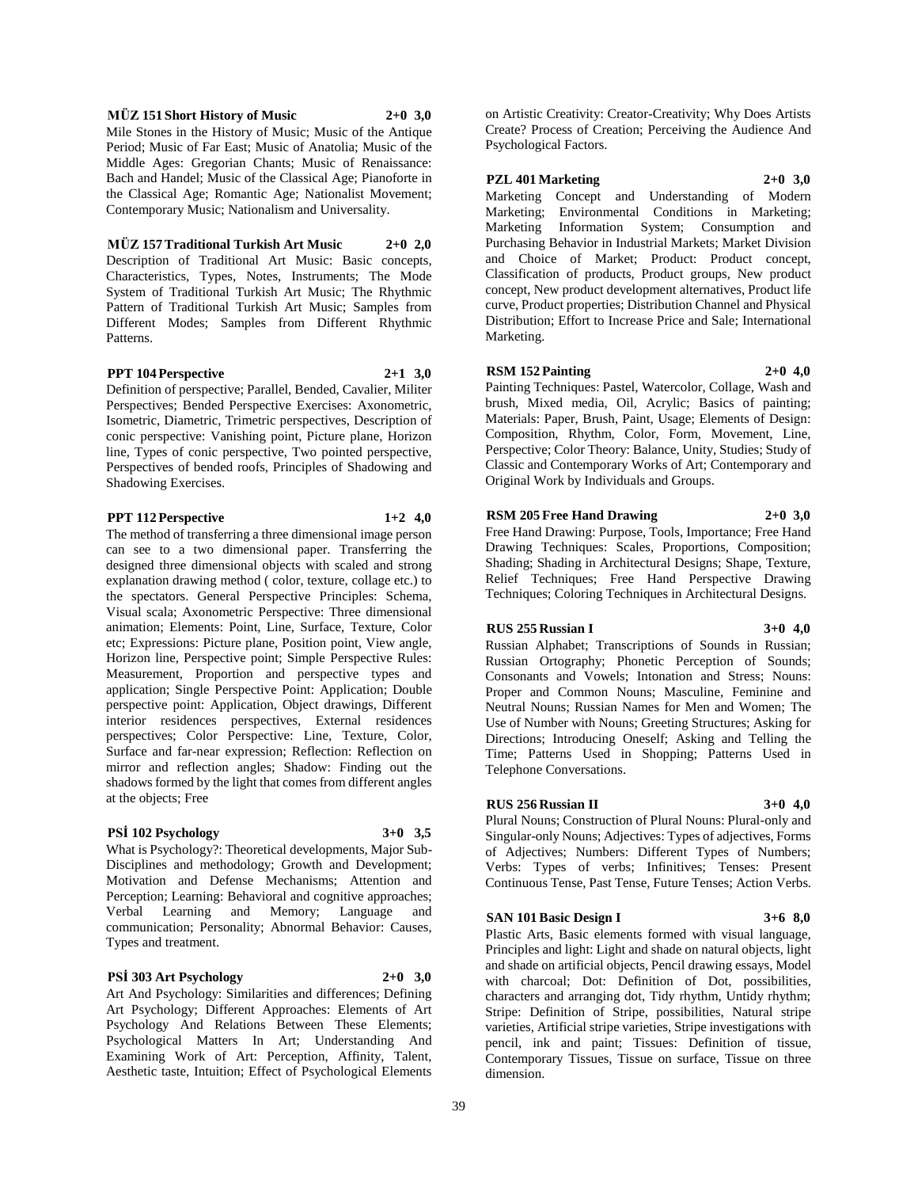**MÜZ 151 Short History of Music 2+0 3,0**

Mile Stones in the History of Music; Music of the Antique Period; Music of Far East; Music of Anatolia; Music of the Middle Ages: Gregorian Chants; Music of Renaissance: Bach and Handel; Music of the Classical Age; Pianoforte in the Classical Age; Romantic Age; Nationalist Movement; Contemporary Music; Nationalism and Universality.

**MÜZ 157 Traditional Turkish Art Music 2+0 2,0**

Description of Traditional Art Music: Basic concepts, Characteristics, Types, Notes, Instruments; The Mode System of Traditional Turkish Art Music; The Rhythmic Pattern of Traditional Turkish Art Music; Samples from Different Modes; Samples from Different Rhythmic Patterns.

**PPT 104 Perspective 2+1 3,0**

Definition of perspective; Parallel, Bended, Cavalier, Militer Perspectives; Bended Perspective Exercises: Axonometric, Isometric, Diametric, Trimetric perspectives, Description of conic perspective: Vanishing point, Picture plane, Horizon line, Types of conic perspective, Two pointed perspective, Perspectives of bended roofs, Principles of Shadowing and Shadowing Exercises.

**PPT 112 Perspective 1+2 4,0**

The method of transferring a three dimensional image person can see to a two dimensional paper. Transferring the designed three dimensional objects with scaled and strong explanation drawing method ( color, texture, collage etc.) to the spectators. General Perspective Principles: Schema, Visual scala; Axonometric Perspective: Three dimensional animation; Elements: Point, Line, Surface, Texture, Color etc; Expressions: Picture plane, Position point, View angle, Horizon line, Perspective point; Simple Perspective Rules: Measurement, Proportion and perspective types and application; Single Perspective Point: Application; Double perspective point: Application, Object drawings, Different interior residences perspectives, External residences perspectives; Color Perspective: Line, Texture, Color, Surface and far-near expression; Reflection: Reflection on mirror and reflection angles; Shadow: Finding out the shadows formed by the light that comes from different angles at the objects; Free

**PSİ 102 Psychology 3+0 3,5**

What is Psychology?: Theoretical developments, Major Sub-Disciplines and methodology; Growth and Development; Motivation and Defense Mechanisms; Attention and Perception; Learning: Behavioral and cognitive approaches; Verbal Learning and Memory; Language and communication; Personality; Abnormal Behavior: Causes, Types and treatment.

**PSİ 303 Art Psychology 2+0 3,0**

Art And Psychology: Similarities and differences; Defining Art Psychology; Different Approaches: Elements of Art Psychology And Relations Between These Elements; Psychological Matters In Art; Understanding And Examining Work of Art: Perception, Affinity, Talent, Aesthetic taste, Intuition; Effect of Psychological Elements on Artistic Creativity: Creator-Creativity; Why Does Artists Create? Process of Creation; Perceiving the Audience And Psychological Factors.

**PZL 401 Marketing 2+0 3,0**

Marketing Concept and Understanding of Modern Marketing; Environmental Conditions in Marketing; Marketing Information System; Consumption and Purchasing Behavior in Industrial Markets; Market Division and Choice of Market; Product: Product concept, Classification of products, Product groups, New product concept, New product development alternatives, Product life curve, Product properties; Distribution Channel and Physical Distribution; Effort to Increase Price and Sale; International Marketing.

**RSM 152 Painting 2+0 4,0**

Painting Techniques: Pastel, Watercolor, Collage, Wash and brush, Mixed media, Oil, Acrylic; Basics of painting; Materials: Paper, Brush, Paint, Usage; Elements of Design: Composition, Rhythm, Color, Form, Movement, Line, Perspective; Color Theory: Balance, Unity, Studies; Study of Classic and Contemporary Works of Art; Contemporary and Original Work by Individuals and Groups.

**RSM 205 Free Hand Drawing 2+0 3,0**

Free Hand Drawing: Purpose, Tools, Importance; Free Hand Drawing Techniques: Scales, Proportions, Composition; Shading; Shading in Architectural Designs; Shape, Texture, Relief Techniques; Free Hand Perspective Drawing Techniques; Coloring Techniques in Architectural Designs.

**RUS 255 Russian I 3+0 4,0**

Russian Alphabet; Transcriptions of Sounds in Russian; Russian Ortography; Phonetic Perception of Sounds; Consonants and Vowels; Intonation and Stress; Nouns: Proper and Common Nouns; Masculine, Feminine and Neutral Nouns; Russian Names for Men and Women; The Use of Number with Nouns; Greeting Structures; Asking for Directions; Introducing Oneself; Asking and Telling the Time; Patterns Used in Shopping; Patterns Used in Telephone Conversations.

**RUS 256 Russian II 3+0 4,0**

Plural Nouns; Construction of Plural Nouns: Plural-only and Singular-only Nouns; Adjectives: Types of adjectives, Forms of Adjectives; Numbers: Different Types of Numbers; Verbs: Types of verbs; Infinitives; Tenses: Present Continuous Tense, Past Tense, Future Tenses; Action Verbs.

**SAN 101 Basic Design I 3+6 8,0**

Plastic Arts, Basic elements formed with visual language, Principles and light: Light and shade on natural objects, light and shade on artificial objects, Pencil drawing essays, Model with charcoal; Dot: Definition of Dot, possibilities, characters and arranging dot, Tidy rhythm, Untidy rhythm; Stripe: Definition of Stripe, possibilities, Natural stripe varieties, Artificial stripe varieties, Stripe investigations with pencil, ink and paint; Tissues: Definition of tissue, Contemporary Tissues, Tissue on surface, Tissue on three dimension.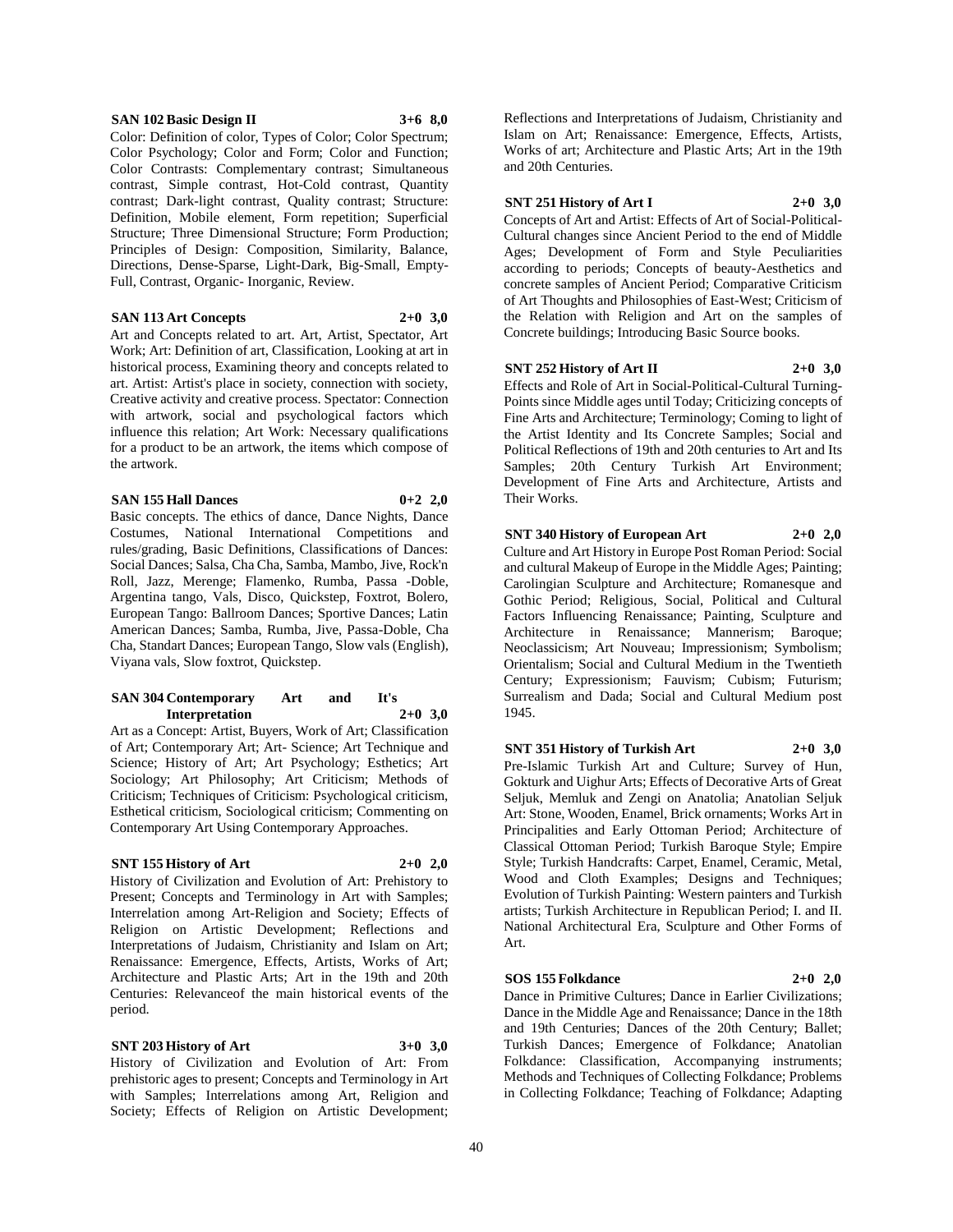**SAN 102 Basic Design II 3+6 8,0**

Color: Definition of color, Types of Color; Color Spectrum; Color Psychology; Color and Form; Color and Function; Color Contrasts: Complementary contrast; Simultaneous contrast, Simple contrast, Hot-Cold contrast, Quantity contrast; Dark-light contrast, Quality contrast; Structure: Definition, Mobile element, Form repetition; Superficial Structure; Three Dimensional Structure; Form Production; Principles of Design: Composition, Similarity, Balance, Directions, Dense-Sparse, Light-Dark, Big-Small, Empty-Full, Contrast, Organic- Inorganic, Review.

**SAN 113 Art Concepts 2+0 3,0**

Art and Concepts related to art. Art, Artist, Spectator, Art Work; Art: Definition of art, Classification, Looking at art in historical process, Examining theory and concepts related to art. Artist: Artist's place in society, connection with society, Creative activity and creative process. Spectator: Connection with artwork, social and psychological factors which influence this relation; Art Work: Necessary qualifications for a product to be an artwork, the items which compose of the artwork.

**SAN 155 Hall Dances 0+2 2,0**

Basic concepts. The ethics of dance, Dance Nights, Dance Costumes, National International Competitions and rules/grading, Basic Definitions, Classifications of Dances: Social Dances; Salsa, Cha Cha, Samba, Mambo, Jive, Rock'n Roll, Jazz, Merenge; Flamenko, Rumba, Passa -Doble, Argentina tango, Vals, Disco, Quickstep, Foxtrot, Bolero, European Tango: Ballroom Dances; Sportive Dances; Latin American Dances; Samba, Rumba, Jive, Passa-Doble, Cha Cha, Standart Dances; European Tango, Slow vals (English), Viyana vals, Slow foxtrot, Quickstep.

**SAN 304 Contemporary Art and It's Interpretation 2+0 3,0**

Art as a Concept: Artist, Buyers, Work of Art; Classification of Art; Contemporary Art; Art- Science; Art Technique and Science; History of Art; Art Psychology; Esthetics; Art Sociology; Art Philosophy; Art Criticism; Methods of Criticism; Techniques of Criticism: Psychological criticism, Esthetical criticism, Sociological criticism; Commenting on Contemporary Art Using Contemporary Approaches.

**SNT 155 History of Art 2+0 2,0**

History of Civilization and Evolution of Art: Prehistory to Present; Concepts and Terminology in Art with Samples; Interrelation among Art-Religion and Society; Effects of Religion on Artistic Development; Reflections and Interpretations of Judaism, Christianity and Islam on Art; Renaissance: Emergence, Effects, Artists, Works of Art; Architecture and Plastic Arts; Art in the 19th and 20th Centuries: Relevanceof the main historical events of the period.

**SNT 203 History of Art 3+0 3,0**

History of Civilization and Evolution of Art: From prehistoric ages to present; Concepts and Terminology in Art with Samples; Interrelations among Art, Religion and Society; Effects of Religion on Artistic Development; Reflections and Interpretations of Judaism, Christianity and Islam on Art; Renaissance: Emergence, Effects, Artists, Works of art; Architecture and Plastic Arts; Art in the 19th and 20th Centuries.

**SNT 251 History of Art I 2+0 3,0**

Concepts of Art and Artist: Effects of Art of Social-Political-Cultural changes since Ancient Period to the end of Middle Ages; Development of Form and Style Peculiarities according to periods; Concepts of beauty-Aesthetics and concrete samples of Ancient Period; Comparative Criticism of Art Thoughts and Philosophies of East-West; Criticism of the Relation with Religion and Art on the samples of Concrete buildings; Introducing Basic Source books.

**SNT 252 History of Art II 2+0 3,0**

Effects and Role of Art in Social-Political-Cultural Turning-Points since Middle ages until Today; Criticizing concepts of Fine Arts and Architecture; Terminology; Coming to light of the Artist Identity and Its Concrete Samples; Social and Political Reflections of 19th and 20th centuries to Art and Its Samples; 20th Century Turkish Art Environment; Development of Fine Arts and Architecture, Artists and Their Works.

**SNT 340 History of European Art 2+0 2,0**

Culture and Art History in Europe Post Roman Period: Social and cultural Makeup of Europe in the Middle Ages; Painting; Carolingian Sculpture and Architecture; Romanesque and Gothic Period; Religious, Social, Political and Cultural Factors Influencing Renaissance; Painting, Sculpture and Architecture in Renaissance; Mannerism; Baroque; Neoclassicism; Art Nouveau; Impressionism; Symbolism; Orientalism; Social and Cultural Medium in the Twentieth Century; Expressionism; Fauvism; Cubism; Futurism; Surrealism and Dada; Social and Cultural Medium post 1945.

**SNT 351 History of Turkish Art 2+0 3,0**

Pre-Islamic Turkish Art and Culture; Survey of Hun, Gokturk and Uighur Arts; Effects of Decorative Arts of Great Seljuk, Memluk and Zengi on Anatolia; Anatolian Seljuk Art: Stone, Wooden, Enamel, Brick ornaments; Works Art in Principalities and Early Ottoman Period; Architecture of Classical Ottoman Period; Turkish Baroque Style; Empire Style; Turkish Handcrafts: Carpet, Enamel, Ceramic, Metal, Wood and Cloth Examples; Designs and Techniques; Evolution of Turkish Painting: Western painters and Turkish artists; Turkish Architecture in Republican Period; I. and II. National Architectural Era, Sculpture and Other Forms of Art.

**SOS 155 Folkdance 2+0 2,0**

Dance in Primitive Cultures; Dance in Earlier Civilizations; Dance in the Middle Age and Renaissance; Dance in the 18th and 19th Centuries; Dances of the 20th Century; Ballet; Turkish Dances; Emergence of Folkdance; Anatolian Folkdance: Classification, Accompanying instruments; Methods and Techniques of Collecting Folkdance; Problems in Collecting Folkdance; Teaching of Folkdance; Adapting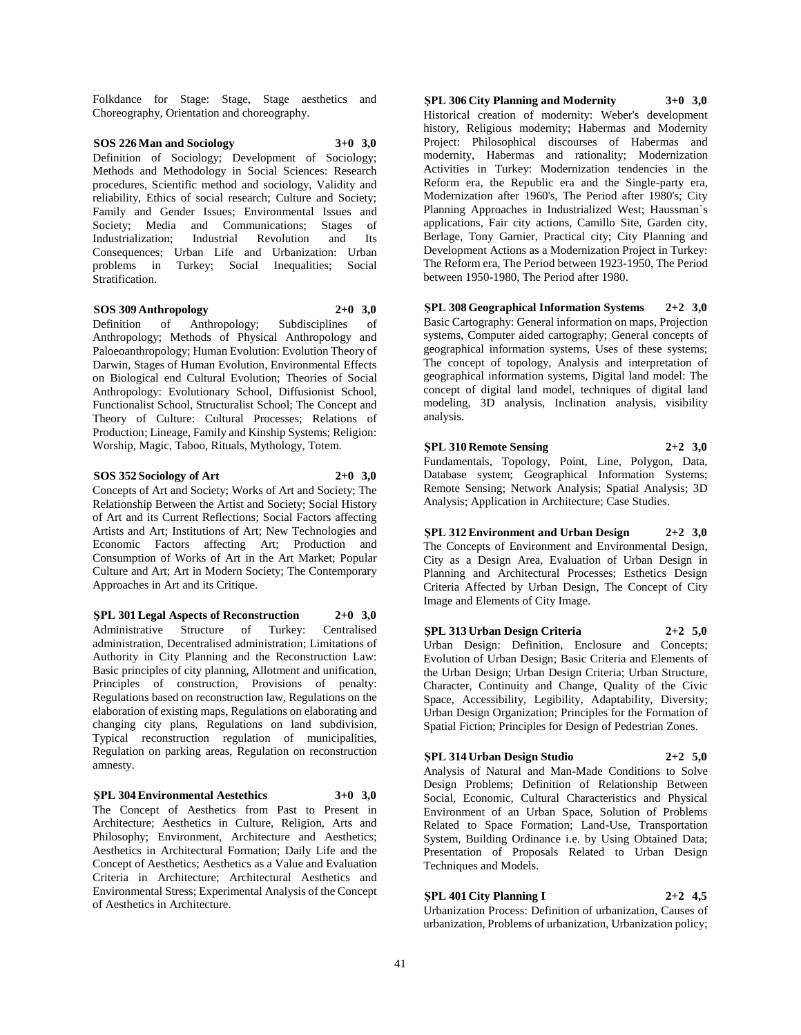Folkdance for Stage: Stage, Stage aesthetics and Choreography, Orientation and choreography.

**SOS 226 Man and Sociology 3+0 3,0**

Definition of Sociology; Development of Sociology; Methods and Methodology in Social Sciences: Research procedures, Scientific method and sociology, Validity and reliability, Ethics of social research; Culture and Society; Family and Gender Issues; Environmental Issues and Society; Media and Communications; Stages of Industrialization; Industrial Revolution and Its Consequences; Urban Life and Urbanization: Urban problems in Turkey; Social Inequalities; Social Stratification.

**SOS 309 Anthropology 2+0 3,0**

Definition of Anthropology; Subdisciplines of Anthropology; Methods of Physical Anthropology and Paloeoanthropology; Human Evolution: Evolution Theory of Darwin, Stages of Human Evolution, Environmental Effects on Biological end Cultural Evolution; Theories of Social Anthropology: Evolutionary School, Diffusionist School, Functionalist School, Structuralist School; The Concept and Theory of Culture: Cultural Processes; Relations of Production; Lineage, Family and Kinship Systems; Religion: Worship, Magic, Taboo, Rituals, Mythology, Totem.

**SOS 352 Sociology of Art 2+0 3,0**

Concepts of Art and Society; Works of Art and Society; The Relationship Between the Artist and Society; Social History of Art and its Current Reflections; Social Factors affecting Artists and Art; Institutions of Art; New Technologies and Economic Factors affecting Art; Production and Consumption of Works of Art in the Art Market; Popular Culture and Art; Art in Modern Society; The Contemporary Approaches in Art and its Critique.

**ŞPL 301 Legal Aspects of Reconstruction 2+0 3,0**

Administrative Structure of Turkey: Centralised administration, Decentralised administration; Limitations of Authority in City Planning and the Reconstruction Law: Basic principles of city planning, Allotment and unification, Principles of construction, Provisions of penalty: Regulations based on reconstruction law, Regulations on the elaboration of existing maps, Regulations on elaborating and changing city plans, Regulations on land subdivision, Typical reconstruction regulation of municipalities, Regulation on parking areas, Regulation on reconstruction amnesty.

**ŞPL 304 Environmental Aestethics 3+0 3,0**

The Concept of Aesthetics from Past to Present in Architecture; Aesthetics in Culture, Religion, Arts and Philosophy; Environment, Architecture and Aesthetics; Aesthetics in Architectural Formation; Daily Life and the Concept of Aesthetics; Aesthetics as a Value and Evaluation Criteria in Architecture; Architectural Aesthetics and Environmental Stress; Experimental Analysis of the Concept of Aesthetics in Architecture.

**ŞPL 306 City Planning and Modernity 3+0 3,0**

Historical creation of modernity: Weber's development history, Religious modernity; Habermas and Modernity Project: Philosophical discourses of Habermas and modernity, Habermas and rationality; Modernization Activities in Turkey: Modernization tendencies in the Reform era, the Republic era and the Single-party era, Modernization after 1960's, The Period after 1980's; City Planning Approaches in Industrialized West; Haussman`s applications, Fair city actions, Camillo Site, Garden city, Berlage, Tony Garnier, Practical city; City Planning and Development Actions as a Modernization Project in Turkey: The Reform era, The Period between 1923-1950, The Period between 1950-1980, The Period after 1980.

**ŞPL 308 Geographical Information Systems 2+2 3,0**

Basic Cartography: General information on maps, Projection systems, Computer aided cartography; General concepts of geographical information systems, Uses of these systems; The concept of topology, Analysis and interpretation of geographical information systems, Digital land model: The concept of digital land model, techniques of digital land modeling, 3D analysis, Inclination analysis, visibility analysis.

**ŞPL 310 Remote Sensing 2+2 3,0**

Fundamentals, Topology, Point, Line, Polygon, Data, Database system; Geographical Information Systems; Remote Sensing; Network Analysis; Spatial Analysis; 3D Analysis; Application in Architecture; Case Studies.

**ŞPL 312 Environment and Urban Design 2+2 3,0**

The Concepts of Environment and Environmental Design, City as a Design Area, Evaluation of Urban Design in Planning and Architectural Processes; Esthetics Design Criteria Affected by Urban Design, The Concept of City Image and Elements of City Image.

**ŞPL 313 Urban Design Criteria 2+2 5,0**

Urban Design: Definition, Enclosure and Concepts; Evolution of Urban Design; Basic Criteria and Elements of the Urban Design; Urban Design Criteria; Urban Structure, Character, Continuity and Change, Quality of the Civic Space, Accessibility, Legibility, Adaptability, Diversity; Urban Design Organization; Principles for the Formation of Spatial Fiction; Principles for Design of Pedestrian Zones.

**ŞPL 314 Urban Design Studio 2+2 5,0**

Analysis of Natural and Man-Made Conditions to Solve Design Problems; Definition of Relationship Between Social, Economic, Cultural Characteristics and Physical Environment of an Urban Space, Solution of Problems Related to Space Formation; Land-Use, Transportation System, Building Ordinance i.e. by Using Obtained Data; Presentation of Proposals Related to Urban Design Techniques and Models.

**ŞPL 401 City Planning I 2+2 4,5**

Urbanization Process: Definition of urbanization, Causes of urbanization, Problems of urbanization, Urbanization policy;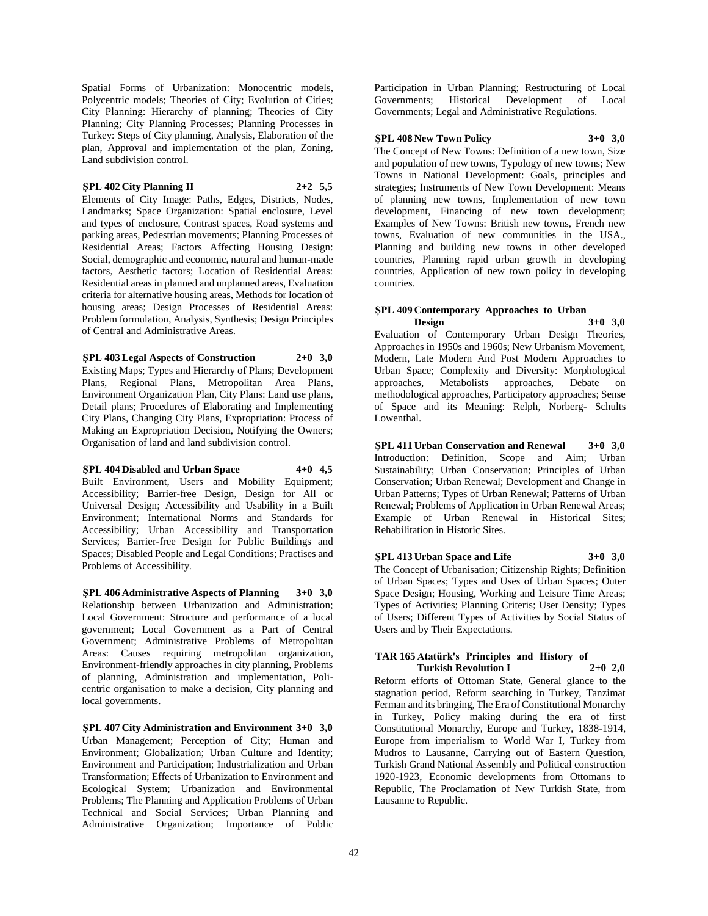Spatial Forms of Urbanization: Monocentric models, Polycentric models; Theories of City; Evolution of Cities; City Planning: Hierarchy of planning; Theories of City Planning; City Planning Processes; Planning Processes in Turkey: Steps of City planning, Analysis, Elaboration of the plan, Approval and implementation of the plan, Zoning, Land subdivision control.

**ŞPL 402 City Planning II 2+2 5,5**

Elements of City Image: Paths, Edges, Districts, Nodes, Landmarks; Space Organization: Spatial enclosure, Level and types of enclosure, Contrast spaces, Road systems and parking areas, Pedestrian movements; Planning Processes of Residential Areas; Factors Affecting Housing Design: Social, demographic and economic, natural and human-made factors, Aesthetic factors; Location of Residential Areas: Residential areas in planned and unplanned areas, Evaluation criteria for alternative housing areas, Methods for location of housing areas; Design Processes of Residential Areas: Problem formulation, Analysis, Synthesis; Design Principles of Central and Administrative Areas.

**ŞPL 403 Legal Aspects of Construction 2+0 3,0**

Existing Maps; Types and Hierarchy of Plans; Development Plans, Regional Plans, Metropolitan Area Plans, Environment Organization Plan, City Plans: Land use plans, Detail plans; Procedures of Elaborating and Implementing City Plans, Changing City Plans, Expropriation: Process of Making an Expropriation Decision, Notifying the Owners; Organisation of land and land subdivision control.

**ŞPL 404 Disabled and Urban Space 4+0 4,5**

Built Environment, Users and Mobility Equipment; Accessibility; Barrier-free Design, Design for All or Universal Design; Accessibility and Usability in a Built Environment; International Norms and Standards for Accessibility; Urban Accessibility and Transportation Services; Barrier-free Design for Public Buildings and Spaces; Disabled People and Legal Conditions; Practises and Problems of Accessibility.

**ŞPL 406 Administrative Aspects of Planning 3+0 3,0**

Relationship between Urbanization and Administration; Local Government: Structure and performance of a local government; Local Government as a Part of Central Government; Administrative Problems of Metropolitan Areas: Causes requiring metropolitan organization, Environment-friendly approaches in city planning, Problems of planning, Administration and implementation, Poli-centric organisation to make a decision, City planning and local governments.

**ŞPL 407 City Administration and Environment 3+0 3,0**

Urban Management; Perception of City; Human and Environment; Globalization; Urban Culture and Identity; Environment and Participation; Industrialization and Urban Transformation; Effects of Urbanization to Environment and Ecological System; Urbanization and Environmental Problems; The Planning and Application Problems of Urban Technical and Social Services; Urban Planning and Administrative Organization; Importance of Public Participation in Urban Planning; Restructuring of Local Governments; Historical Development of Local Governments; Legal and Administrative Regulations.

**ŞPL 408 New Town Policy 3+0 3,0**

The Concept of New Towns: Definition of a new town, Size and population of new towns, Typology of new towns; New Towns in National Development: Goals, principles and strategies; Instruments of New Town Development: Means of planning new towns, Implementation of new town development, Financing of new town development; Examples of New Towns: British new towns, French new towns, Evaluation of new communities in the USA., Planning and building new towns in other developed countries, Planning rapid urban growth in developing countries, Application of new town policy in developing countries.

**ŞPL 409 Contemporary Approaches to Urban Design 3+0 3,0**

Evaluation of Contemporary Urban Design Theories, Approaches in 1950s and 1960s; New Urbanism Movement, Modern, Late Modern And Post Modern Approaches to Urban Space; Complexity and Diversity: Morphological approaches, Metabolists approaches, Debate on methodological approaches, Participatory approaches; Sense of Space and its Meaning: Relph, Norberg- Schults Lowenthal.

**ŞPL 411 Urban Conservation and Renewal 3+0 3,0**

Introduction: Definition, Scope and Aim; Urban Sustainability; Urban Conservation; Principles of Urban Conservation; Urban Renewal; Development and Change in Urban Patterns; Types of Urban Renewal; Patterns of Urban Renewal; Problems of Application in Urban Renewal Areas; Example of Urban Renewal in Historical Sites; Rehabilitation in Historic Sites.

**ŞPL 413 Urban Space and Life 3+0 3,0**

The Concept of Urbanisation; Citizenship Rights; Definition of Urban Spaces; Types and Uses of Urban Spaces; Outer Space Design; Housing, Working and Leisure Time Areas; Types of Activities; Planning Criteris; User Density; Types of Users; Different Types of Activities by Social Status of Users and by Their Expectations.

**TAR 165 Atatürk's Principles and History of Turkish Revolution I 2+0 2,0**

Reform efforts of Ottoman State, General glance to the stagnation period, Reform searching in Turkey, Tanzimat Ferman and its bringing, The Era of Constitutional Monarchy in Turkey, Policy making during the era of first Constitutional Monarchy, Europe and Turkey, 1838-1914, Europe from imperialism to World War I, Turkey from Mudros to Lausanne, Carrying out of Eastern Question, Turkish Grand National Assembly and Political construction 1920-1923, Economic developments from Ottomans to Republic, The Proclamation of New Turkish State, from Lausanne to Republic.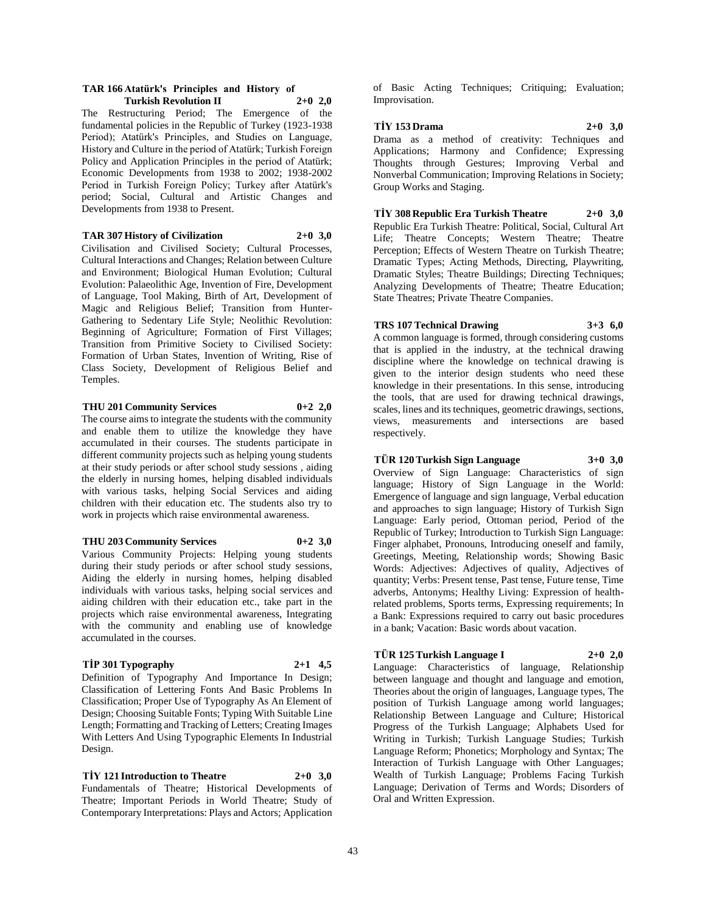**TAR 166 Atatürk's Principles and History of Turkish Revolution II 2+0 2,0**

The Restructuring Period; The Emergence of the fundamental policies in the Republic of Turkey (1923-1938 Period); Atatürk's Principles, and Studies on Language, History and Culture in the period of Atatürk; Turkish Foreign Policy and Application Principles in the period of Atatürk; Economic Developments from 1938 to 2002; 1938-2002 Period in Turkish Foreign Policy; Turkey after Atatürk's period; Social, Cultural and Artistic Changes and Developments from 1938 to Present.

**TAR 307 History of Civilization 2+0 3,0**

Civilisation and Civilised Society; Cultural Processes, Cultural Interactions and Changes; Relation between Culture and Environment; Biological Human Evolution; Cultural Evolution: Palaeolithic Age, Invention of Fire, Development of Language, Tool Making, Birth of Art, Development of Magic and Religious Belief; Transition from Hunter-Gathering to Sedentary Life Style; Neolithic Revolution: Beginning of Agriculture; Formation of First Villages; Transition from Primitive Society to Civilised Society: Formation of Urban States, Invention of Writing, Rise of Class Society, Development of Religious Belief and Temples.

**THU 201 Community Services 0+2 2,0**

The course aims to integrate the students with the community and enable them to utilize the knowledge they have accumulated in their courses. The students participate in different community projects such as helping young students at their study periods or after school study sessions , aiding the elderly in nursing homes, helping disabled individuals with various tasks, helping Social Services and aiding children with their education etc. The students also try to work in projects which raise environmental awareness.

**THU 203 Community Services 0+2 3,0**

Various Community Projects: Helping young students during their study periods or after school study sessions, Aiding the elderly in nursing homes, helping disabled individuals with various tasks, helping social services and aiding children with their education etc., take part in the projects which raise environmental awareness, Integrating with the community and enabling use of knowledge accumulated in the courses.

**TİP 301 Typography 2+1 4,5**

Definition of Typography And Importance In Design; Classification of Lettering Fonts And Basic Problems In Classification; Proper Use of Typography As An Element of Design; Choosing Suitable Fonts; Typing With Suitable Line Length; Formatting and Tracking of Letters; Creating Images With Letters And Using Typographic Elements In Industrial Design.

**TİY 121 Introduction to Theatre 2+0 3,0**

Fundamentals of Theatre; Historical Developments of Theatre; Important Periods in World Theatre; Study of Contemporary Interpretations: Plays and Actors; Application of Basic Acting Techniques; Critiquing; Evaluation; Improvisation.

**TİY 153 Drama 2+0 3,0**

Drama as a method of creativity: Techniques and Applications; Harmony and Confidence; Expressing Thoughts through Gestures; Improving Verbal and Nonverbal Communication; Improving Relations in Society; Group Works and Staging.

**TİY 308 Republic Era Turkish Theatre 2+0 3,0**

Republic Era Turkish Theatre: Political, Social, Cultural Art Life; Theatre Concepts; Western Theatre; Theatre Perception; Effects of Western Theatre on Turkish Theatre; Dramatic Types; Acting Methods, Directing, Playwriting, Dramatic Styles; Theatre Buildings; Directing Techniques; Analyzing Developments of Theatre; Theatre Education; State Theatres; Private Theatre Companies.

**TRS 107 Technical Drawing 3+3 6,0**

A common language is formed, through considering customs that is applied in the industry, at the technical drawing discipline where the knowledge on technical drawing is given to the interior design students who need these knowledge in their presentations. In this sense, introducing the tools, that are used for drawing technical drawings, scales, lines and its techniques, geometric drawings, sections, views, measurements and intersections are based respectively.

**TÜR 120 Turkish Sign Language 3+0 3,0**

Overview of Sign Language: Characteristics of sign language; History of Sign Language in the World: Emergence of language and sign language, Verbal education and approaches to sign language; History of Turkish Sign Language: Early period, Ottoman period, Period of the Republic of Turkey; Introduction to Turkish Sign Language: Finger alphabet, Pronouns, Introducing oneself and family, Greetings, Meeting, Relationship words; Showing Basic Words: Adjectives: Adjectives of quality, Adjectives of quantity; Verbs: Present tense, Past tense, Future tense, Time adverbs, Antonyms; Healthy Living: Expression of health-related problems, Sports terms, Expressing requirements; In a Bank: Expressions required to carry out basic procedures in a bank; Vacation: Basic words about vacation.

**TÜR 125 Turkish Language I 2+0 2,0**

Language: Characteristics of language, Relationship between language and thought and language and emotion, Theories about the origin of languages, Language types, The position of Turkish Language among world languages; Relationship Between Language and Culture; Historical Progress of the Turkish Language; Alphabets Used for Writing in Turkish; Turkish Language Studies; Turkish Language Reform; Phonetics; Morphology and Syntax; The Interaction of Turkish Language with Other Languages; Wealth of Turkish Language; Problems Facing Turkish Language; Derivation of Terms and Words; Disorders of Oral and Written Expression.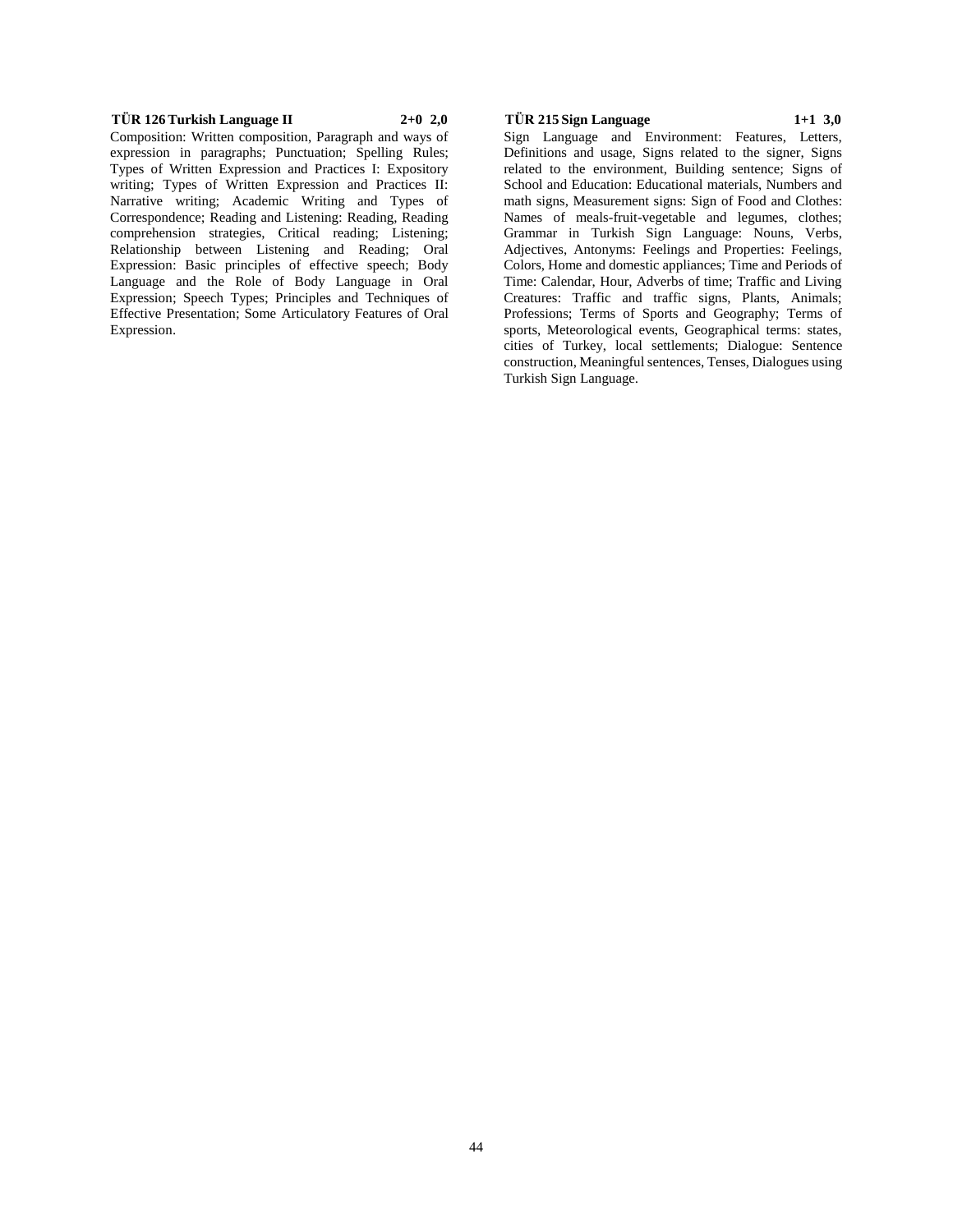**TÜR 126 Turkish Language II 2+0 2,0**

Composition: Written composition, Paragraph and ways of expression in paragraphs; Punctuation; Spelling Rules; Types of Written Expression and Practices I: Expository writing; Types of Written Expression and Practices II: Narrative writing; Academic Writing and Types of Correspondence; Reading and Listening: Reading, Reading comprehension strategies, Critical reading; Listening; Relationship between Listening and Reading; Oral Expression: Basic principles of effective speech; Body Language and the Role of Body Language in Oral Expression; Speech Types; Principles and Techniques of Effective Presentation; Some Articulatory Features of Oral Expression.

**TÜR 215 Sign Language 1+1 3,0**

Sign Language and Environment: Features, Letters, Definitions and usage, Signs related to the signer, Signs related to the environment, Building sentence; Signs of School and Education: Educational materials, Numbers and math signs, Measurement signs: Sign of Food and Clothes: Names of meals-fruit-vegetable and legumes, clothes; Grammar in Turkish Sign Language: Nouns, Verbs, Adjectives, Antonyms: Feelings and Properties: Feelings, Colors, Home and domestic appliances; Time and Periods of Time: Calendar, Hour, Adverbs of time; Traffic and Living Creatures: Traffic and traffic signs, Plants, Animals; Professions; Terms of Sports and Geography; Terms of sports, Meteorological events, Geographical terms: states, cities of Turkey, local settlements; Dialogue: Sentence construction, Meaningful sentences, Tenses, Dialogues using Turkish Sign Language.